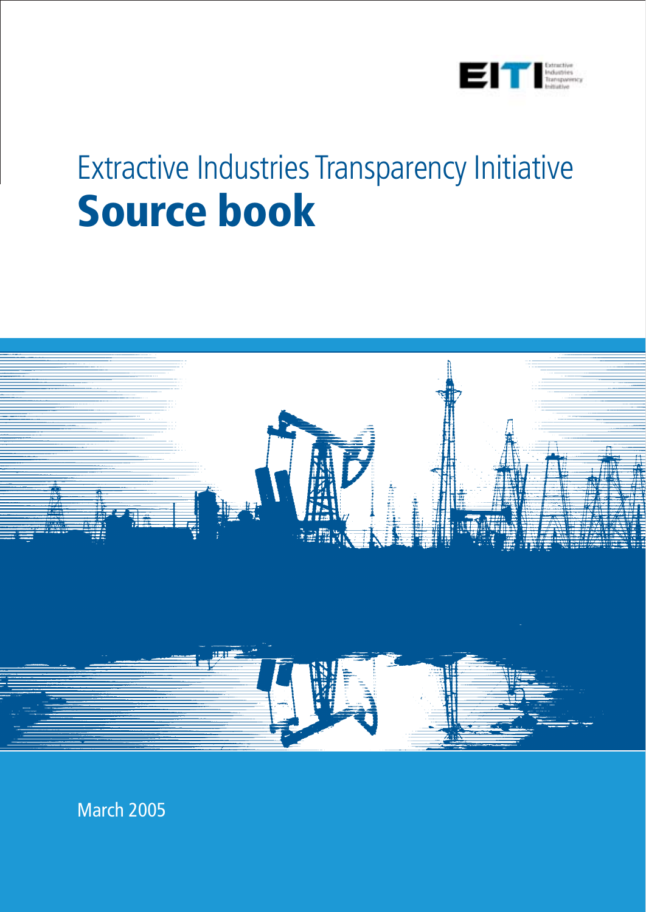EITI Extractive Industries Transparency Initiative

# Extractive Industries Transparency Initiative
# Source book

March 2005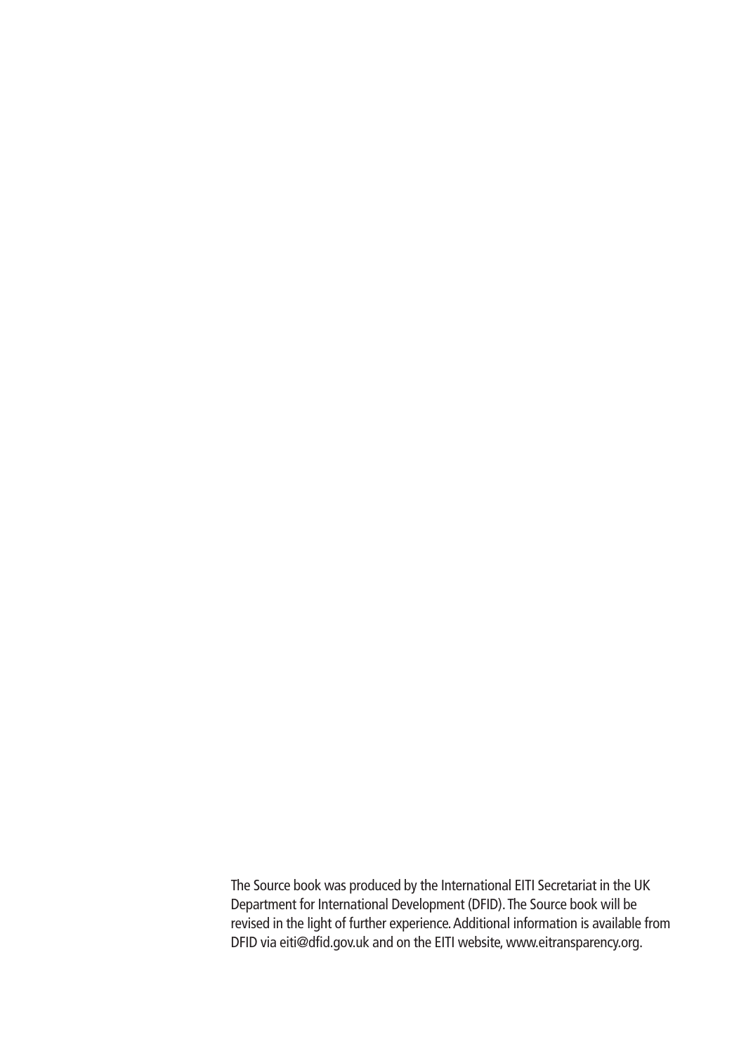The Source book was produced by the International EITI Secretariat in the UK Department for International Development (DFID). The Source book will be revised in the light of further experience. Additional information is available from DFID via eiti@dfid.gov.uk and on the EITI website, www.eitransparency.org.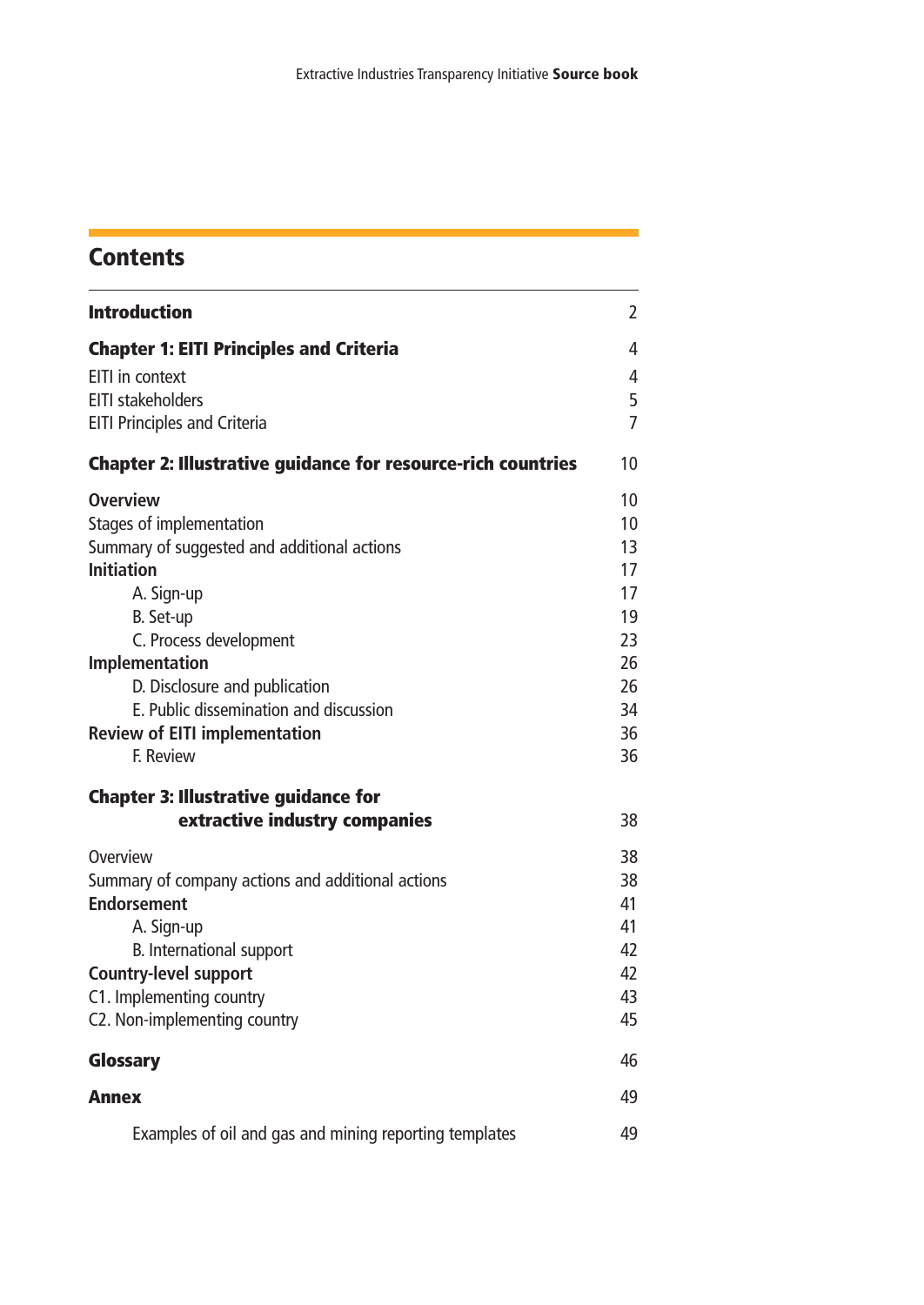## Contents

| | |
|---|---|
| **Introduction** | 2 |
| **Chapter 1: EITI Principles and Criteria** | 4 |
| EITI in context | 4 |
| EITI stakeholders | 5 |
| EITI Principles and Criteria | 7 |
| **Chapter 2: Illustrative guidance for resource-rich countries** | 10 |
| **Overview** | 10 |
| Stages of implementation | 10 |
| Summary of suggested and additional actions | 13 |
| **Initiation** | 17 |
| A. Sign-up | 17 |
| B. Set-up | 19 |
| C. Process development | 23 |
| **Implementation** | 26 |
| D. Disclosure and publication | 26 |
| E. Public dissemination and discussion | 34 |
| **Review of EITI implementation** | 36 |
| F. Review | 36 |
| **Chapter 3: Illustrative guidance for extractive industry companies** | 38 |
| Overview | 38 |
| Summary of company actions and additional actions | 38 |
| **Endorsement** | 41 |
| A. Sign-up | 41 |
| B. International support | 42 |
| **Country-level support** | 42 |
| C1. Implementing country | 43 |
| C2. Non-implementing country | 45 |
| **Glossary** | 46 |
| **Annex** | 49 |
| Examples of oil and gas and mining reporting templates | 49 |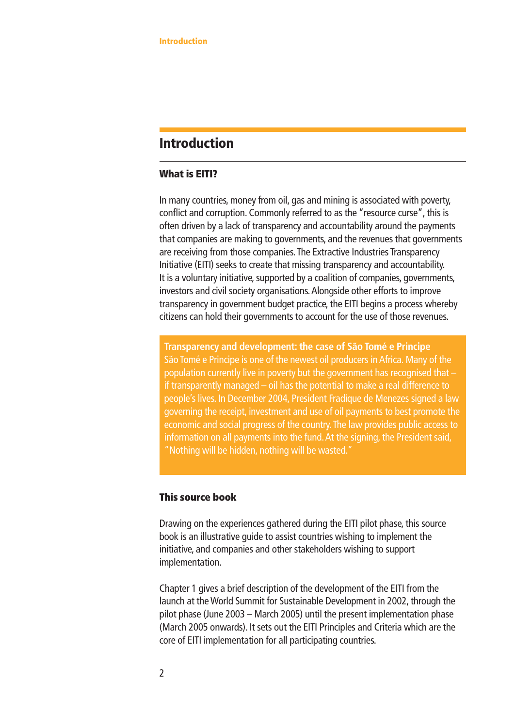# Introduction

## What is EITI?

In many countries, money from oil, gas and mining is associated with poverty, conflict and corruption. Commonly referred to as the "resource curse", this is often driven by a lack of transparency and accountability around the payments that companies are making to governments, and the revenues that governments are receiving from those companies. The Extractive Industries Transparency Initiative (EITI) seeks to create that missing transparency and accountability. It is a voluntary initiative, supported by a coalition of companies, governments, investors and civil society organisations. Alongside other efforts to improve transparency in government budget practice, the EITI begins a process whereby citizens can hold their governments to account for the use of those revenues.

> **Transparency and development: the case of São Tomé e Principe**
> São Tomé e Principe is one of the newest oil producers in Africa. Many of the population currently live in poverty but the government has recognised that – if transparently managed – oil has the potential to make a real difference to people's lives. In December 2004, President Fradique de Menezes signed a law governing the receipt, investment and use of oil payments to best promote the economic and social progress of the country. The law provides public access to information on all payments into the fund. At the signing, the President said, "Nothing will be hidden, nothing will be wasted."

## This source book

Drawing on the experiences gathered during the EITI pilot phase, this source book is an illustrative guide to assist countries wishing to implement the initiative, and companies and other stakeholders wishing to support implementation.

Chapter 1 gives a brief description of the development of the EITI from the launch at the World Summit for Sustainable Development in 2002, through the pilot phase (June 2003 – March 2005) until the present implementation phase (March 2005 onwards). It sets out the EITI Principles and Criteria which are the core of EITI implementation for all participating countries.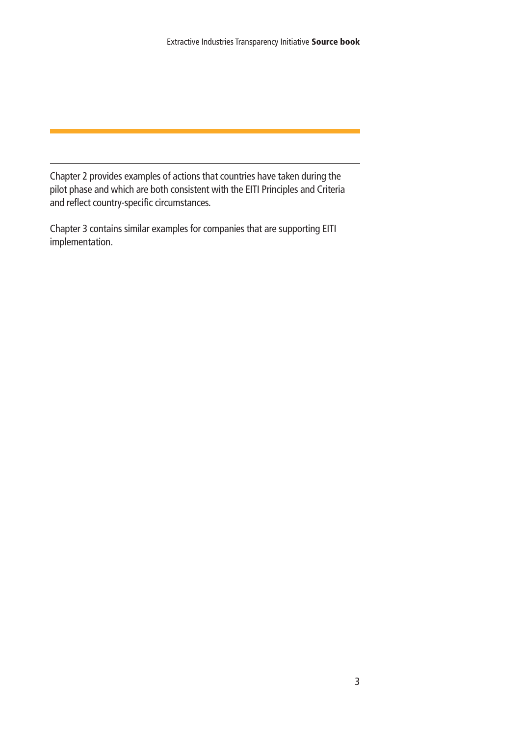Chapter 2 provides examples of actions that countries have taken during the pilot phase and which are both consistent with the EITI Principles and Criteria and reflect country-specific circumstances.

Chapter 3 contains similar examples for companies that are supporting EITI implementation.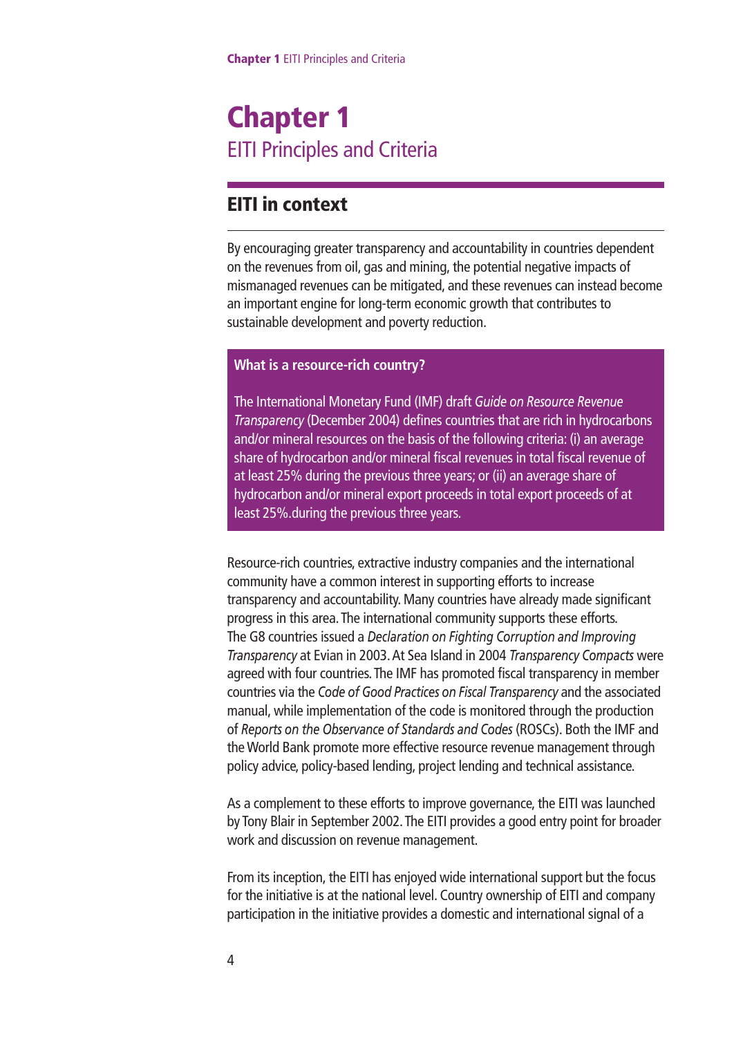# Chapter 1
## EITI Principles and Criteria

### EITI in context

By encouraging greater transparency and accountability in countries dependent on the revenues from oil, gas and mining, the potential negative impacts of mismanaged revenues can be mitigated, and these revenues can instead become an important engine for long-term economic growth that contributes to sustainable development and poverty reduction.

**What is a resource-rich country?**

The International Monetary Fund (IMF) draft *Guide on Resource Revenue Transparency* (December 2004) defines countries that are rich in hydrocarbons and/or mineral resources on the basis of the following criteria: (i) an average share of hydrocarbon and/or mineral fiscal revenues in total fiscal revenue of at least 25% during the previous three years; or (ii) an average share of hydrocarbon and/or mineral export proceeds in total export proceeds of at least 25%.during the previous three years.

Resource-rich countries, extractive industry companies and the international community have a common interest in supporting efforts to increase transparency and accountability. Many countries have already made significant progress in this area. The international community supports these efforts. The G8 countries issued a *Declaration on Fighting Corruption and Improving Transparency* at Evian in 2003. At Sea Island in 2004 *Transparency Compacts* were agreed with four countries. The IMF has promoted fiscal transparency in member countries via the *Code of Good Practices on Fiscal Transparency* and the associated manual, while implementation of the code is monitored through the production of *Reports on the Observance of Standards and Codes* (ROSCs). Both the IMF and the World Bank promote more effective resource revenue management through policy advice, policy-based lending, project lending and technical assistance.

As a complement to these efforts to improve governance, the EITI was launched by Tony Blair in September 2002. The EITI provides a good entry point for broader work and discussion on revenue management.

From its inception, the EITI has enjoyed wide international support but the focus for the initiative is at the national level. Country ownership of EITI and company participation in the initiative provides a domestic and international signal of a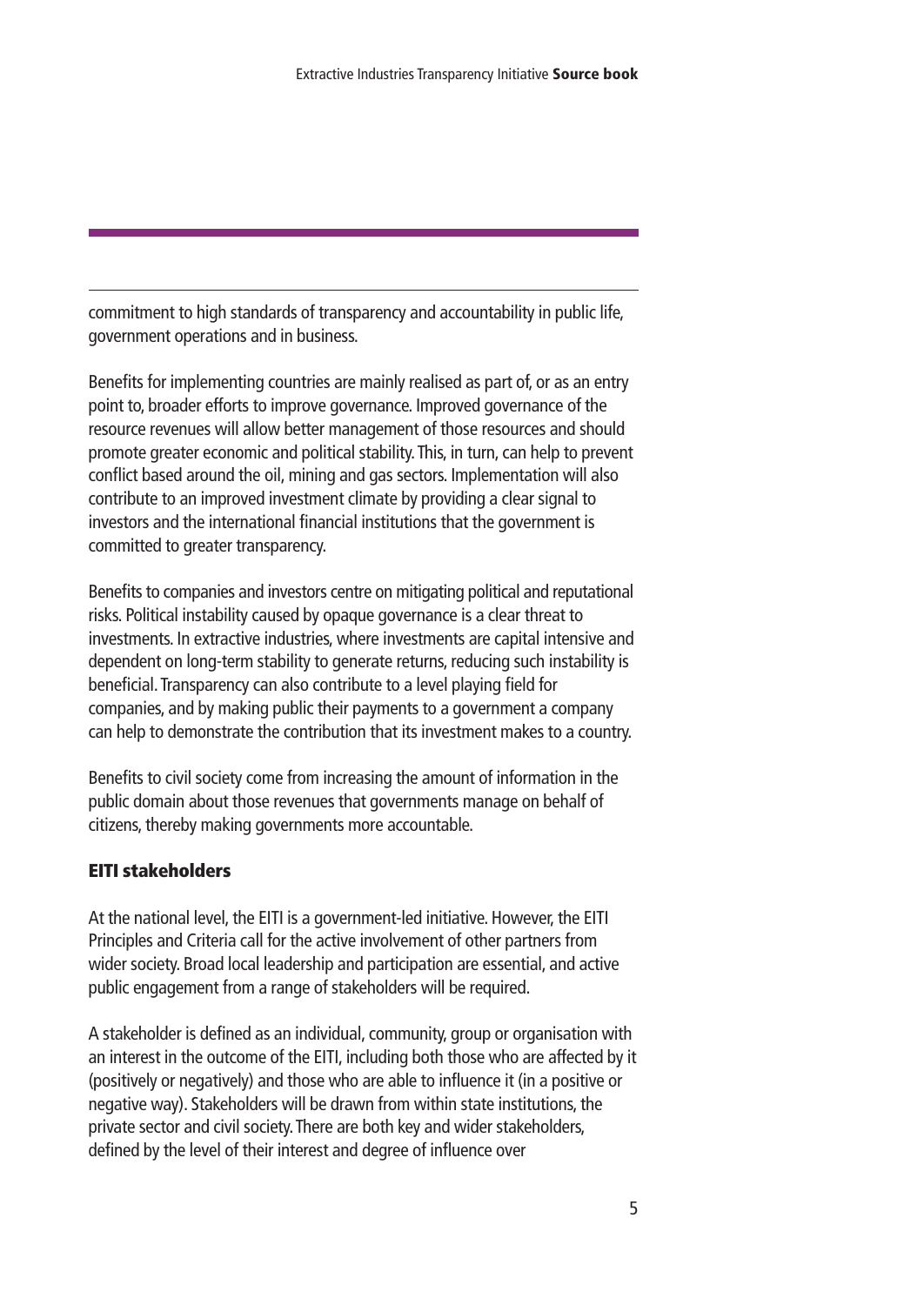commitment to high standards of transparency and accountability in public life, government operations and in business.

Benefits for implementing countries are mainly realised as part of, or as an entry point to, broader efforts to improve governance. Improved governance of the resource revenues will allow better management of those resources and should promote greater economic and political stability. This, in turn, can help to prevent conflict based around the oil, mining and gas sectors. Implementation will also contribute to an improved investment climate by providing a clear signal to investors and the international financial institutions that the government is committed to greater transparency.

Benefits to companies and investors centre on mitigating political and reputational risks. Political instability caused by opaque governance is a clear threat to investments. In extractive industries, where investments are capital intensive and dependent on long-term stability to generate returns, reducing such instability is beneficial. Transparency can also contribute to a level playing field for companies, and by making public their payments to a government a company can help to demonstrate the contribution that its investment makes to a country.

Benefits to civil society come from increasing the amount of information in the public domain about those revenues that governments manage on behalf of citizens, thereby making governments more accountable.

## EITI stakeholders

At the national level, the EITI is a government-led initiative. However, the EITI Principles and Criteria call for the active involvement of other partners from wider society. Broad local leadership and participation are essential, and active public engagement from a range of stakeholders will be required.

A stakeholder is defined as an individual, community, group or organisation with an interest in the outcome of the EITI, including both those who are affected by it (positively or negatively) and those who are able to influence it (in a positive or negative way). Stakeholders will be drawn from within state institutions, the private sector and civil society. There are both key and wider stakeholders, defined by the level of their interest and degree of influence over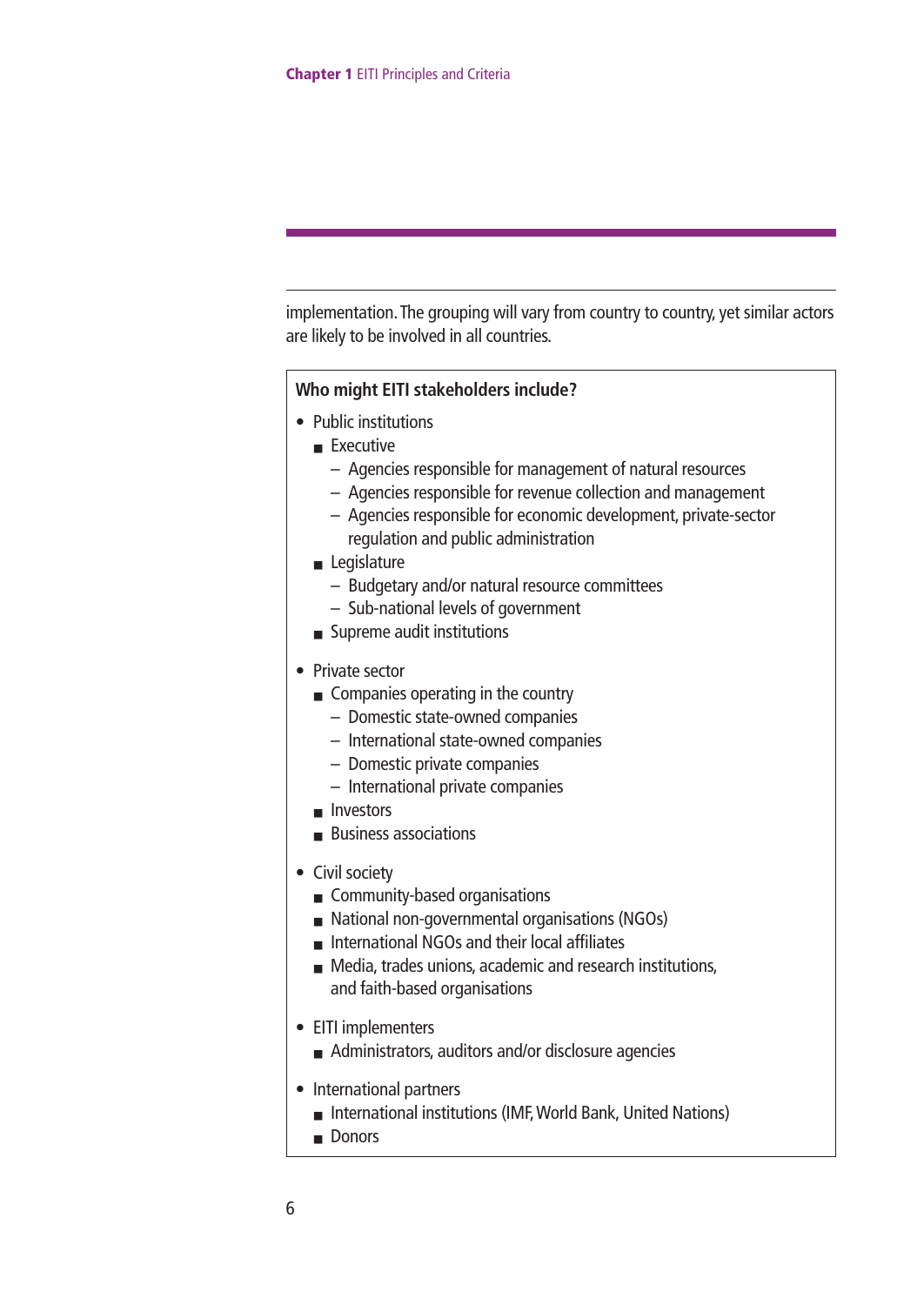implementation. The grouping will vary from country to country, yet similar actors are likely to be involved in all countries.

**Who might EITI stakeholders include?**

- Public institutions
  - Executive
    - Agencies responsible for management of natural resources
    - Agencies responsible for revenue collection and management
    - Agencies responsible for economic development, private-sector regulation and public administration
  - Legislature
    - Budgetary and/or natural resource committees
    - Sub-national levels of government
  - Supreme audit institutions

- Private sector
  - Companies operating in the country
    - Domestic state-owned companies
    - International state-owned companies
    - Domestic private companies
    - International private companies
  - Investors
  - Business associations

- Civil society
  - Community-based organisations
  - National non-governmental organisations (NGOs)
  - International NGOs and their local affiliates
  - Media, trades unions, academic and research institutions, and faith-based organisations

- EITI implementers
  - Administrators, auditors and/or disclosure agencies

- International partners
  - International institutions (IMF, World Bank, United Nations)
  - Donors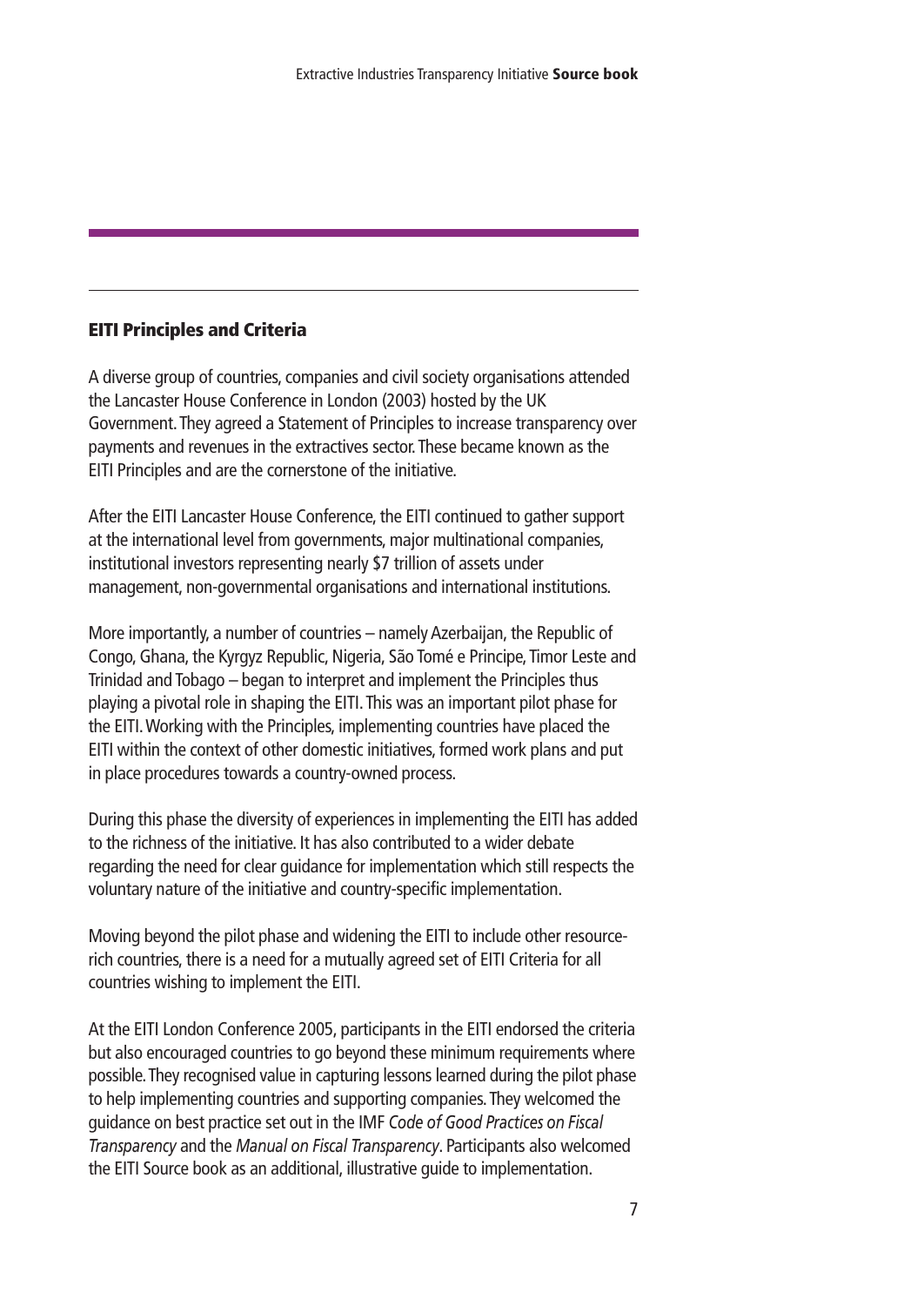## EITI Principles and Criteria

A diverse group of countries, companies and civil society organisations attended the Lancaster House Conference in London (2003) hosted by the UK Government. They agreed a Statement of Principles to increase transparency over payments and revenues in the extractives sector. These became known as the EITI Principles and are the cornerstone of the initiative.

After the EITI Lancaster House Conference, the EITI continued to gather support at the international level from governments, major multinational companies, institutional investors representing nearly $7 trillion of assets under management, non-governmental organisations and international institutions.

More importantly, a number of countries – namely Azerbaijan, the Republic of Congo, Ghana, the Kyrgyz Republic, Nigeria, São Tomé e Principe, Timor Leste and Trinidad and Tobago – began to interpret and implement the Principles thus playing a pivotal role in shaping the EITI. This was an important pilot phase for the EITI. Working with the Principles, implementing countries have placed the EITI within the context of other domestic initiatives, formed work plans and put in place procedures towards a country-owned process.

During this phase the diversity of experiences in implementing the EITI has added to the richness of the initiative. It has also contributed to a wider debate regarding the need for clear guidance for implementation which still respects the voluntary nature of the initiative and country-specific implementation.

Moving beyond the pilot phase and widening the EITI to include other resource-rich countries, there is a need for a mutually agreed set of EITI Criteria for all countries wishing to implement the EITI.

At the EITI London Conference 2005, participants in the EITI endorsed the criteria but also encouraged countries to go beyond these minimum requirements where possible. They recognised value in capturing lessons learned during the pilot phase to help implementing countries and supporting companies. They welcomed the guidance on best practice set out in the IMF *Code of Good Practices on Fiscal Transparency* and the *Manual on Fiscal Transparency*. Participants also welcomed the EITI Source book as an additional, illustrative guide to implementation.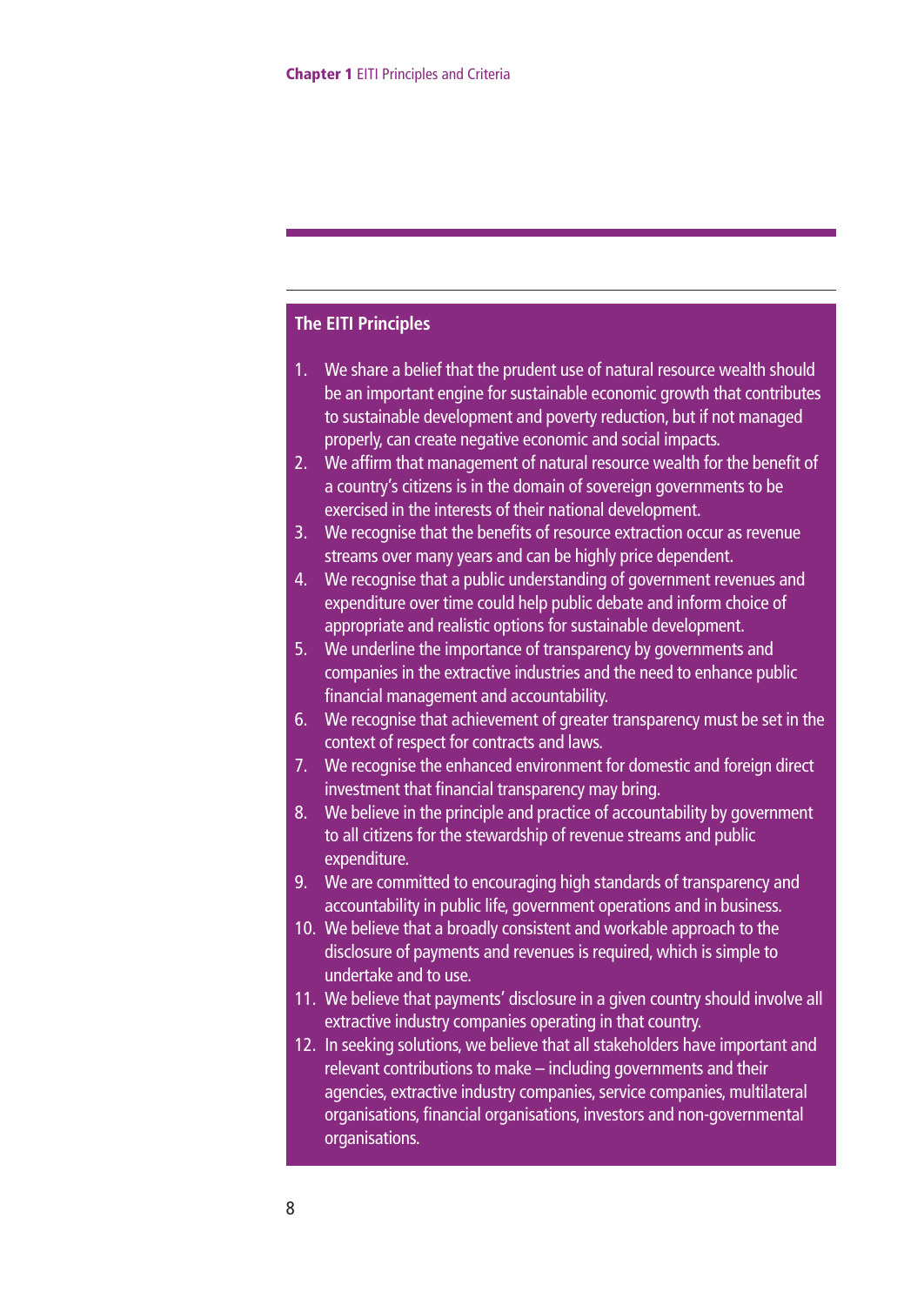## The EITI Principles

1. We share a belief that the prudent use of natural resource wealth should be an important engine for sustainable economic growth that contributes to sustainable development and poverty reduction, but if not managed properly, can create negative economic and social impacts.
2. We affirm that management of natural resource wealth for the benefit of a country's citizens is in the domain of sovereign governments to be exercised in the interests of their national development.
3. We recognise that the benefits of resource extraction occur as revenue streams over many years and can be highly price dependent.
4. We recognise that a public understanding of government revenues and expenditure over time could help public debate and inform choice of appropriate and realistic options for sustainable development.
5. We underline the importance of transparency by governments and companies in the extractive industries and the need to enhance public financial management and accountability.
6. We recognise that achievement of greater transparency must be set in the context of respect for contracts and laws.
7. We recognise the enhanced environment for domestic and foreign direct investment that financial transparency may bring.
8. We believe in the principle and practice of accountability by government to all citizens for the stewardship of revenue streams and public expenditure.
9. We are committed to encouraging high standards of transparency and accountability in public life, government operations and in business.
10. We believe that a broadly consistent and workable approach to the disclosure of payments and revenues is required, which is simple to undertake and to use.
11. We believe that payments' disclosure in a given country should involve all extractive industry companies operating in that country.
12. In seeking solutions, we believe that all stakeholders have important and relevant contributions to make – including governments and their agencies, extractive industry companies, service companies, multilateral organisations, financial organisations, investors and non-governmental organisations.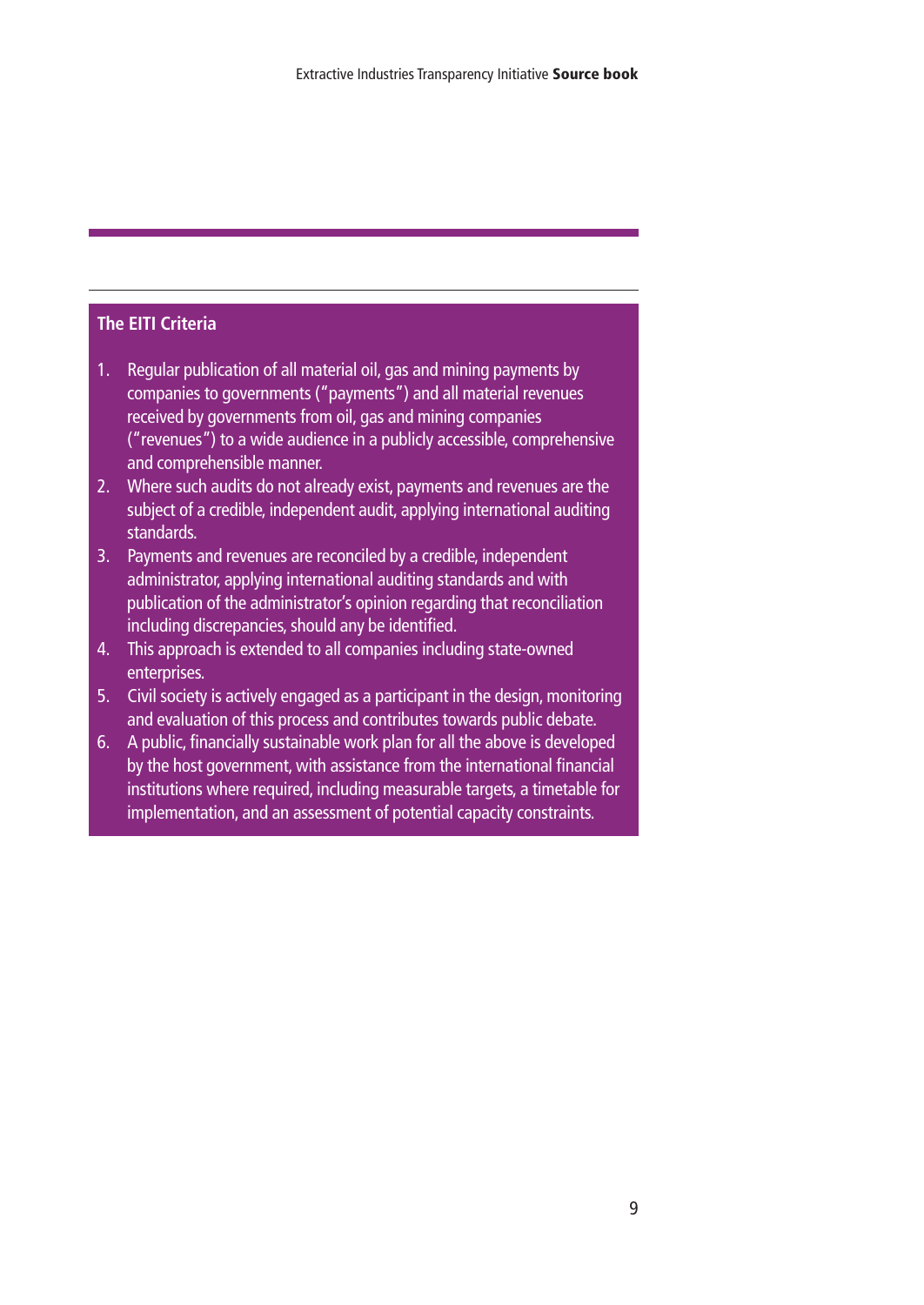## The EITI Criteria

1. Regular publication of all material oil, gas and mining payments by companies to governments ("payments") and all material revenues received by governments from oil, gas and mining companies ("revenues") to a wide audience in a publicly accessible, comprehensive and comprehensible manner.
2. Where such audits do not already exist, payments and revenues are the subject of a credible, independent audit, applying international auditing standards.
3. Payments and revenues are reconciled by a credible, independent administrator, applying international auditing standards and with publication of the administrator's opinion regarding that reconciliation including discrepancies, should any be identified.
4. This approach is extended to all companies including state-owned enterprises.
5. Civil society is actively engaged as a participant in the design, monitoring and evaluation of this process and contributes towards public debate.
6. A public, financially sustainable work plan for all the above is developed by the host government, with assistance from the international financial institutions where required, including measurable targets, a timetable for implementation, and an assessment of potential capacity constraints.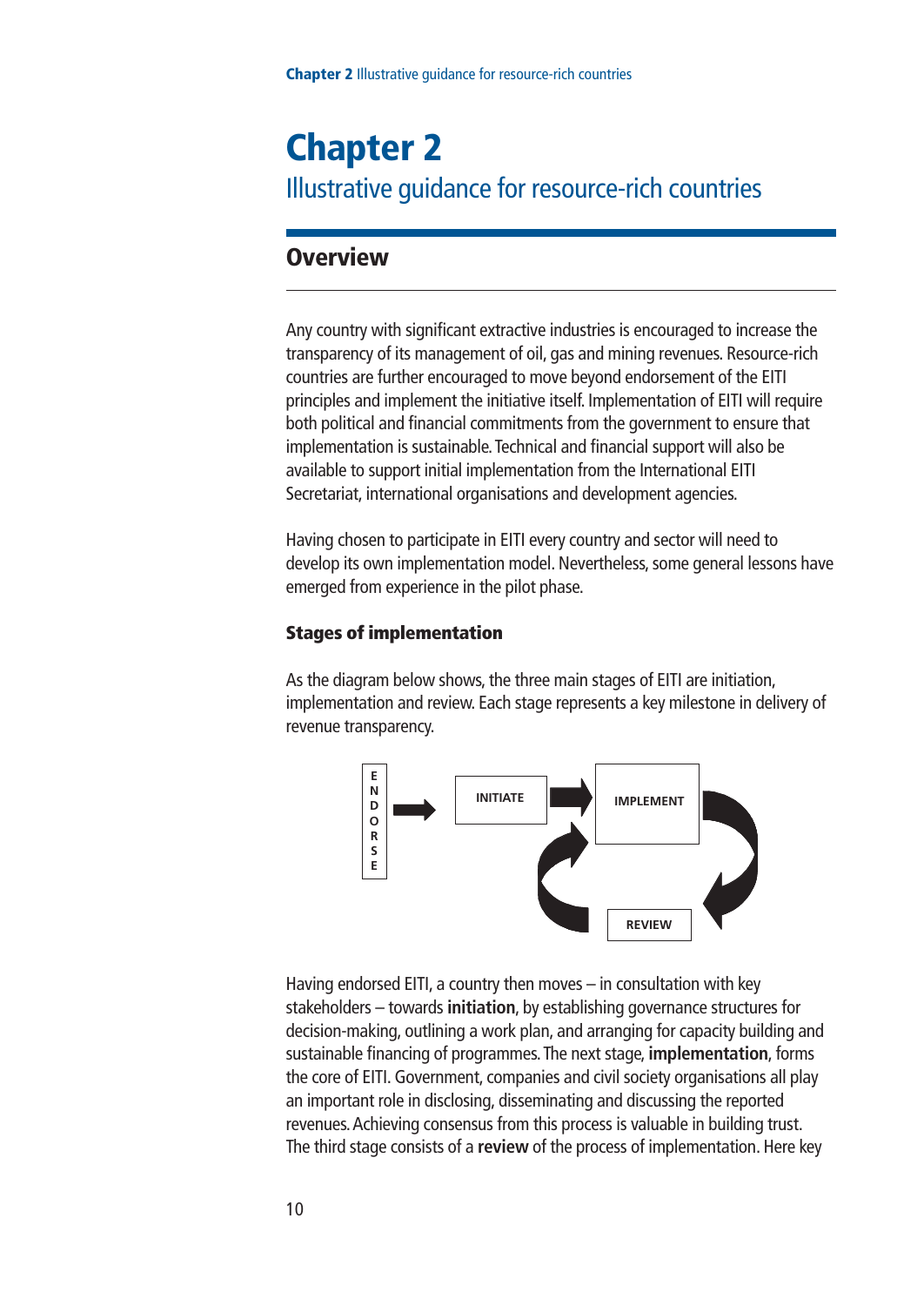# Chapter 2

## Illustrative guidance for resource-rich countries

## Overview

Any country with significant extractive industries is encouraged to increase the transparency of its management of oil, gas and mining revenues. Resource-rich countries are further encouraged to move beyond endorsement of the EITI principles and implement the initiative itself. Implementation of EITI will require both political and financial commitments from the government to ensure that implementation is sustainable. Technical and financial support will also be available to support initial implementation from the International EITI Secretariat, international organisations and development agencies.

Having chosen to participate in EITI every country and sector will need to develop its own implementation model. Nevertheless, some general lessons have emerged from experience in the pilot phase.

### Stages of implementation

As the diagram below shows, the three main stages of EITI are initiation, implementation and review. Each stage represents a key milestone in delivery of revenue transparency.

ENDORSE → INITIATE → IMPLEMENT → REVIEW → IMPLEMENT

Having endorsed EITI, a country then moves – in consultation with key stakeholders – towards **initiation**, by establishing governance structures for decision-making, outlining a work plan, and arranging for capacity building and sustainable financing of programmes. The next stage, **implementation**, forms the core of EITI. Government, companies and civil society organisations all play an important role in disclosing, disseminating and discussing the reported revenues. Achieving consensus from this process is valuable in building trust. The third stage consists of a **review** of the process of implementation. Here key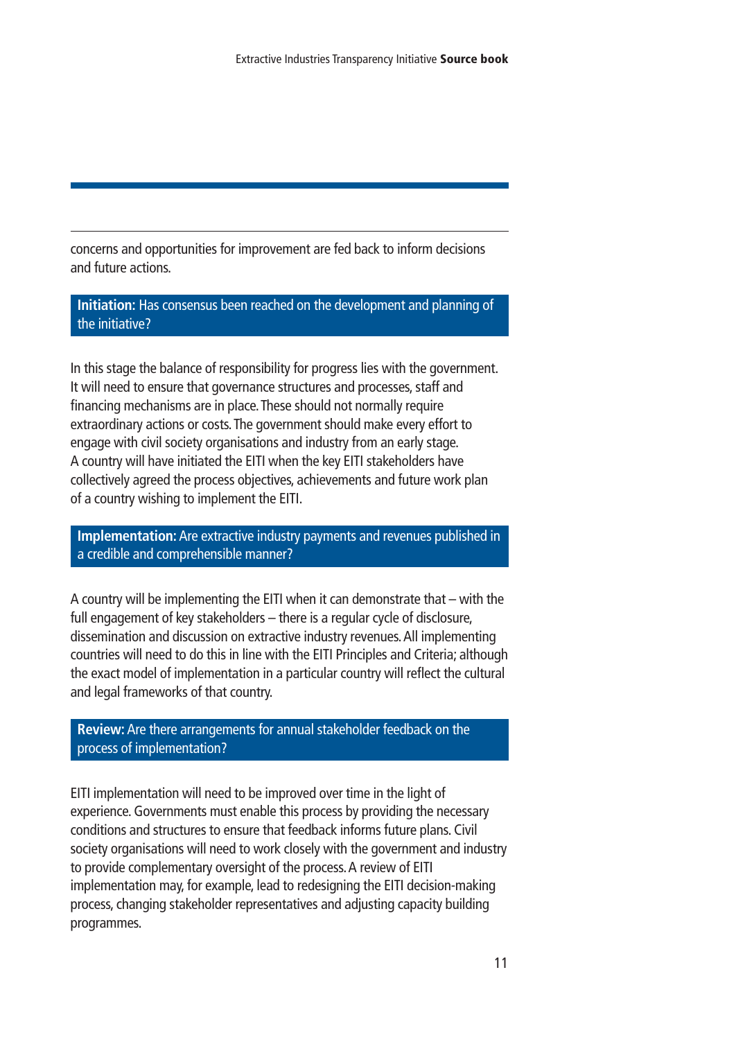concerns and opportunities for improvement are fed back to inform decisions and future actions.

**Initiation:** Has consensus been reached on the development and planning of the initiative?

In this stage the balance of responsibility for progress lies with the government. It will need to ensure that governance structures and processes, staff and financing mechanisms are in place. These should not normally require extraordinary actions or costs. The government should make every effort to engage with civil society organisations and industry from an early stage. A country will have initiated the EITI when the key EITI stakeholders have collectively agreed the process objectives, achievements and future work plan of a country wishing to implement the EITI.

**Implementation:** Are extractive industry payments and revenues published in a credible and comprehensible manner?

A country will be implementing the EITI when it can demonstrate that – with the full engagement of key stakeholders – there is a regular cycle of disclosure, dissemination and discussion on extractive industry revenues. All implementing countries will need to do this in line with the EITI Principles and Criteria; although the exact model of implementation in a particular country will reflect the cultural and legal frameworks of that country.

**Review:** Are there arrangements for annual stakeholder feedback on the process of implementation?

EITI implementation will need to be improved over time in the light of experience. Governments must enable this process by providing the necessary conditions and structures to ensure that feedback informs future plans. Civil society organisations will need to work closely with the government and industry to provide complementary oversight of the process. A review of EITI implementation may, for example, lead to redesigning the EITI decision-making process, changing stakeholder representatives and adjusting capacity building programmes.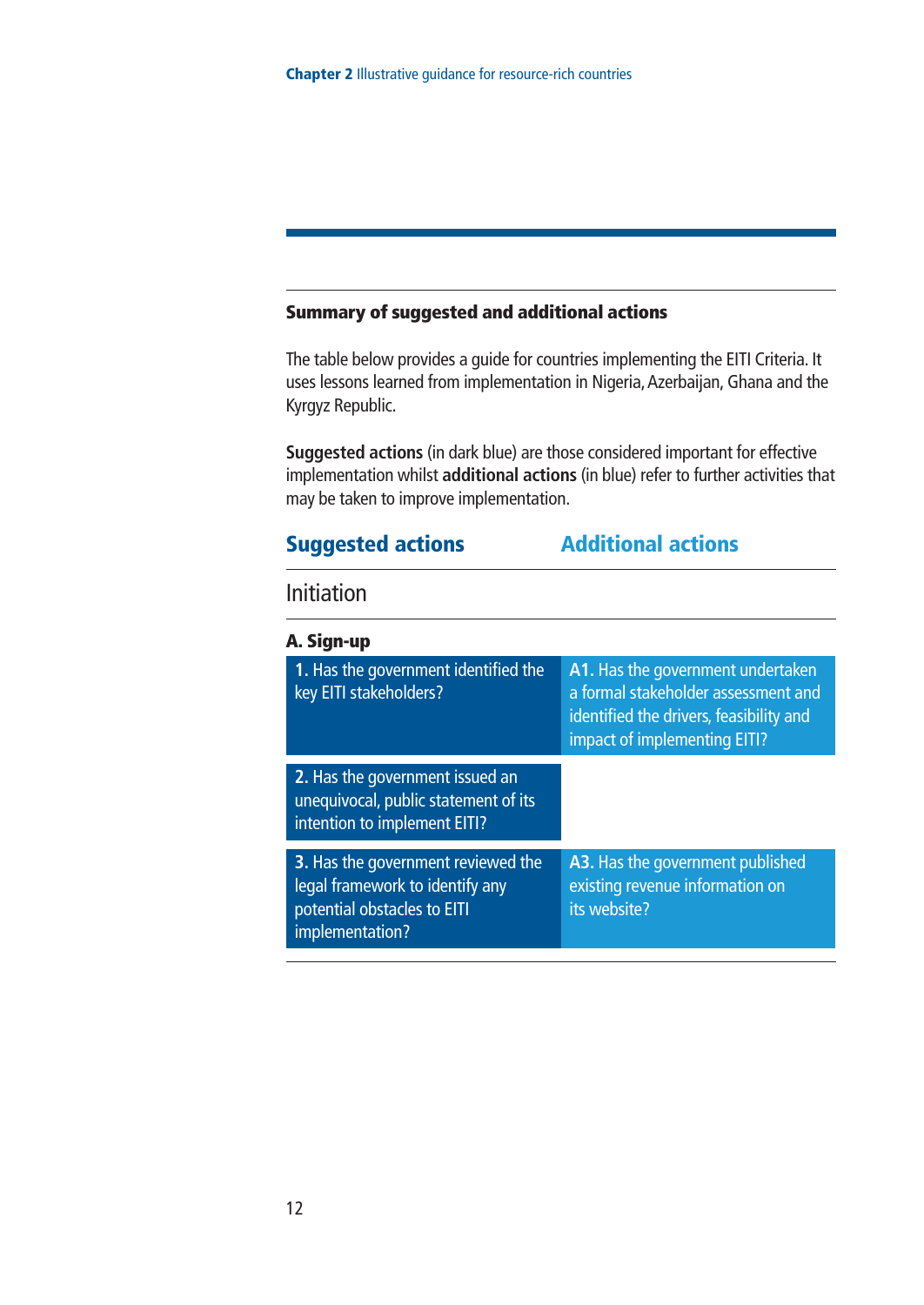### Summary of suggested and additional actions

The table below provides a guide for countries implementing the EITI Criteria. It uses lessons learned from implementation in Nigeria, Azerbaijan, Ghana and the Kyrgyz Republic.

**Suggested actions** (in dark blue) are those considered important for effective implementation whilst **additional actions** (in blue) refer to further activities that may be taken to improve implementation.

## Initiation

### A. Sign-up

| Suggested actions | Additional actions |
|---|---|
| **1.** Has the government identified the key EITI stakeholders? | **A1.** Has the government undertaken a formal stakeholder assessment and identified the drivers, feasibility and impact of implementing EITI? |
| **2.** Has the government issued an unequivocal, public statement of its intention to implement EITI? | |
| **3.** Has the government reviewed the legal framework to identify any potential obstacles to EITI implementation? | **A3.** Has the government published existing revenue information on its website? |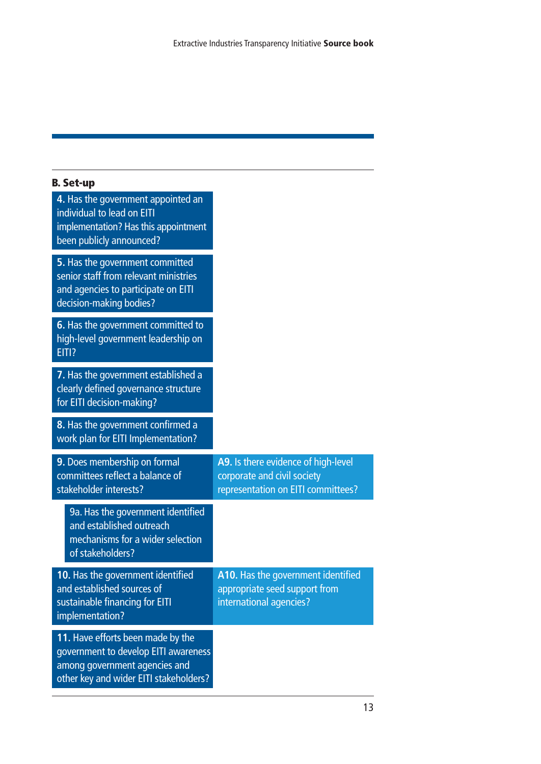## B. Set-up

| | |
|---|---|
| **4.** Has the government appointed an individual to lead on EITI implementation? Has this appointment been publicly announced? | |
| **5.** Has the government committed senior staff from relevant ministries and agencies to participate on EITI decision-making bodies? | |
| **6.** Has the government committed to high-level government leadership on EITI? | |
| **7.** Has the government established a clearly defined governance structure for EITI decision-making? | |
| **8.** Has the government confirmed a work plan for EITI Implementation? | |
| **9.** Does membership on formal committees reflect a balance of stakeholder interests? | **A9.** Is there evidence of high-level corporate and civil society representation on EITI committees? |
| 9a. Has the government identified and established outreach mechanisms for a wider selection of stakeholders? | |
| **10.** Has the government identified and established sources of sustainable financing for EITI implementation? | **A10.** Has the government identified appropriate seed support from international agencies? |
| **11.** Have efforts been made by the government to develop EITI awareness among government agencies and other key and wider EITI stakeholders? | |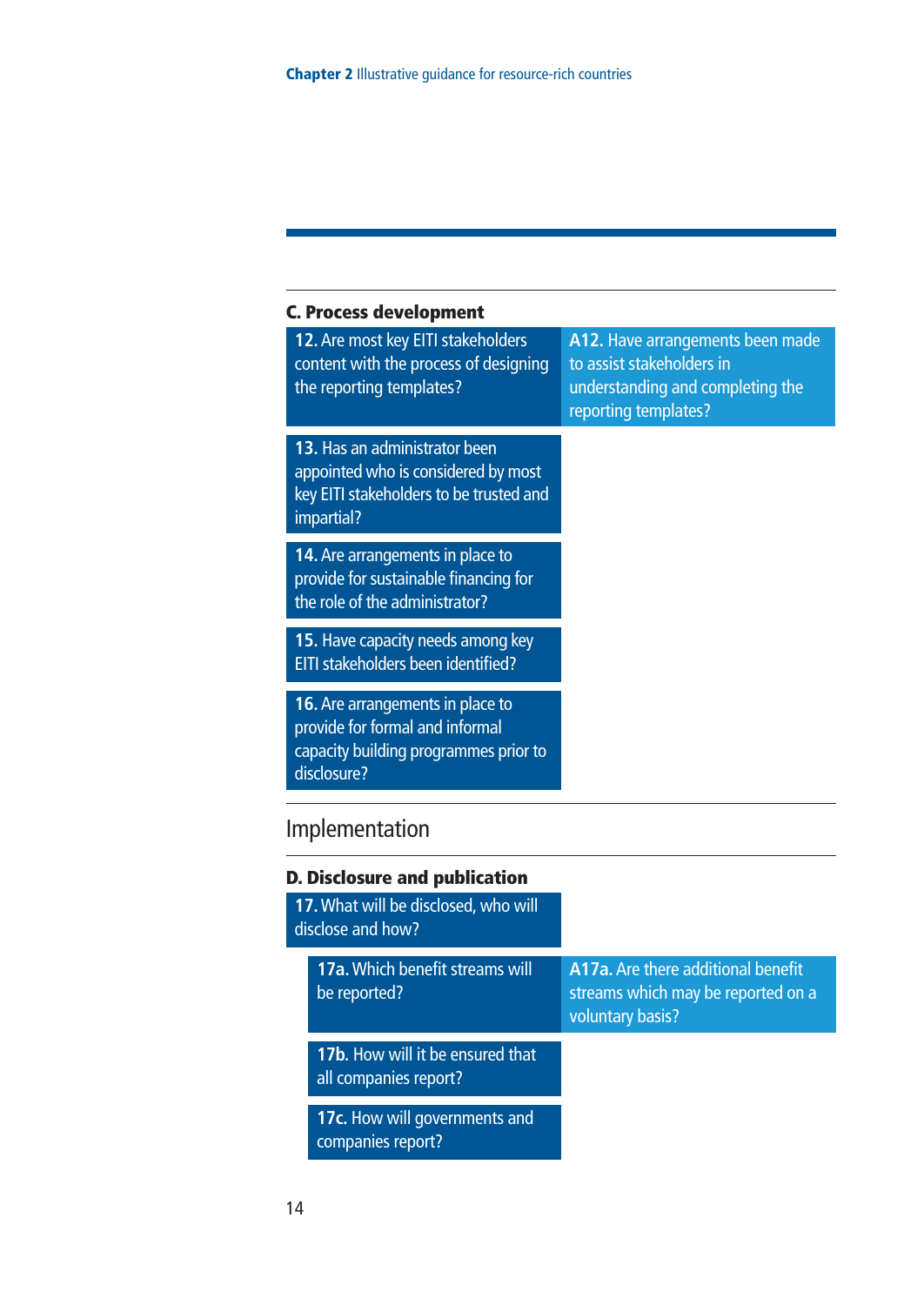### C. Process development

| Question | Advanced |
|---|---|
| **12.** Are most key EITI stakeholders content with the process of designing the reporting templates? | **A12.** Have arrangements been made to assist stakeholders in understanding and completing the reporting templates? |
| **13.** Has an administrator been appointed who is considered by most key EITI stakeholders to be trusted and impartial? | |
| **14.** Are arrangements in place to provide for sustainable financing for the role of the administrator? | |
| **15.** Have capacity needs among key EITI stakeholders been identified? | |
| **16.** Are arrangements in place to provide for formal and informal capacity building programmes prior to disclosure? | |

## Implementation

### D. Disclosure and publication

| Question | Advanced |
|---|---|
| **17.** What will be disclosed, who will disclose and how? | |
| **17a.** Which benefit streams will be reported? | **A17a.** Are there additional benefit streams which may be reported on a voluntary basis? |
| **17b.** How will it be ensured that all companies report? | |
| **17c.** How will governments and companies report? | |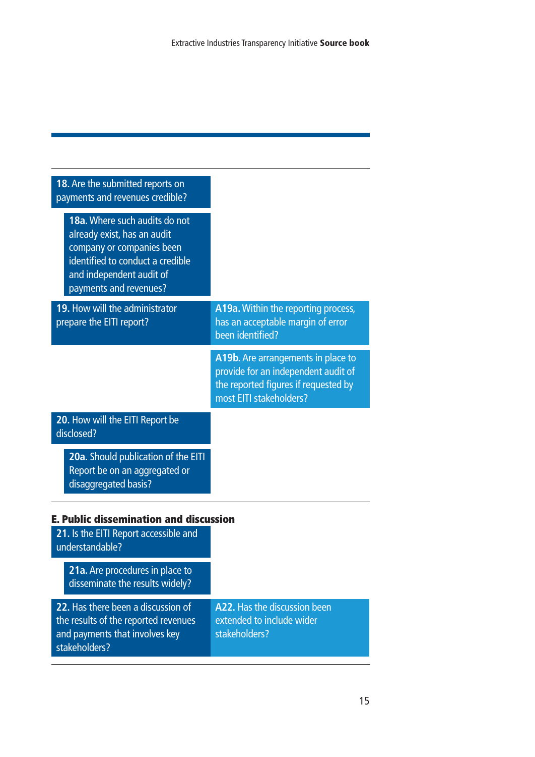**18.** Are the submitted reports on payments and revenues credible?

**18a.** Where such audits do not already exist, has an audit company or companies been identified to conduct a credible and independent audit of payments and revenues?

**19.** How will the administrator prepare the EITI report?

**A19a.** Within the reporting process, has an acceptable margin of error been identified?

**A19b.** Are arrangements in place to provide for an independent audit of the reported figures if requested by most EITI stakeholders?

**20.** How will the EITI Report be disclosed?

**20a.** Should publication of the EITI Report be on an aggregated or disaggregated basis?

## E. Public dissemination and discussion

**21.** Is the EITI Report accessible and understandable?

**21a.** Are procedures in place to disseminate the results widely?

**22.** Has there been a discussion of the results of the reported revenues and payments that involves key stakeholders?

**A22.** Has the discussion been extended to include wider stakeholders?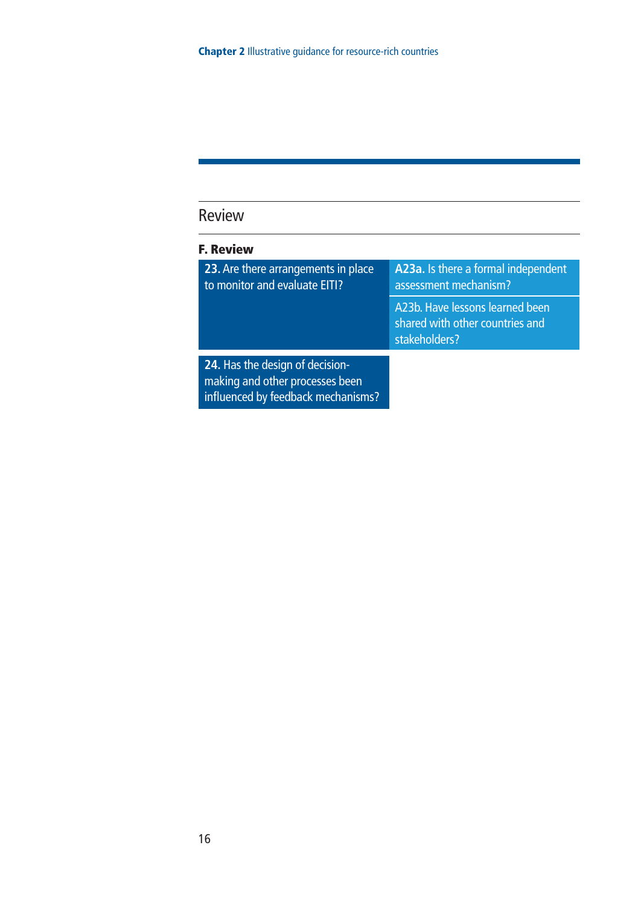## Review

### F. Review

| | |
|---|---|
| **23.** Are there arrangements in place to monitor and evaluate EITI? | **A23a.** Is there a formal independent assessment mechanism? |
| | A23b. Have lessons learned been shared with other countries and stakeholders? |
| **24.** Has the design of decision-making and other processes been influenced by feedback mechanisms? | |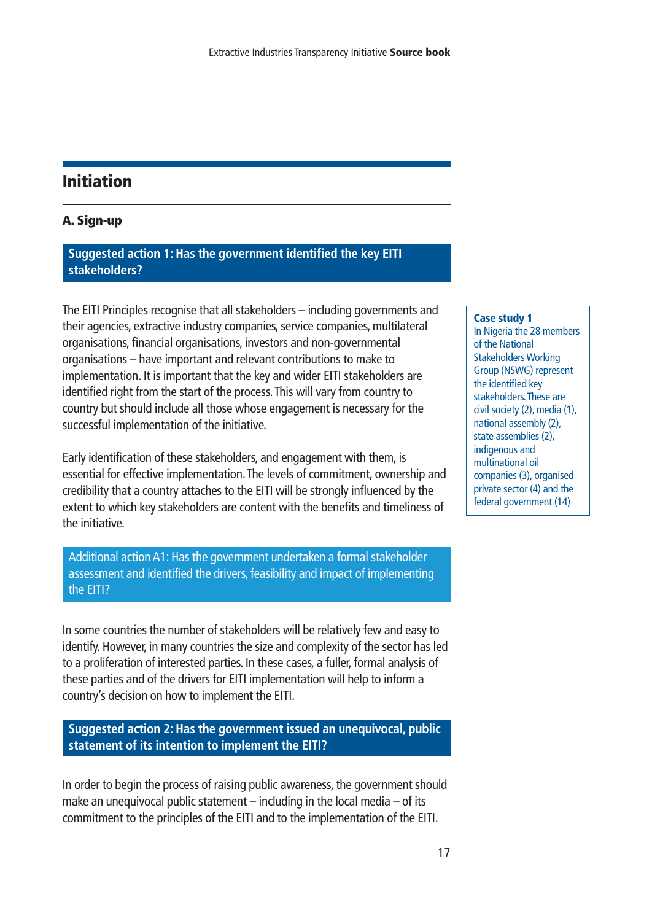## Initiation

### A. Sign-up

**Suggested action 1: Has the government identified the key EITI stakeholders?**

The EITI Principles recognise that all stakeholders – including governments and their agencies, extractive industry companies, service companies, multilateral organisations, financial organisations, investors and non-governmental organisations – have important and relevant contributions to make to implementation. It is important that the key and wider EITI stakeholders are identified right from the start of the process. This will vary from country to country but should include all those whose engagement is necessary for the successful implementation of the initiative.

Early identification of these stakeholders, and engagement with them, is essential for effective implementation. The levels of commitment, ownership and credibility that a country attaches to the EITI will be strongly influenced by the extent to which key stakeholders are content with the benefits and timeliness of the initiative.

> **Case study 1**
> In Nigeria the 28 members of the National Stakeholders Working Group (NSWG) represent the identified key stakeholders. These are civil society (2), media (1), national assembly (2), state assemblies (2), indigenous and multinational oil companies (3), organised private sector (4) and the federal government (14)

Additional action A1: Has the government undertaken a formal stakeholder assessment and identified the drivers, feasibility and impact of implementing the EITI?

In some countries the number of stakeholders will be relatively few and easy to identify. However, in many countries the size and complexity of the sector has led to a proliferation of interested parties. In these cases, a fuller, formal analysis of these parties and of the drivers for EITI implementation will help to inform a country's decision on how to implement the EITI.

**Suggested action 2: Has the government issued an unequivocal, public statement of its intention to implement the EITI?**

In order to begin the process of raising public awareness, the government should make an unequivocal public statement – including in the local media – of its commitment to the principles of the EITI and to the implementation of the EITI.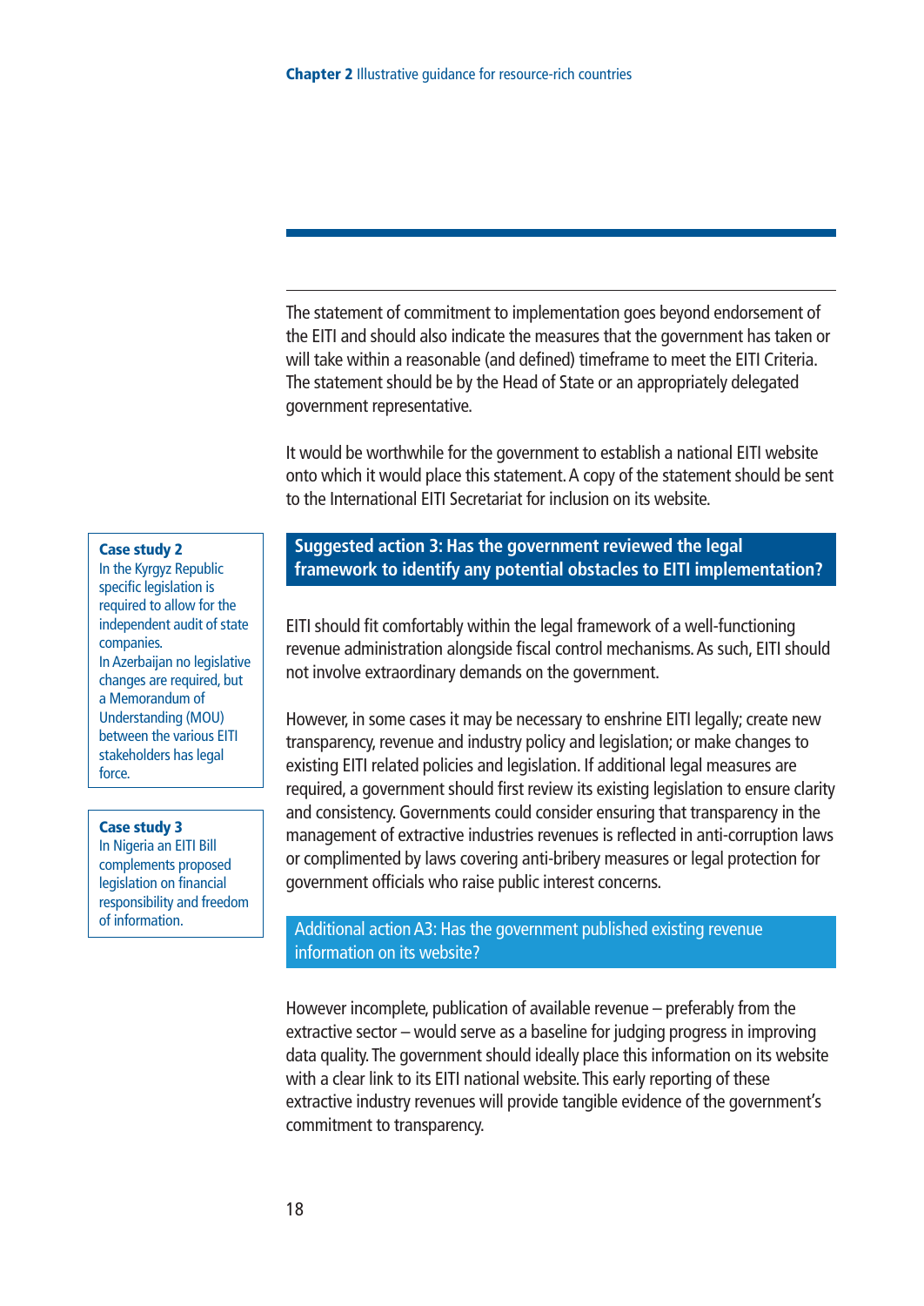The statement of commitment to implementation goes beyond endorsement of the EITI and should also indicate the measures that the government has taken or will take within a reasonable (and defined) timeframe to meet the EITI Criteria. The statement should be by the Head of State or an appropriately delegated government representative.

It would be worthwhile for the government to establish a national EITI website onto which it would place this statement. A copy of the statement should be sent to the International EITI Secretariat for inclusion on its website.

## Suggested action 3: Has the government reviewed the legal framework to identify any potential obstacles to EITI implementation?

EITI should fit comfortably within the legal framework of a well-functioning revenue administration alongside fiscal control mechanisms. As such, EITI should not involve extraordinary demands on the government.

However, in some cases it may be necessary to enshrine EITI legally; create new transparency, revenue and industry policy and legislation; or make changes to existing EITI related policies and legislation. If additional legal measures are required, a government should first review its existing legislation to ensure clarity and consistency. Governments could consider ensuring that transparency in the management of extractive industries revenues is reflected in anti-corruption laws or complimented by laws covering anti-bribery measures or legal protection for government officials who raise public interest concerns.

**Case study 2**
In the Kyrgyz Republic specific legislation is required to allow for the independent audit of state companies.
In Azerbaijan no legislative changes are required, but a Memorandum of Understanding (MOU) between the various EITI stakeholders has legal force.

**Case study 3**
In Nigeria an EITI Bill complements proposed legislation on financial responsibility and freedom of information.

### Additional action A3: Has the government published existing revenue information on its website?

However incomplete, publication of available revenue – preferably from the extractive sector – would serve as a baseline for judging progress in improving data quality. The government should ideally place this information on its website with a clear link to its EITI national website. This early reporting of these extractive industry revenues will provide tangible evidence of the government's commitment to transparency.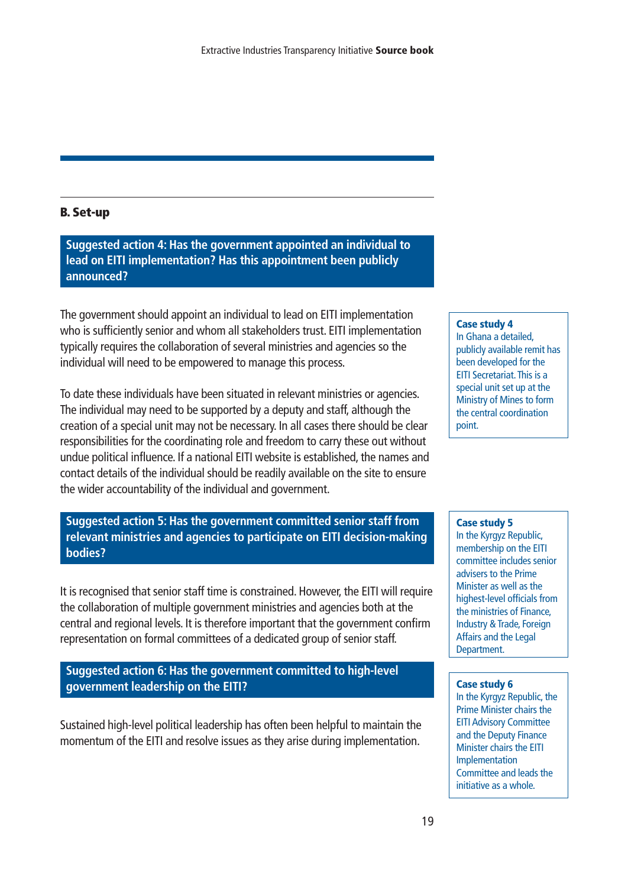## B. Set-up

### Suggested action 4: Has the government appointed an individual to lead on EITI implementation? Has this appointment been publicly announced?

The government should appoint an individual to lead on EITI implementation who is sufficiently senior and whom all stakeholders trust. EITI implementation typically requires the collaboration of several ministries and agencies so the individual will need to be empowered to manage this process.

To date these individuals have been situated in relevant ministries or agencies. The individual may need to be supported by a deputy and staff, although the creation of a special unit may not be necessary. In all cases there should be clear responsibilities for the coordinating role and freedom to carry these out without undue political influence. If a national EITI website is established, the names and contact details of the individual should be readily available on the site to ensure the wider accountability of the individual and government.

> **Case study 4**
> In Ghana a detailed, publicly available remit has been developed for the EITI Secretariat. This is a special unit set up at the Ministry of Mines to form the central coordination point.

### Suggested action 5: Has the government committed senior staff from relevant ministries and agencies to participate on EITI decision-making bodies?

It is recognised that senior staff time is constrained. However, the EITI will require the collaboration of multiple government ministries and agencies both at the central and regional levels. It is therefore important that the government confirm representation on formal committees of a dedicated group of senior staff.

> **Case study 5**
> In the Kyrgyz Republic, membership on the EITI committee includes senior advisers to the Prime Minister as well as the highest-level officials from the ministries of Finance, Industry & Trade, Foreign Affairs and the Legal Department.

### Suggested action 6: Has the government committed to high-level government leadership on the EITI?

Sustained high-level political leadership has often been helpful to maintain the momentum of the EITI and resolve issues as they arise during implementation.

> **Case study 6**
> In the Kyrgyz Republic, the Prime Minister chairs the EITI Advisory Committee and the Deputy Finance Minister chairs the EITI Implementation Committee and leads the initiative as a whole.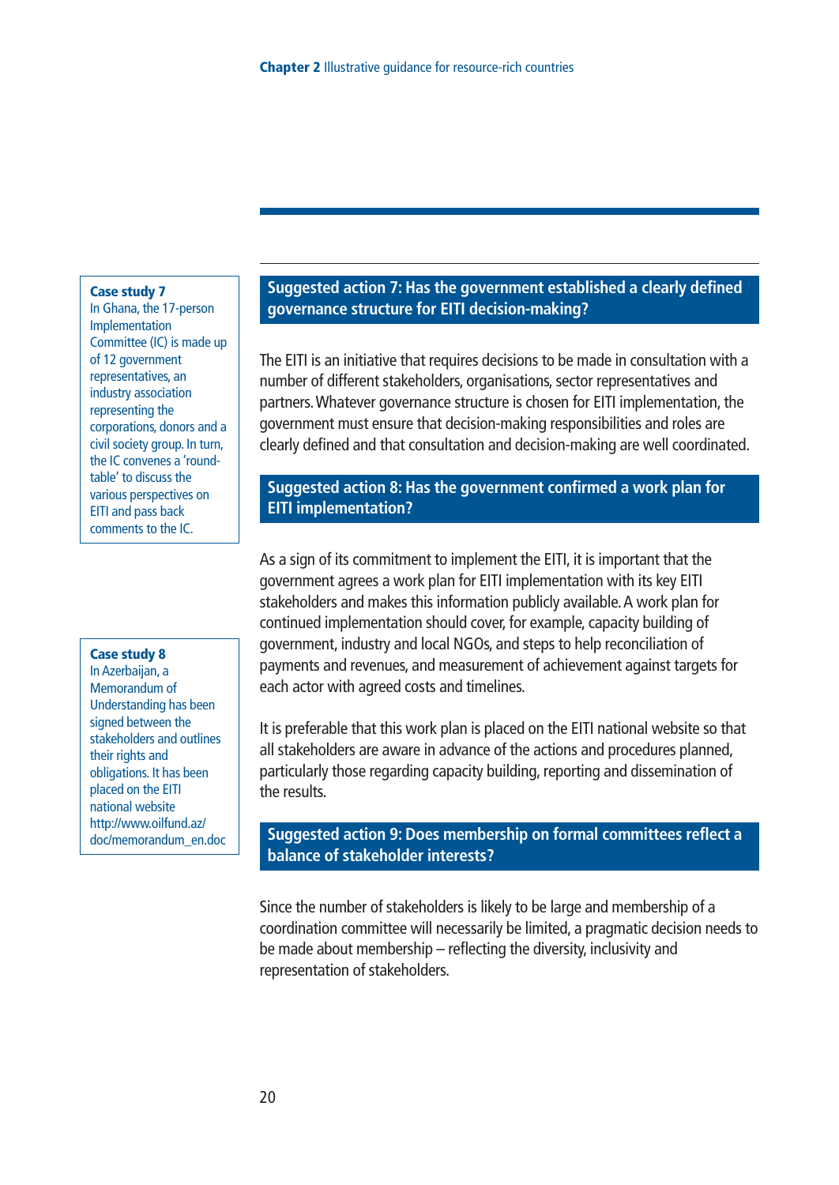**Case study 7**
In Ghana, the 17-person Implementation Committee (IC) is made up of 12 government representatives, an industry association representing the corporations, donors and a civil society group. In turn, the IC convenes a 'round-table' to discuss the various perspectives on EITI and pass back comments to the IC.

## Suggested action 7: Has the government established a clearly defined governance structure for EITI decision-making?

The EITI is an initiative that requires decisions to be made in consultation with a number of different stakeholders, organisations, sector representatives and partners. Whatever governance structure is chosen for EITI implementation, the government must ensure that decision-making responsibilities and roles are clearly defined and that consultation and decision-making are well coordinated.

## Suggested action 8: Has the government confirmed a work plan for EITI implementation?

As a sign of its commitment to implement the EITI, it is important that the government agrees a work plan for EITI implementation with its key EITI stakeholders and makes this information publicly available. A work plan for continued implementation should cover, for example, capacity building of government, industry and local NGOs, and steps to help reconciliation of payments and revenues, and measurement of achievement against targets for each actor with agreed costs and timelines.

It is preferable that this work plan is placed on the EITI national website so that all stakeholders are aware in advance of the actions and procedures planned, particularly those regarding capacity building, reporting and dissemination of the results.

**Case study 8**
In Azerbaijan, a Memorandum of Understanding has been signed between the stakeholders and outlines their rights and obligations. It has been placed on the EITI national website http://www.oilfund.az/doc/memorandum_en.doc

## Suggested action 9: Does membership on formal committees reflect a balance of stakeholder interests?

Since the number of stakeholders is likely to be large and membership of a coordination committee will necessarily be limited, a pragmatic decision needs to be made about membership – reflecting the diversity, inclusivity and representation of stakeholders.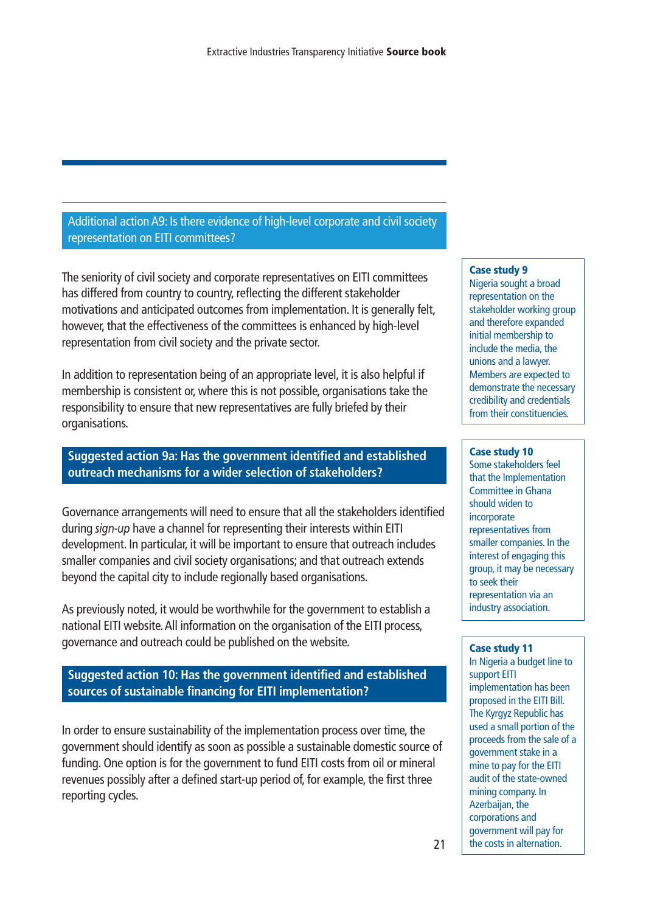### Additional action A9: Is there evidence of high-level corporate and civil society representation on EITI committees?

The seniority of civil society and corporate representatives on EITI committees has differed from country to country, reflecting the different stakeholder motivations and anticipated outcomes from implementation. It is generally felt, however, that the effectiveness of the committees is enhanced by high-level representation from civil society and the private sector.

In addition to representation being of an appropriate level, it is also helpful if membership is consistent or, where this is not possible, organisations take the responsibility to ensure that new representatives are fully briefed by their organisations.

### Suggested action 9a: Has the government identified and established outreach mechanisms for a wider selection of stakeholders?

Governance arrangements will need to ensure that all the stakeholders identified during *sign-up* have a channel for representing their interests within EITI development. In particular, it will be important to ensure that outreach includes smaller companies and civil society organisations; and that outreach extends beyond the capital city to include regionally based organisations.

As previously noted, it would be worthwhile for the government to establish a national EITI website. All information on the organisation of the EITI process, governance and outreach could be published on the website.

### Suggested action 10: Has the government identified and established sources of sustainable financing for EITI implementation?

In order to ensure sustainability of the implementation process over time, the government should identify as soon as possible a sustainable domestic source of funding. One option is for the government to fund EITI costs from oil or mineral revenues possibly after a defined start-up period of, for example, the first three reporting cycles.

**Case study 9**
Nigeria sought a broad representation on the stakeholder working group and therefore expanded initial membership to include the media, the unions and a lawyer. Members are expected to demonstrate the necessary credibility and credentials from their constituencies.

**Case study 10**
Some stakeholders feel that the Implementation Committee in Ghana should widen to incorporate representatives from smaller companies. In the interest of engaging this group, it may be necessary to seek their representation via an industry association.

**Case study 11**
In Nigeria a budget line to support EITI implementation has been proposed in the EITI Bill. The Kyrgyz Republic has used a small portion of the proceeds from the sale of a government stake in a mine to pay for the EITI audit of the state-owned mining company. In Azerbaijan, the corporations and government will pay for the costs in alternation.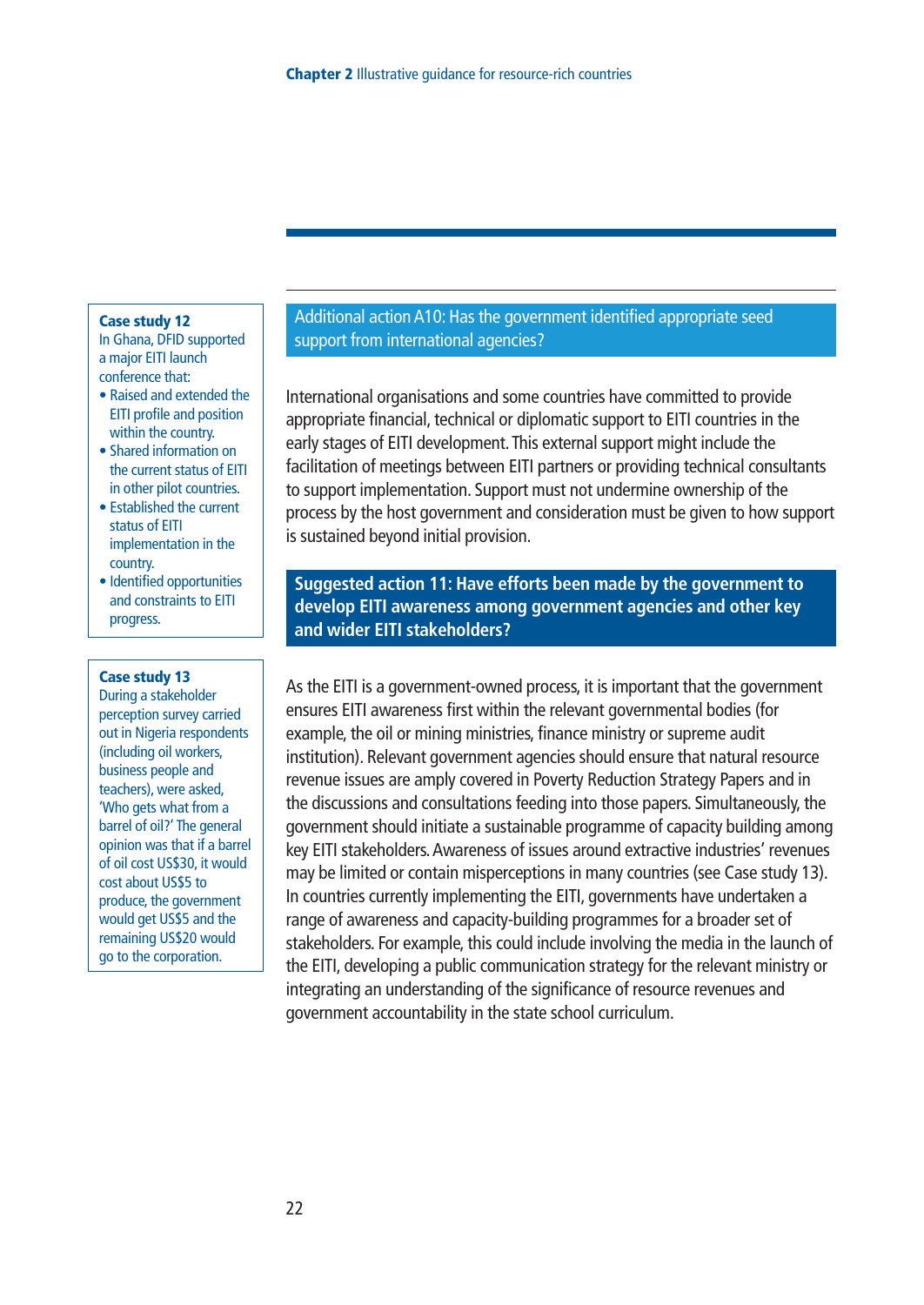**Case study 12**

In Ghana, DFID supported a major EITI launch conference that:

- Raised and extended the EITI profile and position within the country.
- Shared information on the current status of EITI in other pilot countries.
- Established the current status of EITI implementation in the country.
- Identified opportunities and constraints to EITI progress.

**Case study 13**

During a stakeholder perception survey carried out in Nigeria respondents (including oil workers, business people and teachers), were asked, 'Who gets what from a barrel of oil?' The general opinion was that if a barrel of oil cost US$30, it would cost about US$5 to produce, the government would get US$5 and the remaining US$20 would go to the corporation.

### Additional action A10: Has the government identified appropriate seed support from international agencies?

International organisations and some countries have committed to provide appropriate financial, technical or diplomatic support to EITI countries in the early stages of EITI development. This external support might include the facilitation of meetings between EITI partners or providing technical consultants to support implementation. Support must not undermine ownership of the process by the host government and consideration must be given to how support is sustained beyond initial provision.

### Suggested action 11: Have efforts been made by the government to develop EITI awareness among government agencies and other key and wider EITI stakeholders?

As the EITI is a government-owned process, it is important that the government ensures EITI awareness first within the relevant governmental bodies (for example, the oil or mining ministries, finance ministry or supreme audit institution). Relevant government agencies should ensure that natural resource revenue issues are amply covered in Poverty Reduction Strategy Papers and in the discussions and consultations feeding into those papers. Simultaneously, the government should initiate a sustainable programme of capacity building among key EITI stakeholders. Awareness of issues around extractive industries' revenues may be limited or contain misperceptions in many countries (see Case study 13). In countries currently implementing the EITI, governments have undertaken a range of awareness and capacity-building programmes for a broader set of stakeholders. For example, this could include involving the media in the launch of the EITI, developing a public communication strategy for the relevant ministry or integrating an understanding of the significance of resource revenues and government accountability in the state school curriculum.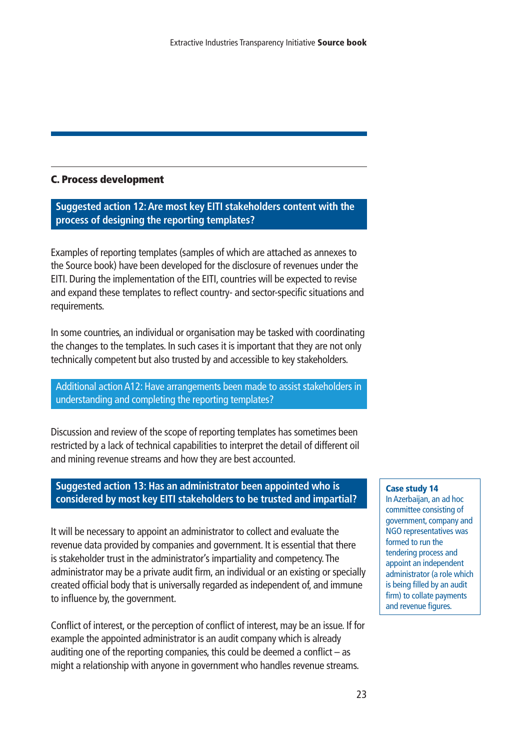## C. Process development

**Suggested action 12: Are most key EITI stakeholders content with the process of designing the reporting templates?**

Examples of reporting templates (samples of which are attached as annexes to the Source book) have been developed for the disclosure of revenues under the EITI. During the implementation of the EITI, countries will be expected to revise and expand these templates to reflect country- and sector-specific situations and requirements.

In some countries, an individual or organisation may be tasked with coordinating the changes to the templates. In such cases it is important that they are not only technically competent but also trusted by and accessible to key stakeholders.

Additional action A12: Have arrangements been made to assist stakeholders in understanding and completing the reporting templates?

Discussion and review of the scope of reporting templates has sometimes been restricted by a lack of technical capabilities to interpret the detail of different oil and mining revenue streams and how they are best accounted.

**Suggested action 13: Has an administrator been appointed who is considered by most key EITI stakeholders to be trusted and impartial?**

It will be necessary to appoint an administrator to collect and evaluate the revenue data provided by companies and government. It is essential that there is stakeholder trust in the administrator's impartiality and competency. The administrator may be a private audit firm, an individual or an existing or specially created official body that is universally regarded as independent of, and immune to influence by, the government.

Conflict of interest, or the perception of conflict of interest, may be an issue. If for example the appointed administrator is an audit company which is already auditing one of the reporting companies, this could be deemed a conflict – as might a relationship with anyone in government who handles revenue streams.

**Case study 14**

In Azerbaijan, an ad hoc committee consisting of government, company and NGO representatives was formed to run the tendering process and appoint an independent administrator (a role which is being filled by an audit firm) to collate payments and revenue figures.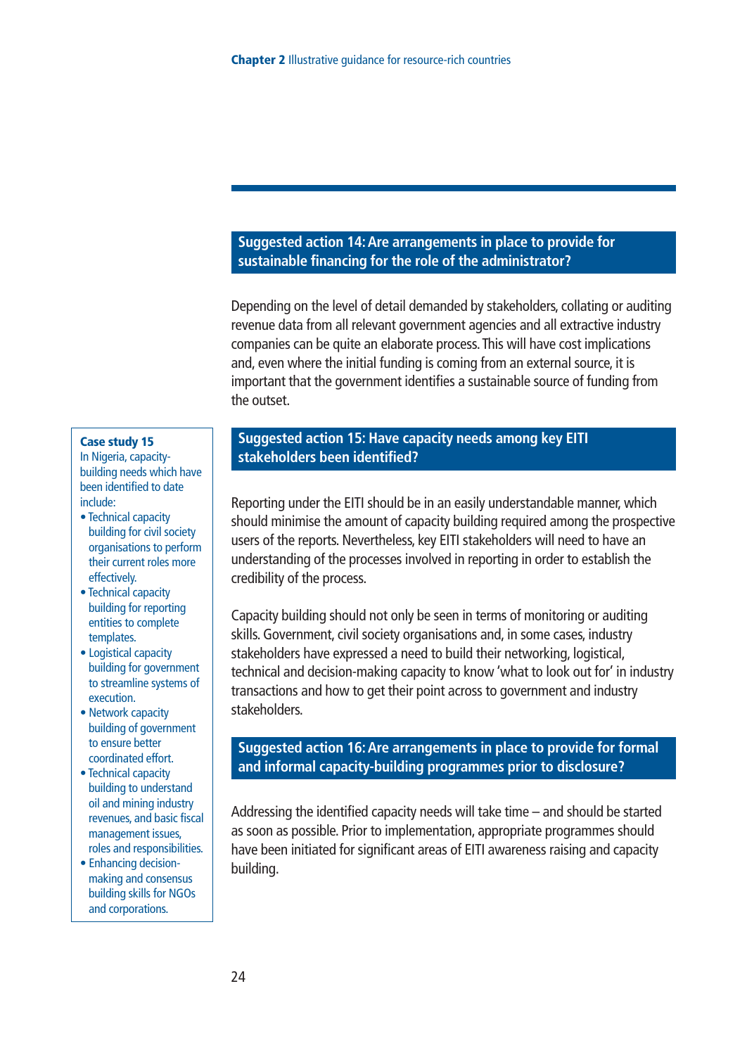### Suggested action 14: Are arrangements in place to provide for sustainable financing for the role of the administrator?

Depending on the level of detail demanded by stakeholders, collating or auditing revenue data from all relevant government agencies and all extractive industry companies can be quite an elaborate process. This will have cost implications and, even where the initial funding is coming from an external source, it is important that the government identifies a sustainable source of funding from the outset.

### Suggested action 15: Have capacity needs among key EITI stakeholders been identified?

Reporting under the EITI should be in an easily understandable manner, which should minimise the amount of capacity building required among the prospective users of the reports. Nevertheless, key EITI stakeholders will need to have an understanding of the processes involved in reporting in order to establish the credibility of the process.

Capacity building should not only be seen in terms of monitoring or auditing skills. Government, civil society organisations and, in some cases, industry stakeholders have expressed a need to build their networking, logistical, technical and decision-making capacity to know 'what to look out for' in industry transactions and how to get their point across to government and industry stakeholders.

> **Case study 15**
>
> In Nigeria, capacity-building needs which have been identified to date include:
>
> - Technical capacity building for civil society organisations to perform their current roles more effectively.
> - Technical capacity building for reporting entities to complete templates.
> - Logistical capacity building for government to streamline systems of execution.
> - Network capacity building of government to ensure better coordinated effort.
> - Technical capacity building to understand oil and mining industry revenues, and basic fiscal management issues, roles and responsibilities.
> - Enhancing decision-making and consensus building skills for NGOs and corporations.

### Suggested action 16: Are arrangements in place to provide for formal and informal capacity-building programmes prior to disclosure?

Addressing the identified capacity needs will take time – and should be started as soon as possible. Prior to implementation, appropriate programmes should have been initiated for significant areas of EITI awareness raising and capacity building.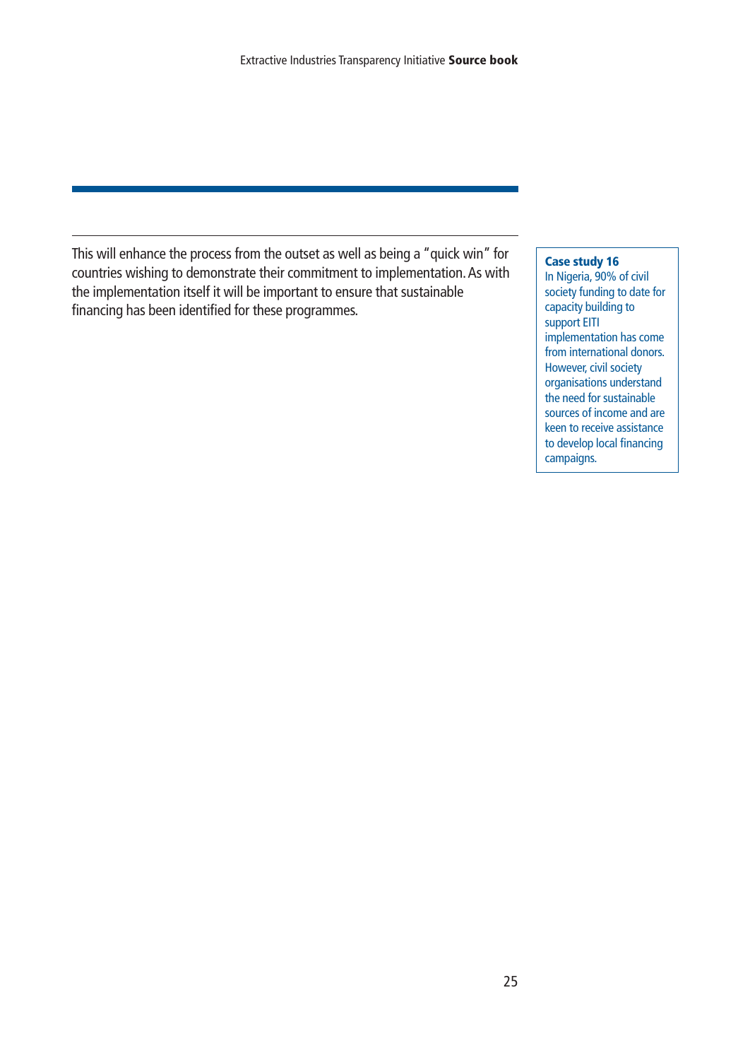This will enhance the process from the outset as well as being a "quick win" for countries wishing to demonstrate their commitment to implementation. As with the implementation itself it will be important to ensure that sustainable financing has been identified for these programmes.

**Case study 16**
In Nigeria, 90% of civil society funding to date for capacity building to support EITI implementation has come from international donors. However, civil society organisations understand the need for sustainable sources of income and are keen to receive assistance to develop local financing campaigns.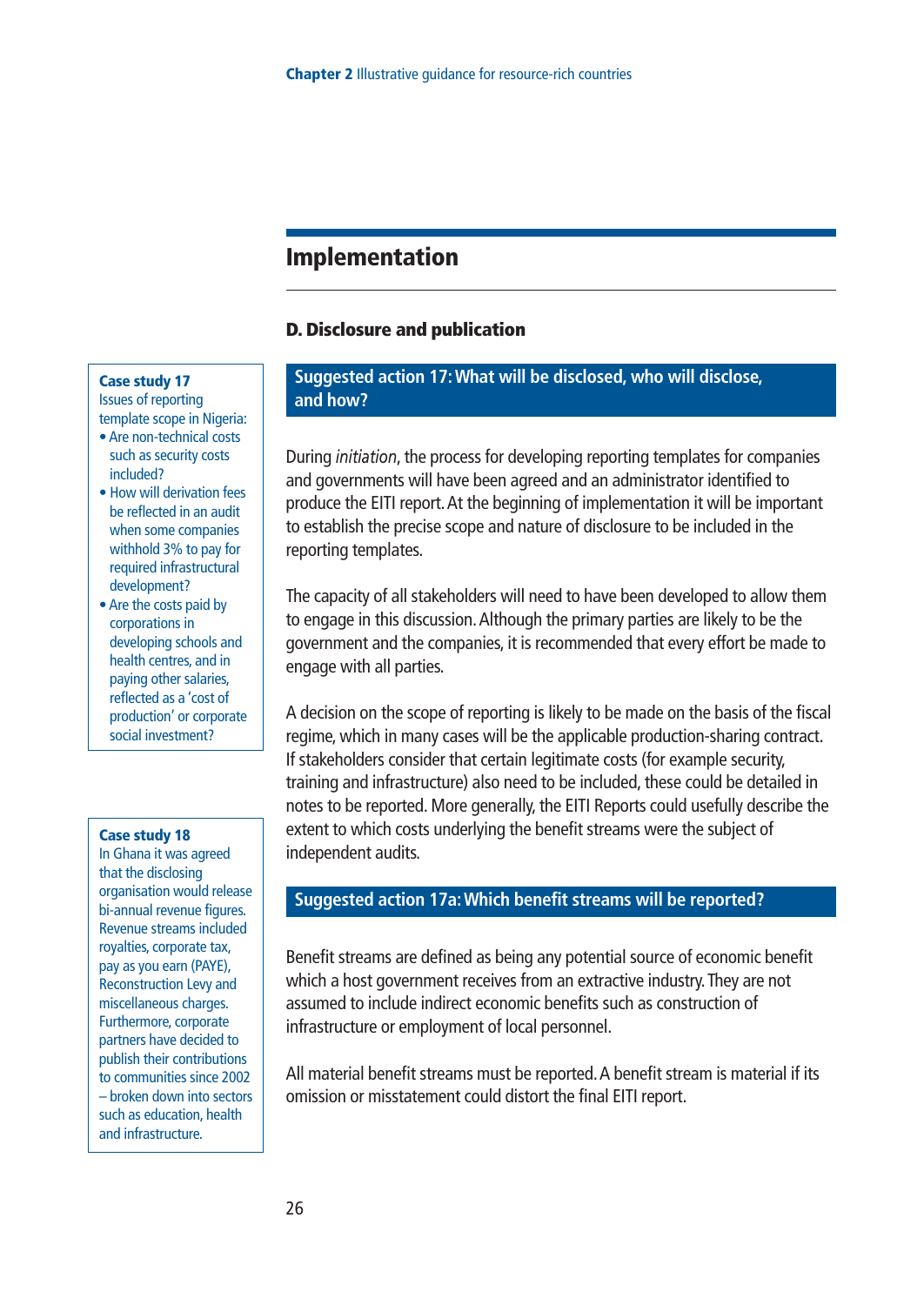# Implementation

## D. Disclosure and publication

### Suggested action 17: What will be disclosed, who will disclose, and how?

During *initiation*, the process for developing reporting templates for companies and governments will have been agreed and an administrator identified to produce the EITI report. At the beginning of implementation it will be important to establish the precise scope and nature of disclosure to be included in the reporting templates.

The capacity of all stakeholders will need to have been developed to allow them to engage in this discussion. Although the primary parties are likely to be the government and the companies, it is recommended that every effort be made to engage with all parties.

A decision on the scope of reporting is likely to be made on the basis of the fiscal regime, which in many cases will be the applicable production-sharing contract. If stakeholders consider that certain legitimate costs (for example security, training and infrastructure) also need to be included, these could be detailed in notes to be reported. More generally, the EITI Reports could usefully describe the extent to which costs underlying the benefit streams were the subject of independent audits.

### Suggested action 17a: Which benefit streams will be reported?

Benefit streams are defined as being any potential source of economic benefit which a host government receives from an extractive industry. They are not assumed to include indirect economic benefits such as construction of infrastructure or employment of local personnel.

All material benefit streams must be reported. A benefit stream is material if its omission or misstatement could distort the final EITI report.

**Case study 17**
Issues of reporting template scope in Nigeria:

- Are non-technical costs such as security costs included?
- How will derivation fees be reflected in an audit when some companies withhold 3% to pay for required infrastructural development?
- Are the costs paid by corporations in developing schools and health centres, and in paying other salaries, reflected as a 'cost of production' or corporate social investment?

**Case study 18**
In Ghana it was agreed that the disclosing organisation would release bi-annual revenue figures. Revenue streams included royalties, corporate tax, pay as you earn (PAYE), Reconstruction Levy and miscellaneous charges. Furthermore, corporate partners have decided to publish their contributions to communities since 2002 – broken down into sectors such as education, health and infrastructure.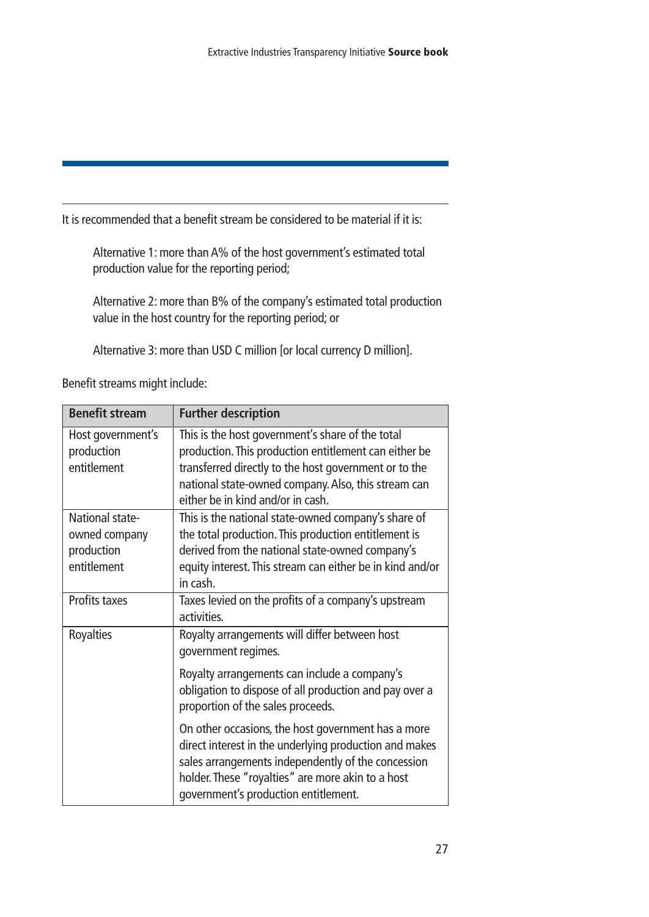It is recommended that a benefit stream be considered to be material if it is:

> Alternative 1: more than A% of the host government's estimated total production value for the reporting period;
>
> Alternative 2: more than B% of the company's estimated total production value in the host country for the reporting period; or
>
> Alternative 3: more than USD C million [or local currency D million].

Benefit streams might include:

| Benefit stream | Further description |
|---|---|
| Host government's production entitlement | This is the host government's share of the total production. This production entitlement can either be transferred directly to the host government or to the national state-owned company. Also, this stream can either be in kind and/or in cash. |
| National state-owned company production entitlement | This is the national state-owned company's share of the total production. This production entitlement is derived from the national state-owned company's equity interest. This stream can either be in kind and/or in cash. |
| Profits taxes | Taxes levied on the profits of a company's upstream activities. |
| Royalties | Royalty arrangements will differ between host government regimes.<br><br>Royalty arrangements can include a company's obligation to dispose of all production and pay over a proportion of the sales proceeds.<br><br>On other occasions, the host government has a more direct interest in the underlying production and makes sales arrangements independently of the concession holder. These "royalties" are more akin to a host government's production entitlement. |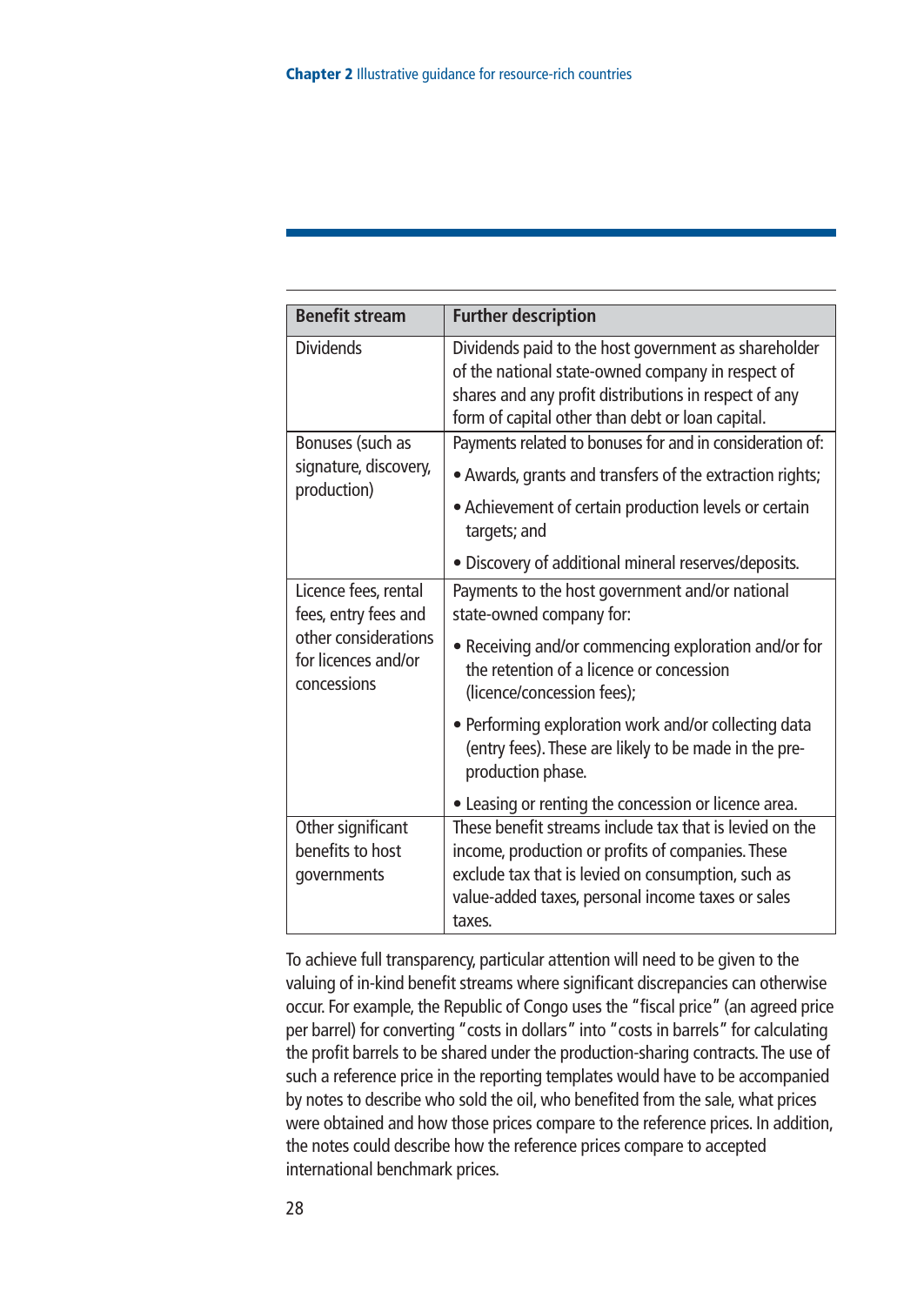| Benefit stream | Further description |
|---|---|
| Dividends | Dividends paid to the host government as shareholder of the national state-owned company in respect of shares and any profit distributions in respect of any form of capital other than debt or loan capital. |
| Bonuses (such as signature, discovery, production) | Payments related to bonuses for and in consideration of:<br>• Awards, grants and transfers of the extraction rights;<br>• Achievement of certain production levels or certain targets; and<br>• Discovery of additional mineral reserves/deposits. |
| Licence fees, rental fees, entry fees and other considerations for licences and/or concessions | Payments to the host government and/or national state-owned company for:<br>• Receiving and/or commencing exploration and/or for the retention of a licence or concession (licence/concession fees);<br>• Performing exploration work and/or collecting data (entry fees). These are likely to be made in the pre-production phase.<br>• Leasing or renting the concession or licence area. |
| Other significant benefits to host governments | These benefit streams include tax that is levied on the income, production or profits of companies. These exclude tax that is levied on consumption, such as value-added taxes, personal income taxes or sales taxes. |

To achieve full transparency, particular attention will need to be given to the valuing of in-kind benefit streams where significant discrepancies can otherwise occur. For example, the Republic of Congo uses the "fiscal price" (an agreed price per barrel) for converting "costs in dollars" into "costs in barrels" for calculating the profit barrels to be shared under the production-sharing contracts. The use of such a reference price in the reporting templates would have to be accompanied by notes to describe who sold the oil, who benefited from the sale, what prices were obtained and how those prices compare to the reference prices. In addition, the notes could describe how the reference prices compare to accepted international benchmark prices.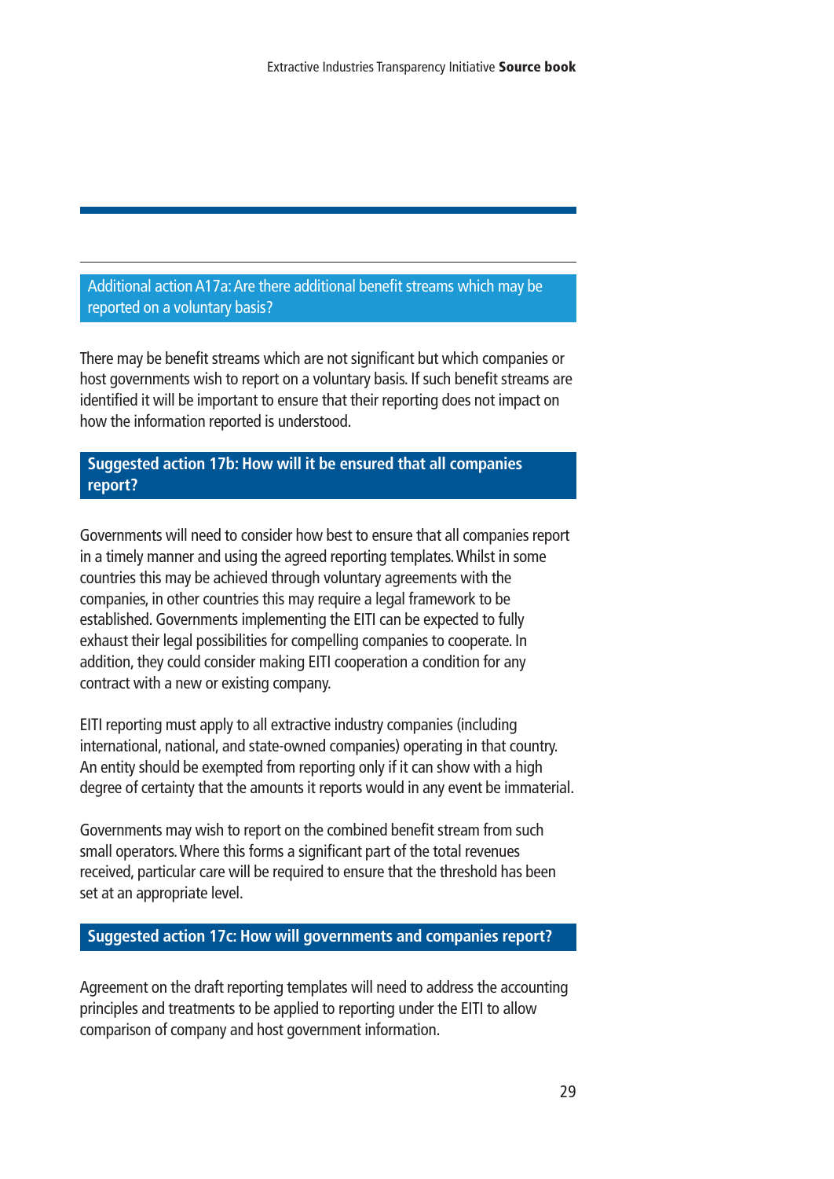### Additional action A17a: Are there additional benefit streams which may be reported on a voluntary basis?

There may be benefit streams which are not significant but which companies or host governments wish to report on a voluntary basis. If such benefit streams are identified it will be important to ensure that their reporting does not impact on how the information reported is understood.

### Suggested action 17b: How will it be ensured that all companies report?

Governments will need to consider how best to ensure that all companies report in a timely manner and using the agreed reporting templates. Whilst in some countries this may be achieved through voluntary agreements with the companies, in other countries this may require a legal framework to be established. Governments implementing the EITI can be expected to fully exhaust their legal possibilities for compelling companies to cooperate. In addition, they could consider making EITI cooperation a condition for any contract with a new or existing company.

EITI reporting must apply to all extractive industry companies (including international, national, and state-owned companies) operating in that country. An entity should be exempted from reporting only if it can show with a high degree of certainty that the amounts it reports would in any event be immaterial.

Governments may wish to report on the combined benefit stream from such small operators. Where this forms a significant part of the total revenues received, particular care will be required to ensure that the threshold has been set at an appropriate level.

### Suggested action 17c: How will governments and companies report?

Agreement on the draft reporting templates will need to address the accounting principles and treatments to be applied to reporting under the EITI to allow comparison of company and host government information.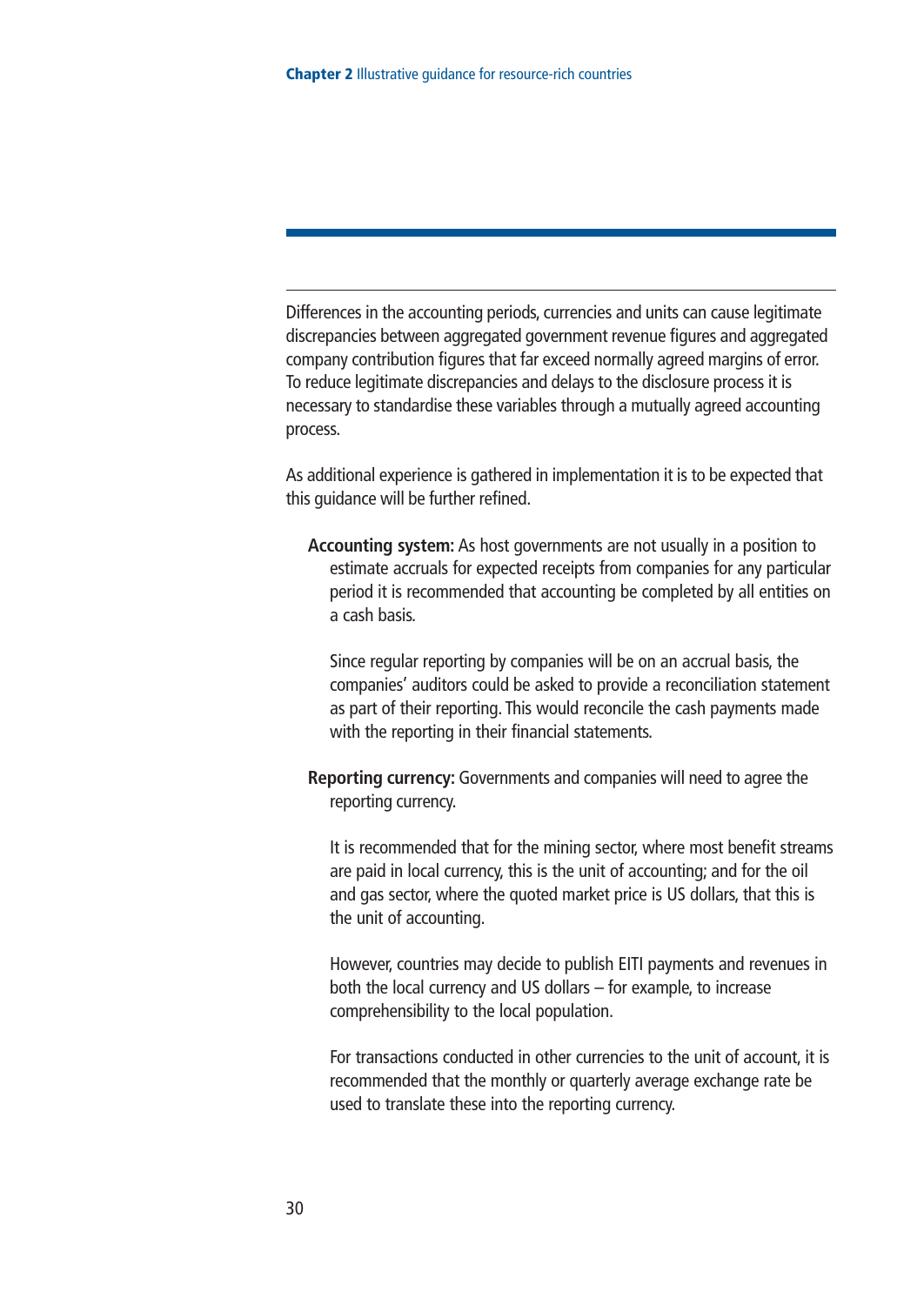Differences in the accounting periods, currencies and units can cause legitimate discrepancies between aggregated government revenue figures and aggregated company contribution figures that far exceed normally agreed margins of error. To reduce legitimate discrepancies and delays to the disclosure process it is necessary to standardise these variables through a mutually agreed accounting process.

As additional experience is gathered in implementation it is to be expected that this guidance will be further refined.

**Accounting system:** As host governments are not usually in a position to estimate accruals for expected receipts from companies for any particular period it is recommended that accounting be completed by all entities on a cash basis.

Since regular reporting by companies will be on an accrual basis, the companies' auditors could be asked to provide a reconciliation statement as part of their reporting. This would reconcile the cash payments made with the reporting in their financial statements.

**Reporting currency:** Governments and companies will need to agree the reporting currency.

It is recommended that for the mining sector, where most benefit streams are paid in local currency, this is the unit of accounting; and for the oil and gas sector, where the quoted market price is US dollars, that this is the unit of accounting.

However, countries may decide to publish EITI payments and revenues in both the local currency and US dollars – for example, to increase comprehensibility to the local population.

For transactions conducted in other currencies to the unit of account, it is recommended that the monthly or quarterly average exchange rate be used to translate these into the reporting currency.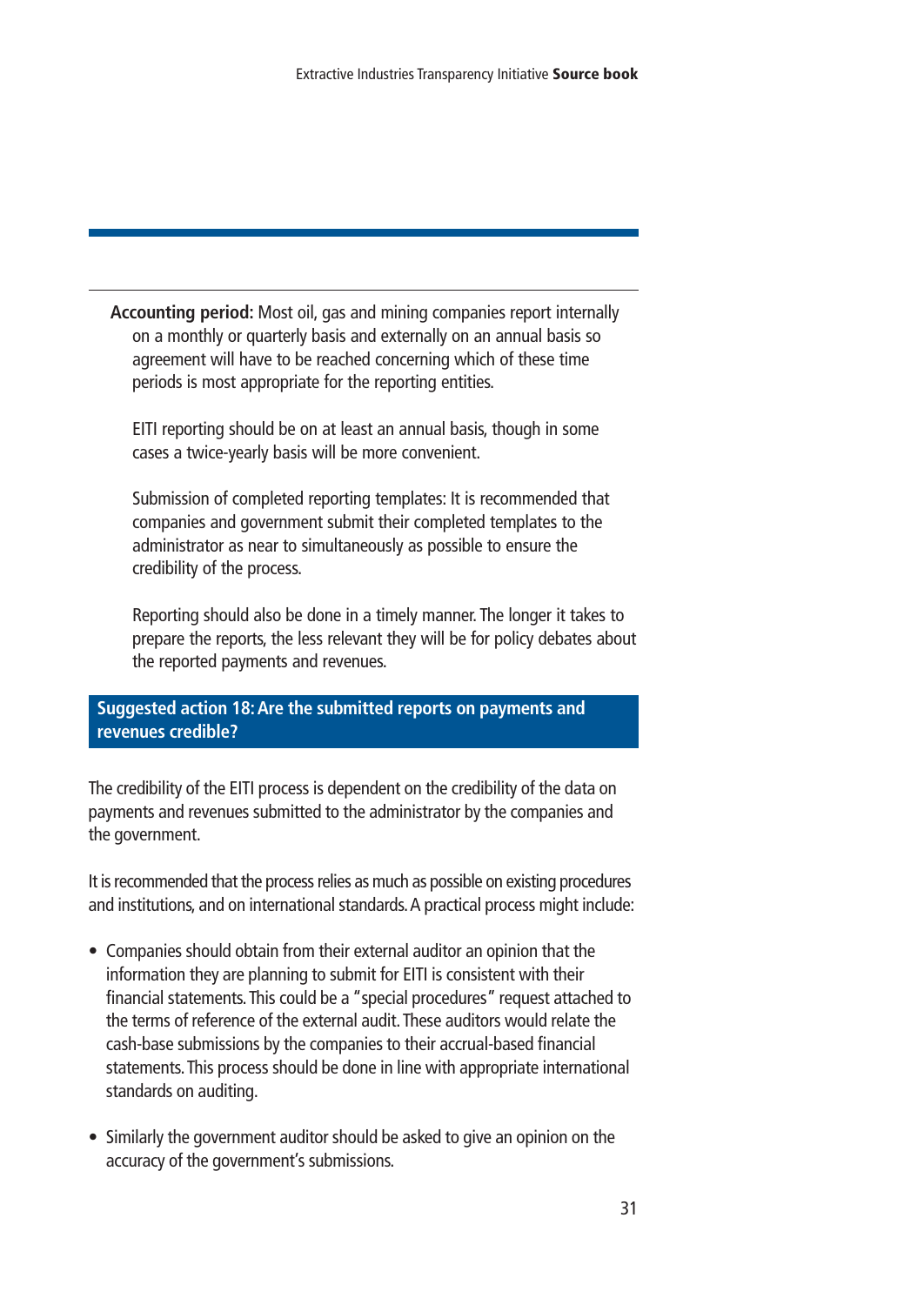**Accounting period:** Most oil, gas and mining companies report internally on a monthly or quarterly basis and externally on an annual basis so agreement will have to be reached concerning which of these time periods is most appropriate for the reporting entities.

EITI reporting should be on at least an annual basis, though in some cases a twice-yearly basis will be more convenient.

Submission of completed reporting templates: It is recommended that companies and government submit their completed templates to the administrator as near to simultaneously as possible to ensure the credibility of the process.

Reporting should also be done in a timely manner. The longer it takes to prepare the reports, the less relevant they will be for policy debates about the reported payments and revenues.

## Suggested action 18: Are the submitted reports on payments and revenues credible?

The credibility of the EITI process is dependent on the credibility of the data on payments and revenues submitted to the administrator by the companies and the government.

It is recommended that the process relies as much as possible on existing procedures and institutions, and on international standards. A practical process might include:

- Companies should obtain from their external auditor an opinion that the information they are planning to submit for EITI is consistent with their financial statements. This could be a "special procedures" request attached to the terms of reference of the external audit. These auditors would relate the cash-base submissions by the companies to their accrual-based financial statements. This process should be done in line with appropriate international standards on auditing.
- Similarly the government auditor should be asked to give an opinion on the accuracy of the government's submissions.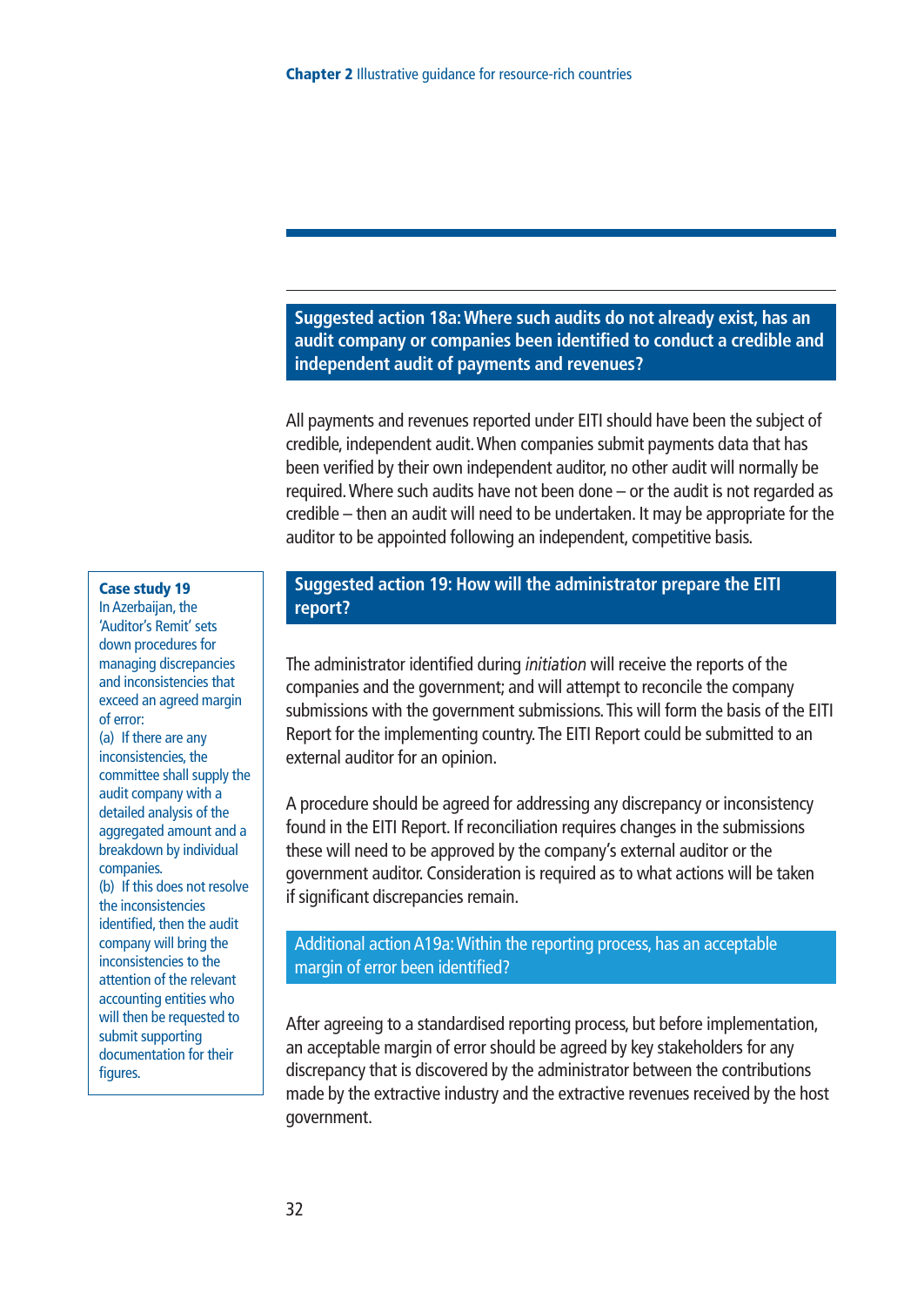### Suggested action 18a: Where such audits do not already exist, has an audit company or companies been identified to conduct a credible and independent audit of payments and revenues?

All payments and revenues reported under EITI should have been the subject of credible, independent audit. When companies submit payments data that has been verified by their own independent auditor, no other audit will normally be required. Where such audits have not been done – or the audit is not regarded as credible – then an audit will need to be undertaken. It may be appropriate for the auditor to be appointed following an independent, competitive basis.

### Suggested action 19: How will the administrator prepare the EITI report?

The administrator identified during *initiation* will receive the reports of the companies and the government; and will attempt to reconcile the company submissions with the government submissions. This will form the basis of the EITI Report for the implementing country. The EITI Report could be submitted to an external auditor for an opinion.

A procedure should be agreed for addressing any discrepancy or inconsistency found in the EITI Report. If reconciliation requires changes in the submissions these will need to be approved by the company's external auditor or the government auditor. Consideration is required as to what actions will be taken if significant discrepancies remain.

> **Case study 19**
>
> In Azerbaijan, the 'Auditor's Remit' sets down procedures for managing discrepancies and inconsistencies that exceed an agreed margin of error:
>
> (a) If there are any inconsistencies, the committee shall supply the audit company with a detailed analysis of the aggregated amount and a breakdown by individual companies.
>
> (b) If this does not resolve the inconsistencies identified, then the audit company will bring the inconsistencies to the attention of the relevant accounting entities who will then be requested to submit supporting documentation for their figures.

#### Additional action A19a: Within the reporting process, has an acceptable margin of error been identified?

After agreeing to a standardised reporting process, but before implementation, an acceptable margin of error should be agreed by key stakeholders for any discrepancy that is discovered by the administrator between the contributions made by the extractive industry and the extractive revenues received by the host government.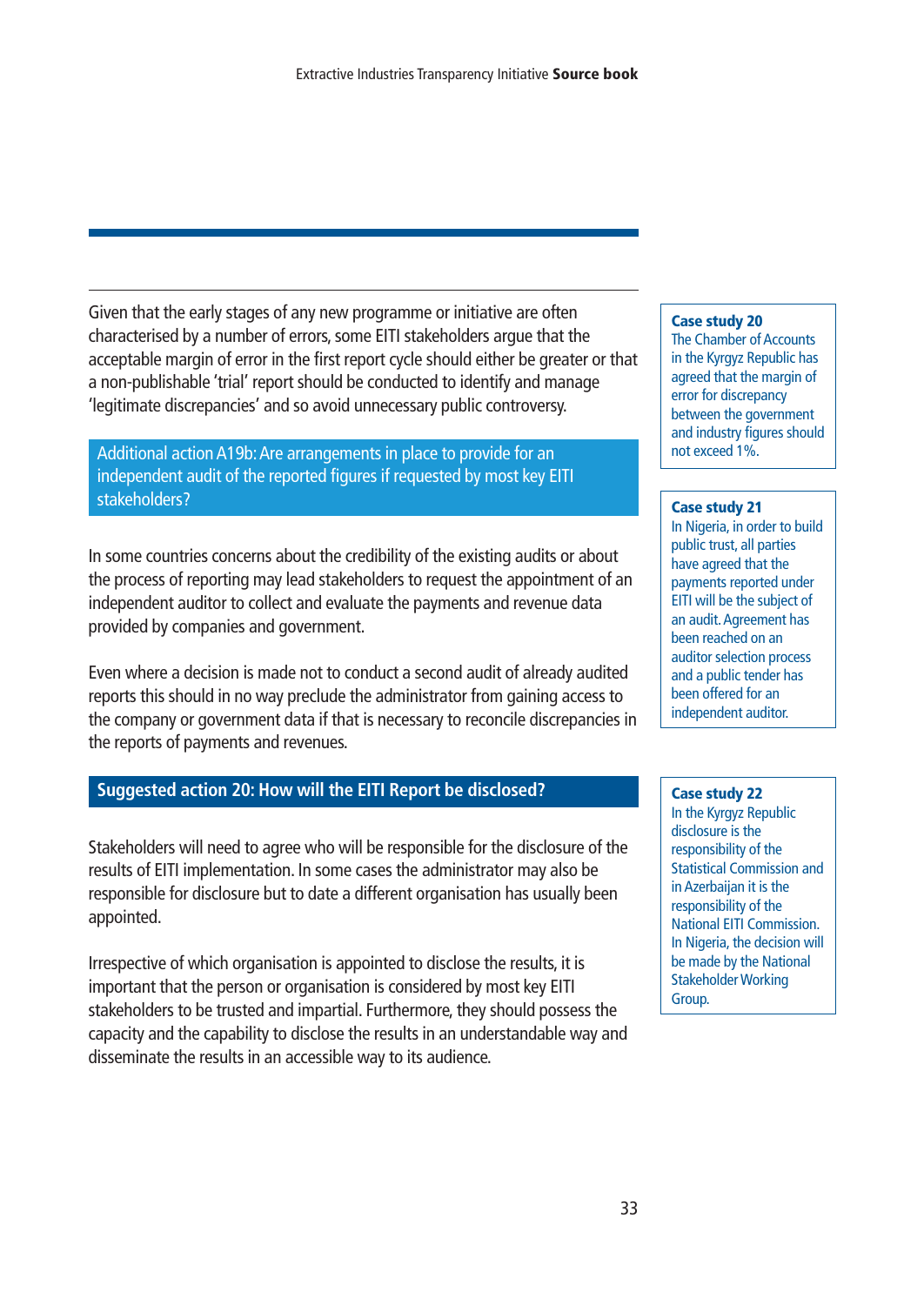Given that the early stages of any new programme or initiative are often characterised by a number of errors, some EITI stakeholders argue that the acceptable margin of error in the first report cycle should either be greater or that a non-publishable 'trial' report should be conducted to identify and manage 'legitimate discrepancies' and so avoid unnecessary public controversy.

**Case study 20**
The Chamber of Accounts in the Kyrgyz Republic has agreed that the margin of error for discrepancy between the government and industry figures should not exceed 1%.

### Additional action A19b: Are arrangements in place to provide for an independent audit of the reported figures if requested by most key EITI stakeholders?

In some countries concerns about the credibility of the existing audits or about the process of reporting may lead stakeholders to request the appointment of an independent auditor to collect and evaluate the payments and revenue data provided by companies and government.

Even where a decision is made not to conduct a second audit of already audited reports this should in no way preclude the administrator from gaining access to the company or government data if that is necessary to reconcile discrepancies in the reports of payments and revenues.

**Case study 21**
In Nigeria, in order to build public trust, all parties have agreed that the payments reported under EITI will be the subject of an audit. Agreement has been reached on an auditor selection process and a public tender has been offered for an independent auditor.

### Suggested action 20: How will the EITI Report be disclosed?

Stakeholders will need to agree who will be responsible for the disclosure of the results of EITI implementation. In some cases the administrator may also be responsible for disclosure but to date a different organisation has usually been appointed.

Irrespective of which organisation is appointed to disclose the results, it is important that the person or organisation is considered by most key EITI stakeholders to be trusted and impartial. Furthermore, they should possess the capacity and the capability to disclose the results in an understandable way and disseminate the results in an accessible way to its audience.

**Case study 22**
In the Kyrgyz Republic disclosure is the responsibility of the Statistical Commission and in Azerbaijan it is the responsibility of the National EITI Commission. In Nigeria, the decision will be made by the National Stakeholder Working Group.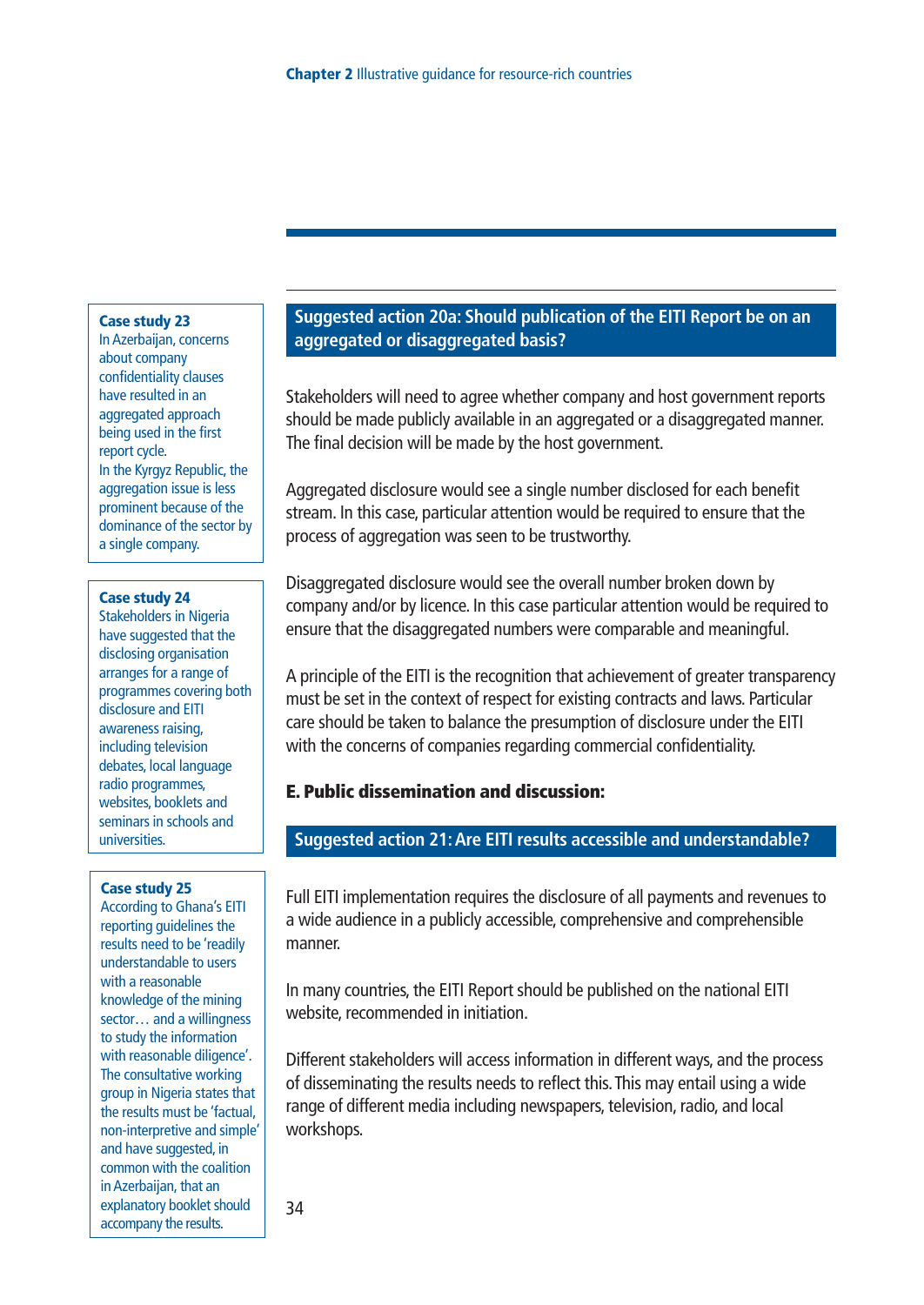**Case study 23**
In Azerbaijan, concerns about company confidentiality clauses have resulted in an aggregated approach being used in the first report cycle.
In the Kyrgyz Republic, the aggregation issue is less prominent because of the dominance of the sector by a single company.

**Case study 24**
Stakeholders in Nigeria have suggested that the disclosing organisation arranges for a range of programmes covering both disclosure and EITI awareness raising, including television debates, local language radio programmes, websites, booklets and seminars in schools and universities.

**Case study 25**
According to Ghana's EITI reporting guidelines the results need to be 'readily understandable to users with a reasonable knowledge of the mining sector… and a willingness to study the information with reasonable diligence'.
The consultative working group in Nigeria states that the results must be 'factual, non-interpretive and simple' and have suggested, in common with the coalition in Azerbaijan, that an explanatory booklet should accompany the results.

### Suggested action 20a: Should publication of the EITI Report be on an aggregated or disaggregated basis?

Stakeholders will need to agree whether company and host government reports should be made publicly available in an aggregated or a disaggregated manner. The final decision will be made by the host government.

Aggregated disclosure would see a single number disclosed for each benefit stream. In this case, particular attention would be required to ensure that the process of aggregation was seen to be trustworthy.

Disaggregated disclosure would see the overall number broken down by company and/or by licence. In this case particular attention would be required to ensure that the disaggregated numbers were comparable and meaningful.

A principle of the EITI is the recognition that achievement of greater transparency must be set in the context of respect for existing contracts and laws. Particular care should be taken to balance the presumption of disclosure under the EITI with the concerns of companies regarding commercial confidentiality.

## E. Public dissemination and discussion:

### Suggested action 21: Are EITI results accessible and understandable?

Full EITI implementation requires the disclosure of all payments and revenues to a wide audience in a publicly accessible, comprehensive and comprehensible manner.

In many countries, the EITI Report should be published on the national EITI website, recommended in initiation.

Different stakeholders will access information in different ways, and the process of disseminating the results needs to reflect this. This may entail using a wide range of different media including newspapers, television, radio, and local workshops.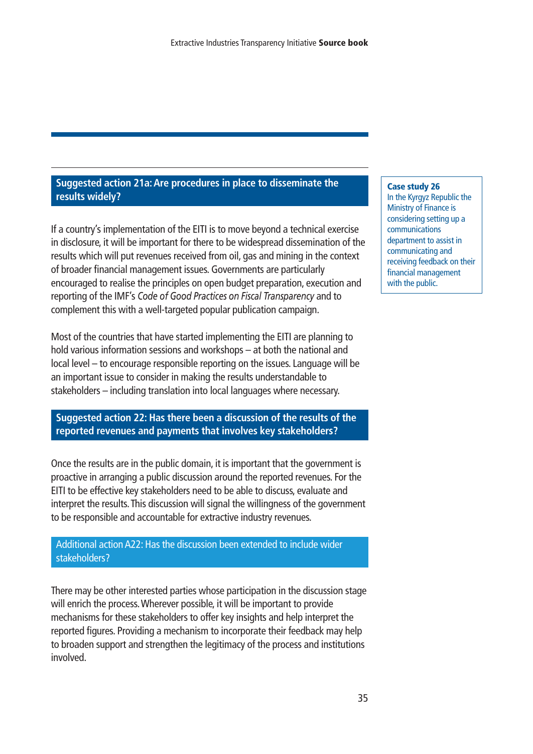## Suggested action 21a: Are procedures in place to disseminate the results widely?

If a country's implementation of the EITI is to move beyond a technical exercise in disclosure, it will be important for there to be widespread dissemination of the results which will put revenues received from oil, gas and mining in the context of broader financial management issues. Governments are particularly encouraged to realise the principles on open budget preparation, execution and reporting of the IMF's *Code of Good Practices on Fiscal Transparency* and to complement this with a well-targeted popular publication campaign.

Most of the countries that have started implementing the EITI are planning to hold various information sessions and workshops – at both the national and local level – to encourage responsible reporting on the issues. Language will be an important issue to consider in making the results understandable to stakeholders – including translation into local languages where necessary.

> **Case study 26**
> In the Kyrgyz Republic the Ministry of Finance is considering setting up a communications department to assist in communicating and receiving feedback on their financial management with the public.

## Suggested action 22: Has there been a discussion of the results of the reported revenues and payments that involves key stakeholders?

Once the results are in the public domain, it is important that the government is proactive in arranging a public discussion around the reported revenues. For the EITI to be effective key stakeholders need to be able to discuss, evaluate and interpret the results. This discussion will signal the willingness of the government to be responsible and accountable for extractive industry revenues.

### Additional action A22: Has the discussion been extended to include wider stakeholders?

There may be other interested parties whose participation in the discussion stage will enrich the process. Wherever possible, it will be important to provide mechanisms for these stakeholders to offer key insights and help interpret the reported figures. Providing a mechanism to incorporate their feedback may help to broaden support and strengthen the legitimacy of the process and institutions involved.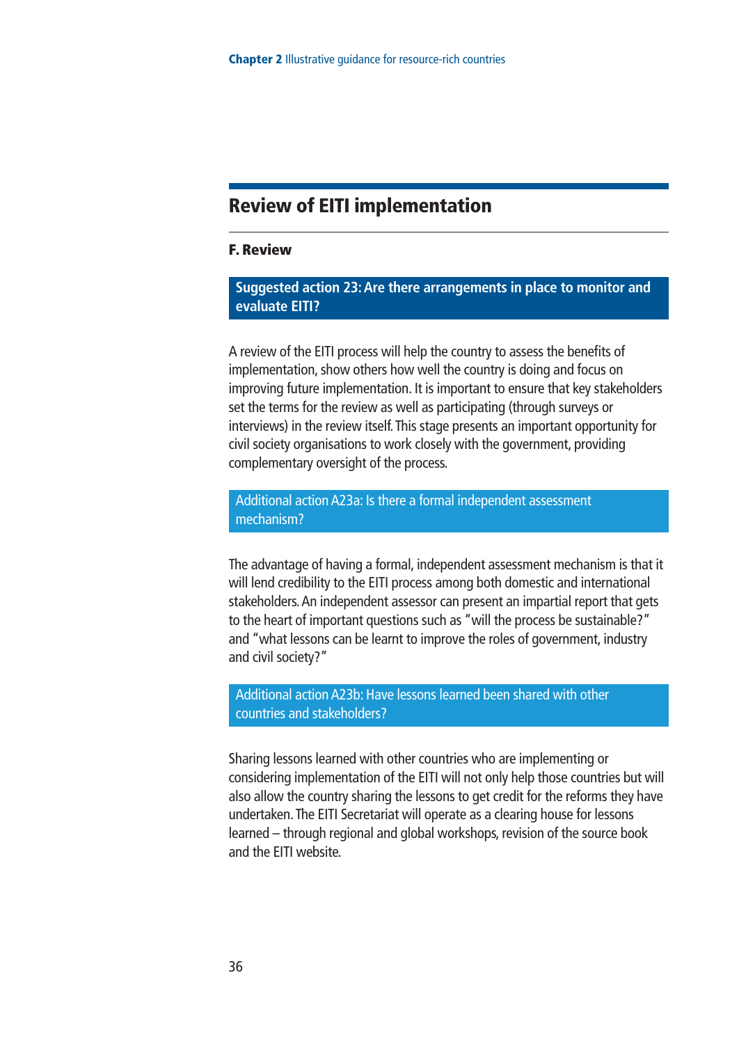## Review of EITI implementation

### F. Review

**Suggested action 23: Are there arrangements in place to monitor and evaluate EITI?**

A review of the EITI process will help the country to assess the benefits of implementation, show others how well the country is doing and focus on improving future implementation. It is important to ensure that key stakeholders set the terms for the review as well as participating (through surveys or interviews) in the review itself. This stage presents an important opportunity for civil society organisations to work closely with the government, providing complementary oversight of the process.

**Additional action A23a: Is there a formal independent assessment mechanism?**

The advantage of having a formal, independent assessment mechanism is that it will lend credibility to the EITI process among both domestic and international stakeholders. An independent assessor can present an impartial report that gets to the heart of important questions such as "will the process be sustainable?" and "what lessons can be learnt to improve the roles of government, industry and civil society?"

**Additional action A23b: Have lessons learned been shared with other countries and stakeholders?**

Sharing lessons learned with other countries who are implementing or considering implementation of the EITI will not only help those countries but will also allow the country sharing the lessons to get credit for the reforms they have undertaken. The EITI Secretariat will operate as a clearing house for lessons learned – through regional and global workshops, revision of the source book and the EITI website.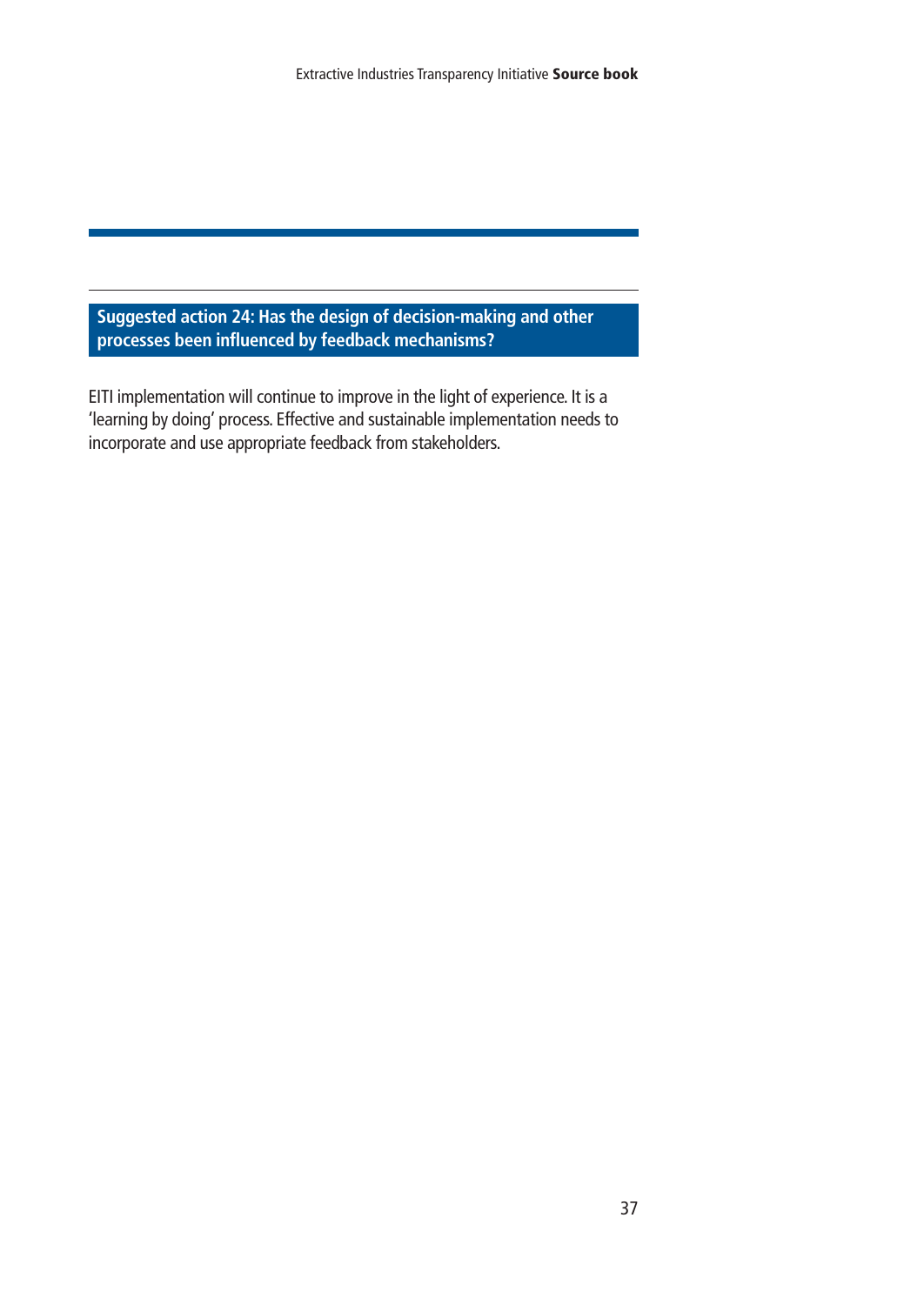## Suggested action 24: Has the design of decision-making and other processes been influenced by feedback mechanisms?

EITI implementation will continue to improve in the light of experience. It is a 'learning by doing' process. Effective and sustainable implementation needs to incorporate and use appropriate feedback from stakeholders.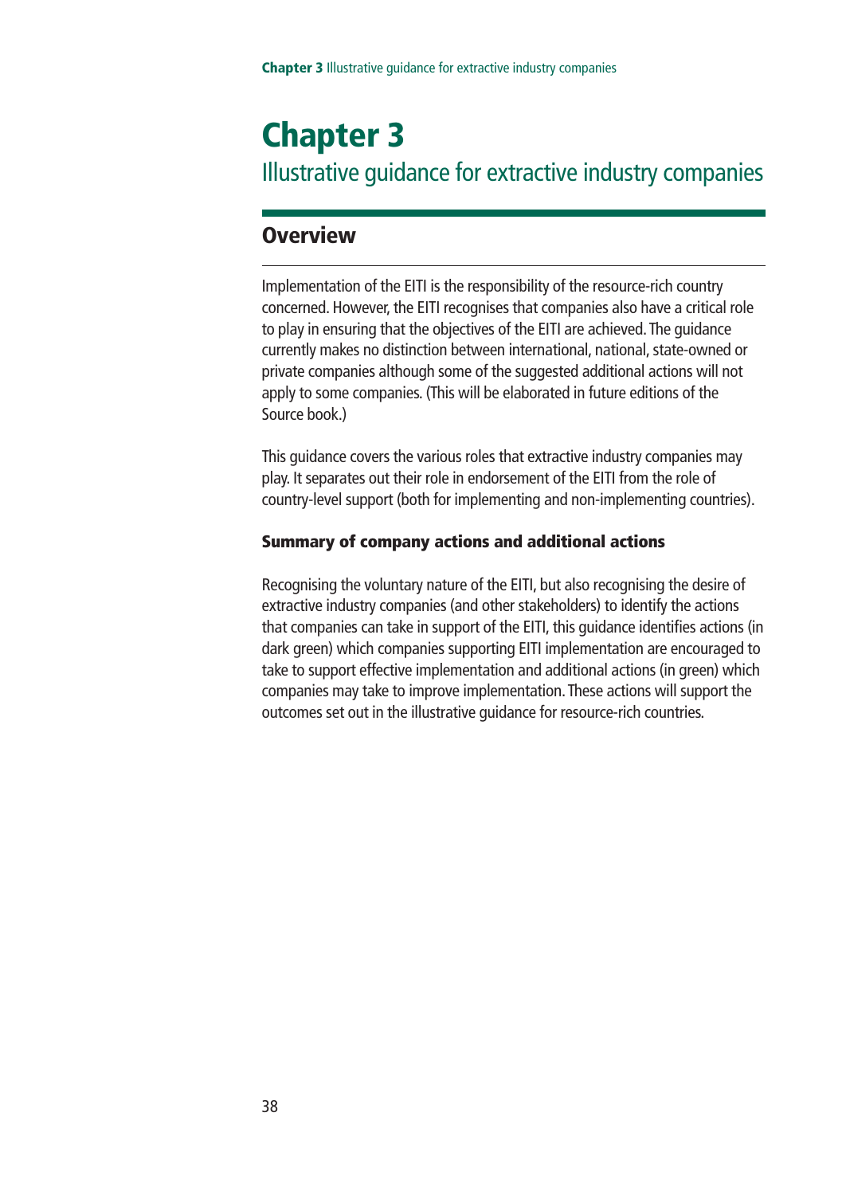# Chapter 3

## Illustrative guidance for extractive industry companies

## Overview

Implementation of the EITI is the responsibility of the resource-rich country concerned. However, the EITI recognises that companies also have a critical role to play in ensuring that the objectives of the EITI are achieved. The guidance currently makes no distinction between international, national, state-owned or private companies although some of the suggested additional actions will not apply to some companies. (This will be elaborated in future editions of the Source book.)

This guidance covers the various roles that extractive industry companies may play. It separates out their role in endorsement of the EITI from the role of country-level support (both for implementing and non-implementing countries).

### Summary of company actions and additional actions

Recognising the voluntary nature of the EITI, but also recognising the desire of extractive industry companies (and other stakeholders) to identify the actions that companies can take in support of the EITI, this guidance identifies actions (in dark green) which companies supporting EITI implementation are encouraged to take to support effective implementation and additional actions (in green) which companies may take to improve implementation. These actions will support the outcomes set out in the illustrative guidance for resource-rich countries.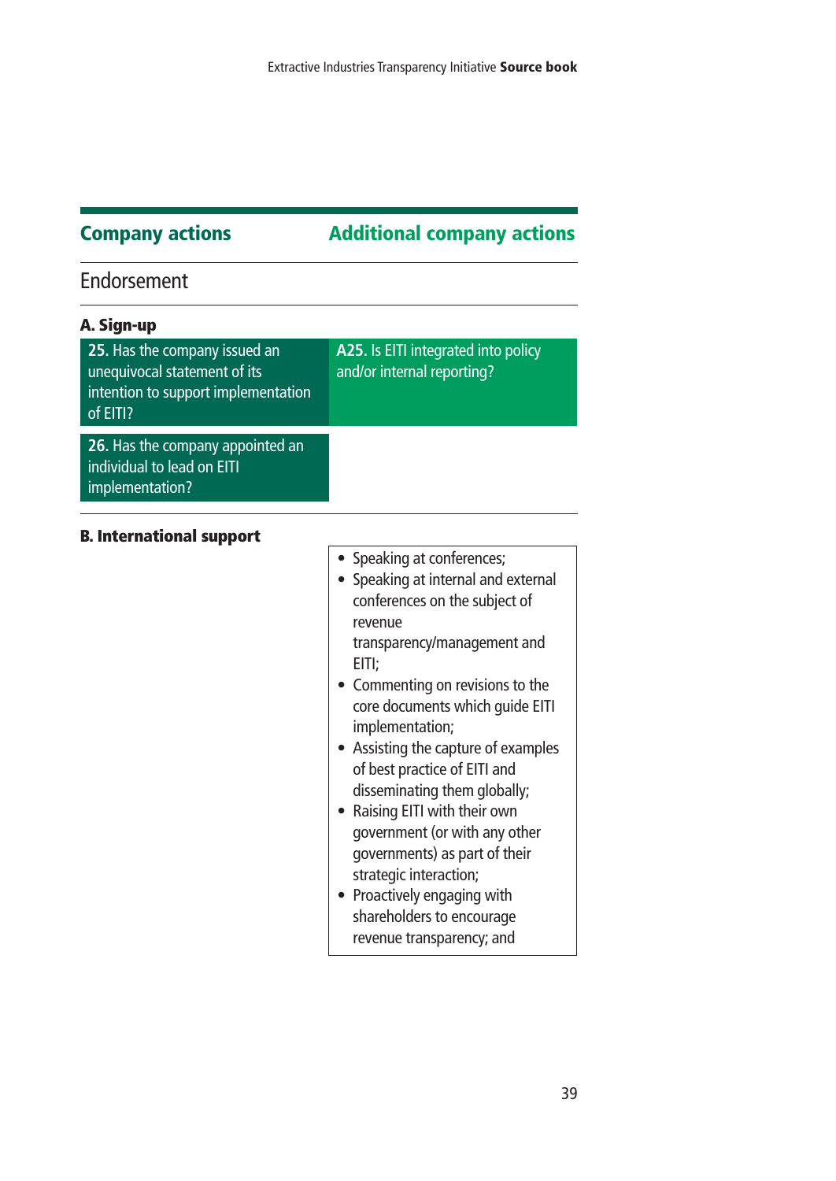| Company actions | Additional company actions |
|---|---|

## Endorsement

### A. Sign-up

| Company actions | Additional company actions |
|---|---|
| **25.** Has the company issued an unequivocal statement of its intention to support implementation of EITI? | **A25.** Is EITI integrated into policy and/or internal reporting? |
| **26.** Has the company appointed an individual to lead on EITI implementation? | |

### B. International support

| Company actions | Additional company actions |
|---|---|
| | • Speaking at conferences;<br>• Speaking at internal and external conferences on the subject of revenue transparency/management and EITI;<br>• Commenting on revisions to the core documents which guide EITI implementation;<br>• Assisting the capture of examples of best practice of EITI and disseminating them globally;<br>• Raising EITI with their own government (or with any other governments) as part of their strategic interaction;<br>• Proactively engaging with shareholders to encourage revenue transparency; and |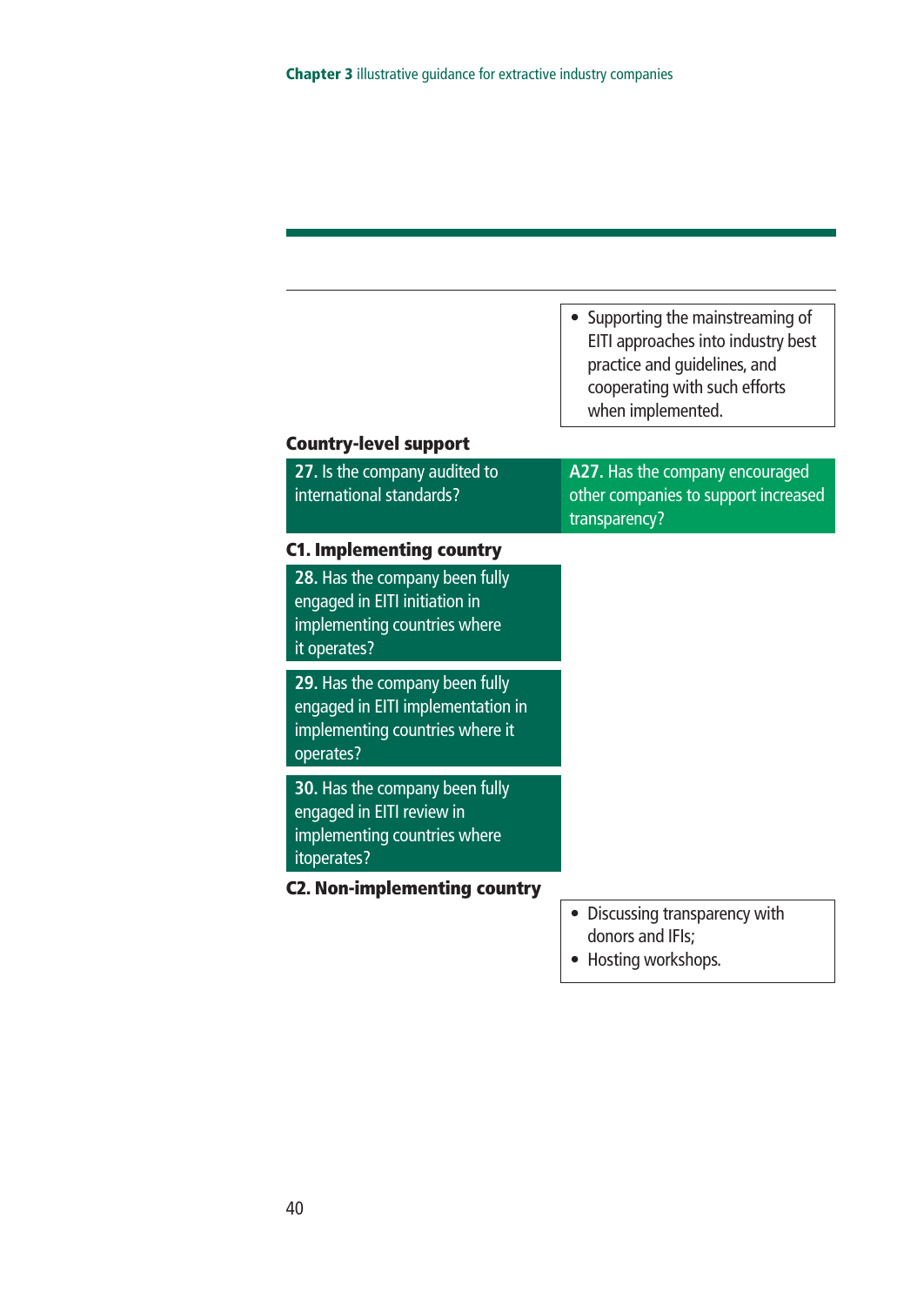- Supporting the mainstreaming of EITI approaches into industry best practice and guidelines, and cooperating with such efforts when implemented.

**Country-level support**

| | |
|---|---|
| **27.** Is the company audited to international standards? | **A27.** Has the company encouraged other companies to support increased transparency? |

**C1. Implementing country**

**28.** Has the company been fully engaged in EITI initiation in implementing countries where it operates?

**29.** Has the company been fully engaged in EITI implementation in implementing countries where it operates?

**30.** Has the company been fully engaged in EITI review in implementing countries where itoperates?

**C2. Non-implementing country**

- Discussing transparency with donors and IFIs;
- Hosting workshops.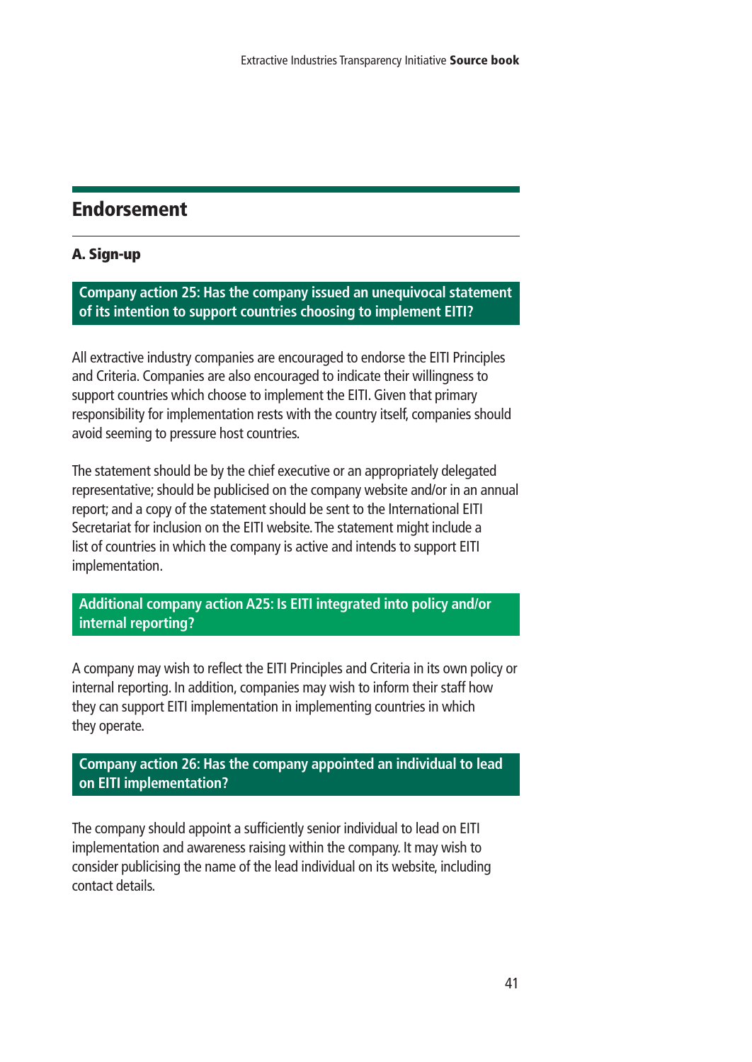## Endorsement

### A. Sign-up

**Company action 25: Has the company issued an unequivocal statement of its intention to support countries choosing to implement EITI?**

All extractive industry companies are encouraged to endorse the EITI Principles and Criteria. Companies are also encouraged to indicate their willingness to support countries which choose to implement the EITI. Given that primary responsibility for implementation rests with the country itself, companies should avoid seeming to pressure host countries.

The statement should be by the chief executive or an appropriately delegated representative; should be publicised on the company website and/or in an annual report; and a copy of the statement should be sent to the International EITI Secretariat for inclusion on the EITI website. The statement might include a list of countries in which the company is active and intends to support EITI implementation.

**Additional company action A25: Is EITI integrated into policy and/or internal reporting?**

A company may wish to reflect the EITI Principles and Criteria in its own policy or internal reporting. In addition, companies may wish to inform their staff how they can support EITI implementation in implementing countries in which they operate.

**Company action 26: Has the company appointed an individual to lead on EITI implementation?**

The company should appoint a sufficiently senior individual to lead on EITI implementation and awareness raising within the company. It may wish to consider publicising the name of the lead individual on its website, including contact details.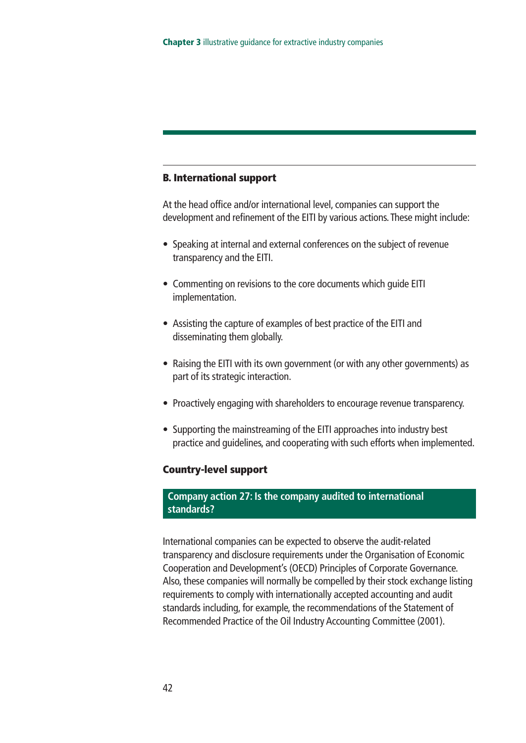## B. International support

At the head office and/or international level, companies can support the development and refinement of the EITI by various actions. These might include:

- Speaking at internal and external conferences on the subject of revenue transparency and the EITI.
- Commenting on revisions to the core documents which guide EITI implementation.
- Assisting the capture of examples of best practice of the EITI and disseminating them globally.
- Raising the EITI with its own government (or with any other governments) as part of its strategic interaction.
- Proactively engaging with shareholders to encourage revenue transparency.
- Supporting the mainstreaming of the EITI approaches into industry best practice and guidelines, and cooperating with such efforts when implemented.

### Country-level support

**Company action 27: Is the company audited to international standards?**

International companies can be expected to observe the audit-related transparency and disclosure requirements under the Organisation of Economic Cooperation and Development's (OECD) Principles of Corporate Governance. Also, these companies will normally be compelled by their stock exchange listing requirements to comply with internationally accepted accounting and audit standards including, for example, the recommendations of the Statement of Recommended Practice of the Oil Industry Accounting Committee (2001).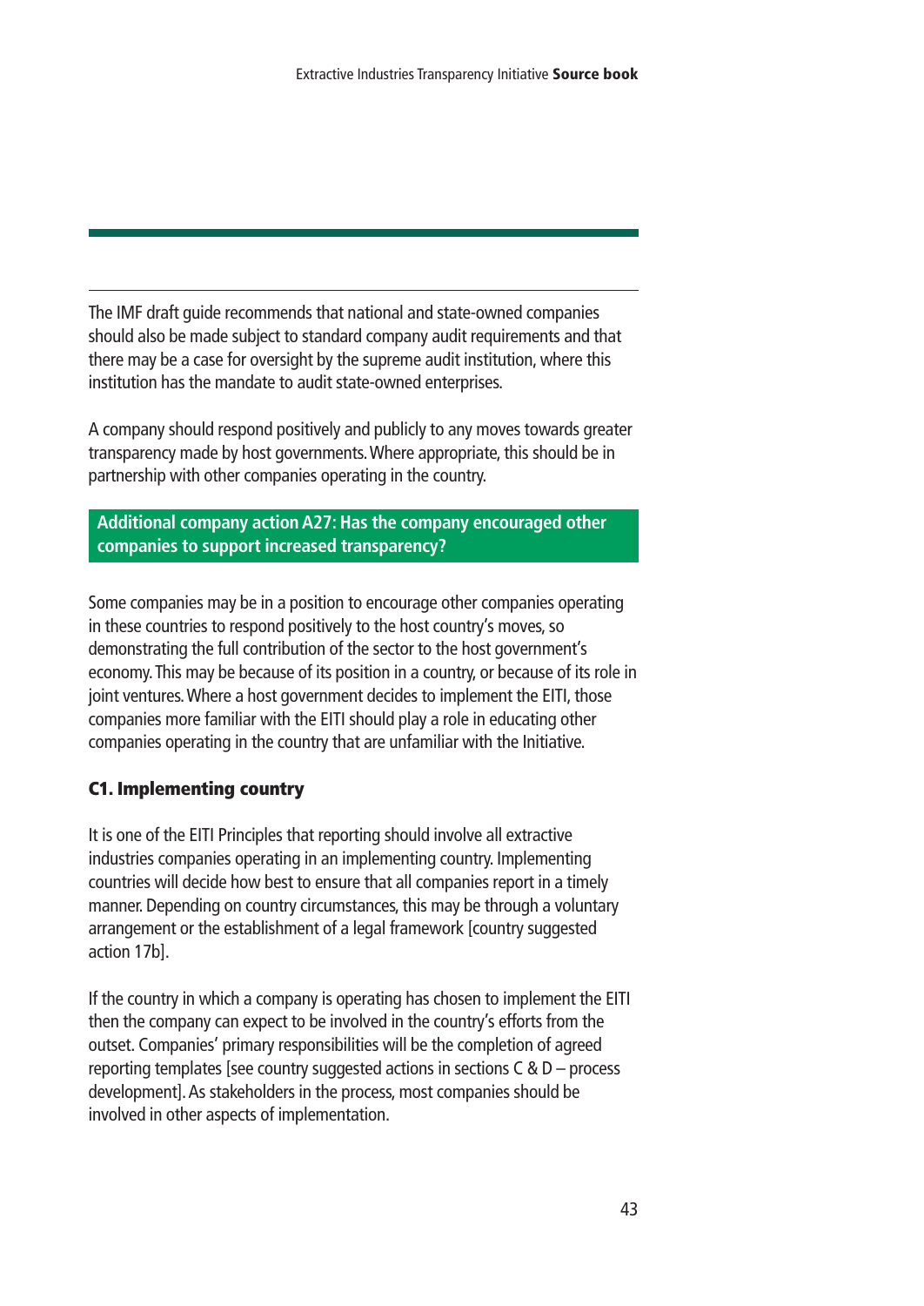The IMF draft guide recommends that national and state-owned companies should also be made subject to standard company audit requirements and that there may be a case for oversight by the supreme audit institution, where this institution has the mandate to audit state-owned enterprises.

A company should respond positively and publicly to any moves towards greater transparency made by host governments. Where appropriate, this should be in partnership with other companies operating in the country.

**Additional company action A27: Has the company encouraged other companies to support increased transparency?**

Some companies may be in a position to encourage other companies operating in these countries to respond positively to the host country's moves, so demonstrating the full contribution of the sector to the host government's economy. This may be because of its position in a country, or because of its role in joint ventures. Where a host government decides to implement the EITI, those companies more familiar with the EITI should play a role in educating other companies operating in the country that are unfamiliar with the Initiative.

### C1. Implementing country

It is one of the EITI Principles that reporting should involve all extractive industries companies operating in an implementing country. Implementing countries will decide how best to ensure that all companies report in a timely manner. Depending on country circumstances, this may be through a voluntary arrangement or the establishment of a legal framework [country suggested action 17b].

If the country in which a company is operating has chosen to implement the EITI then the company can expect to be involved in the country's efforts from the outset. Companies' primary responsibilities will be the completion of agreed reporting templates [see country suggested actions in sections C & D – process development]. As stakeholders in the process, most companies should be involved in other aspects of implementation.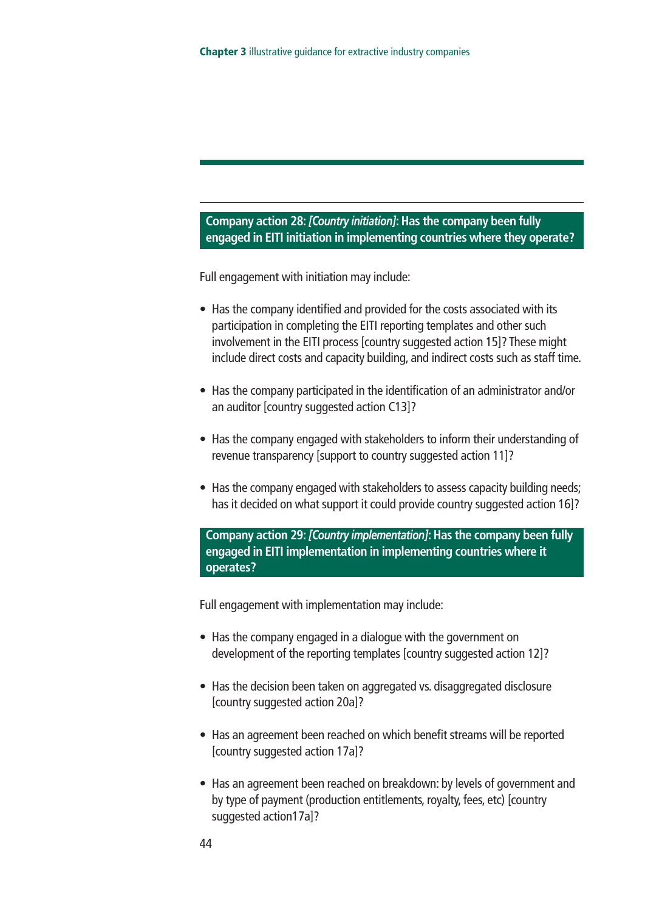### Company action 28: *[Country initiation]*: Has the company been fully engaged in EITI initiation in implementing countries where they operate?

Full engagement with initiation may include:

- Has the company identified and provided for the costs associated with its participation in completing the EITI reporting templates and other such involvement in the EITI process [country suggested action 15]? These might include direct costs and capacity building, and indirect costs such as staff time.
- Has the company participated in the identification of an administrator and/or an auditor [country suggested action C13]?
- Has the company engaged with stakeholders to inform their understanding of revenue transparency [support to country suggested action 11]?
- Has the company engaged with stakeholders to assess capacity building needs; has it decided on what support it could provide country suggested action 16]?

### Company action 29: *[Country implementation]*: Has the company been fully engaged in EITI implementation in implementing countries where it operates?

Full engagement with implementation may include:

- Has the company engaged in a dialogue with the government on development of the reporting templates [country suggested action 12]?
- Has the decision been taken on aggregated vs. disaggregated disclosure [country suggested action 20a]?
- Has an agreement been reached on which benefit streams will be reported [country suggested action 17a]?
- Has an agreement been reached on breakdown: by levels of government and by type of payment (production entitlements, royalty, fees, etc) [country suggested action17a]?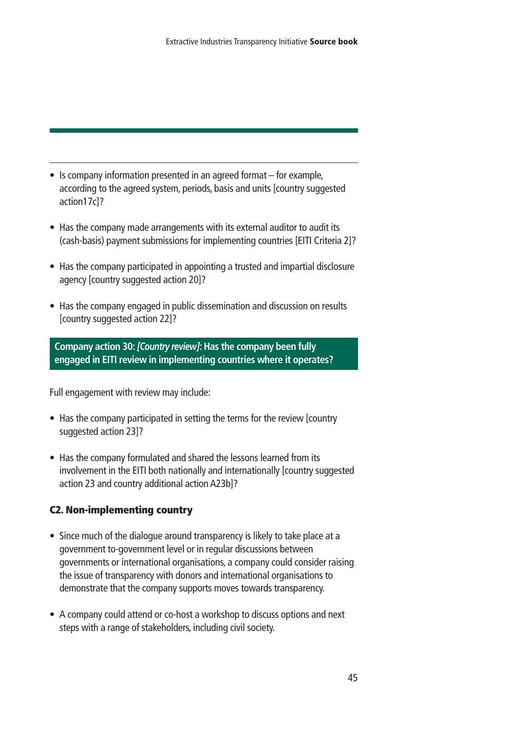- Is company information presented in an agreed format – for example, according to the agreed system, periods, basis and units [country suggested action17c]?

- Has the company made arrangements with its external auditor to audit its (cash-basis) payment submissions for implementing countries [EITI Criteria 2]?

- Has the company participated in appointing a trusted and impartial disclosure agency [country suggested action 20]?

- Has the company engaged in public dissemination and discussion on results [country suggested action 22]?

**Company action 30: *[Country review]*: Has the company been fully engaged in EITI review in implementing countries where it operates?**

Full engagement with review may include:

- Has the company participated in setting the terms for the review [country suggested action 23]?

- Has the company formulated and shared the lessons learned from its involvement in the EITI both nationally and internationally [country suggested action 23 and country additional action A23b]?

### C2. Non-implementing country

- Since much of the dialogue around transparency is likely to take place at a government to-government level or in regular discussions between governments or international organisations, a company could consider raising the issue of transparency with donors and international organisations to demonstrate that the company supports moves towards transparency.

- A company could attend or co-host a workshop to discuss options and next steps with a range of stakeholders, including civil society.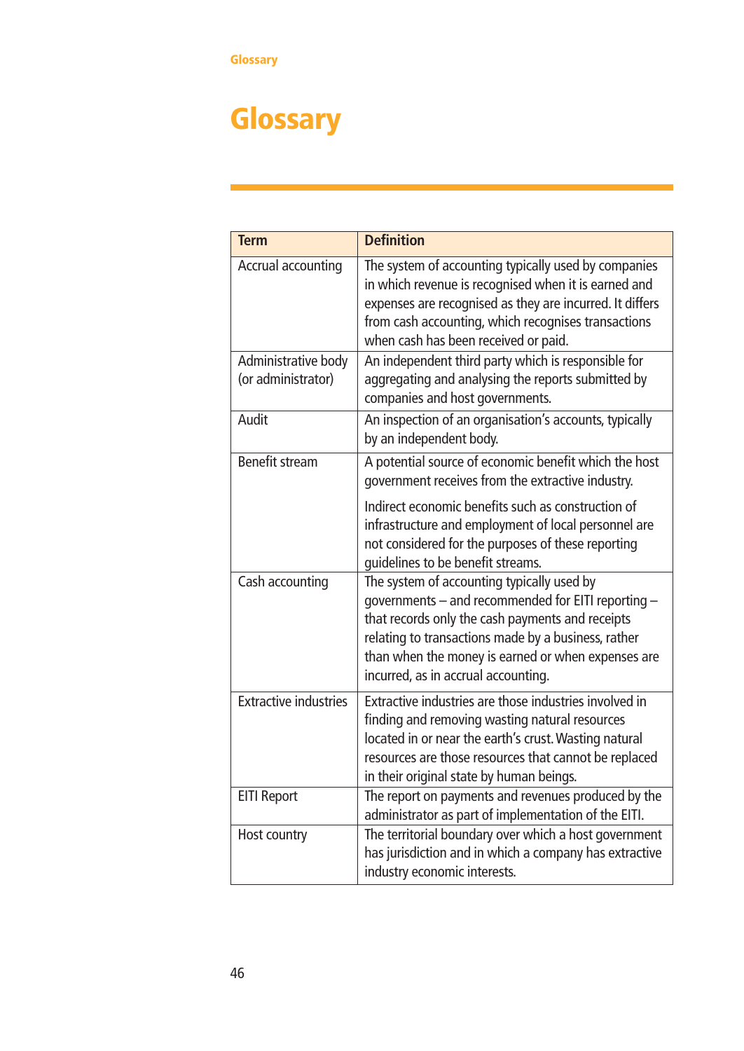# Glossary

| Term | Definition |
|---|---|
| Accrual accounting | The system of accounting typically used by companies in which revenue is recognised when it is earned and expenses are recognised as they are incurred. It differs from cash accounting, which recognises transactions when cash has been received or paid. |
| Administrative body (or administrator) | An independent third party which is responsible for aggregating and analysing the reports submitted by companies and host governments. |
| Audit | An inspection of an organisation's accounts, typically by an independent body. |
| Benefit stream | A potential source of economic benefit which the host government receives from the extractive industry.<br><br>Indirect economic benefits such as construction of infrastructure and employment of local personnel are not considered for the purposes of these reporting guidelines to be benefit streams. |
| Cash accounting | The system of accounting typically used by governments – and recommended for EITI reporting – that records only the cash payments and receipts relating to transactions made by a business, rather than when the money is earned or when expenses are incurred, as in accrual accounting. |
| Extractive industries | Extractive industries are those industries involved in finding and removing wasting natural resources located in or near the earth's crust. Wasting natural resources are those resources that cannot be replaced in their original state by human beings. |
| EITI Report | The report on payments and revenues produced by the administrator as part of implementation of the EITI. |
| Host country | The territorial boundary over which a host government has jurisdiction and in which a company has extractive industry economic interests. |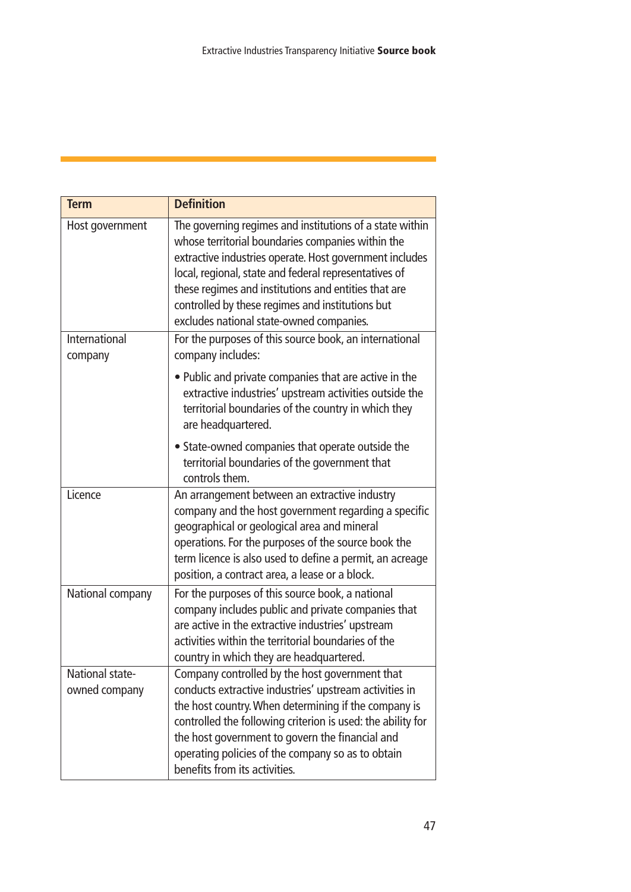| Term | Definition |
|---|---|
| Host government | The governing regimes and institutions of a state within whose territorial boundaries companies within the extractive industries operate. Host government includes local, regional, state and federal representatives of these regimes and institutions and entities that are controlled by these regimes and institutions but excludes national state-owned companies. |
| International company | For the purposes of this source book, an international company includes: • Public and private companies that are active in the extractive industries' upstream activities outside the territorial boundaries of the country in which they are headquartered. • State-owned companies that operate outside the territorial boundaries of the government that controls them. |
| Licence | An arrangement between an extractive industry company and the host government regarding a specific geographical or geological area and mineral operations. For the purposes of the source book the term licence is also used to define a permit, an acreage position, a contract area, a lease or a block. |
| National company | For the purposes of this source book, a national company includes public and private companies that are active in the extractive industries' upstream activities within the territorial boundaries of the country in which they are headquartered. |
| National state-owned company | Company controlled by the host government that conducts extractive industries' upstream activities in the host country. When determining if the company is controlled the following criterion is used: the ability for the host government to govern the financial and operating policies of the company so as to obtain benefits from its activities. |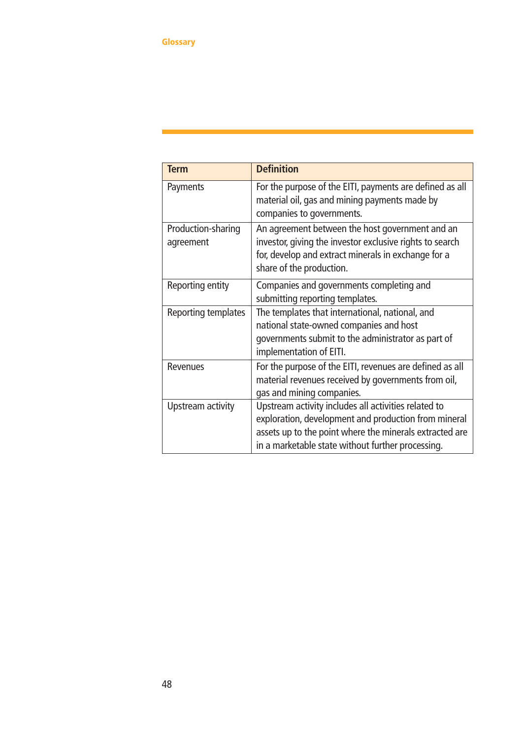| Term | Definition |
|---|---|
| Payments | For the purpose of the EITI, payments are defined as all material oil, gas and mining payments made by companies to governments. |
| Production-sharing agreement | An agreement between the host government and an investor, giving the investor exclusive rights to search for, develop and extract minerals in exchange for a share of the production. |
| Reporting entity | Companies and governments completing and submitting reporting templates. |
| Reporting templates | The templates that international, national, and national state-owned companies and host governments submit to the administrator as part of implementation of EITI. |
| Revenues | For the purpose of the EITI, revenues are defined as all material revenues received by governments from oil, gas and mining companies. |
| Upstream activity | Upstream activity includes all activities related to exploration, development and production from mineral assets up to the point where the minerals extracted are in a marketable state without further processing. |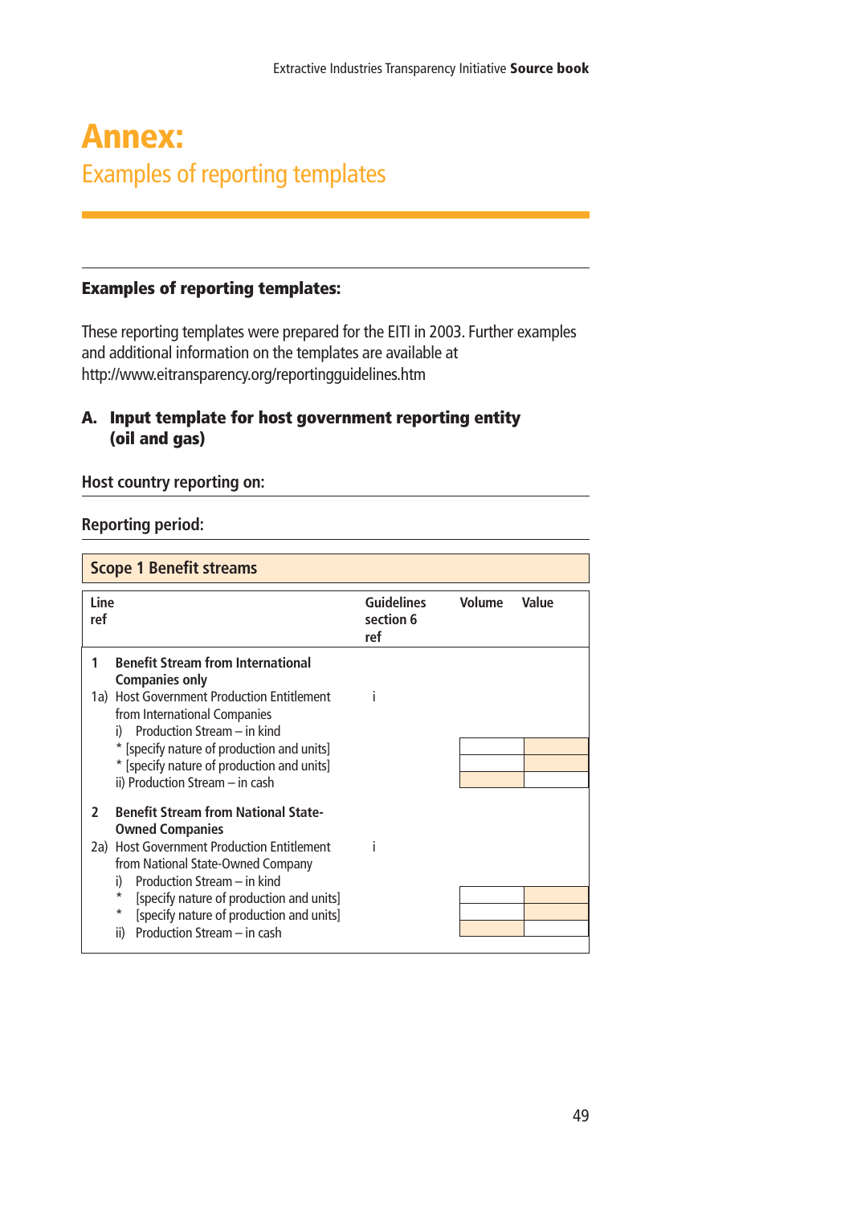# Annex:

## Examples of reporting templates

### Examples of reporting templates:

These reporting templates were prepared for the EITI in 2003. Further examples and additional information on the templates are available at http://www.eitransparency.org/reportingguidelines.htm

### A. Input template for host government reporting entity (oil and gas)

**Host country reporting on:**

**Reporting period:**

**Scope 1 Benefit streams**

| Line ref | | Guidelines section 6 ref | Volume | Value |
|---|---|---|---|---|
| 1 | **Benefit Stream from International Companies only** | | | |
| 1a) | Host Government Production Entitlement from International Companies | i | | |
| | i) Production Stream – in kind | | | |
| | * [specify nature of production and units] | | | |
| | * [specify nature of production and units] | | | |
| | ii) Production Stream – in cash | | | |
| 2 | **Benefit Stream from National State-Owned Companies** | | | |
| 2a) | Host Government Production Entitlement from National State-Owned Company | i | | |
| | i) Production Stream – in kind | | | |
| | * [specify nature of production and units] | | | |
| | * [specify nature of production and units] | | | |
| | ii) Production Stream – in cash | | | |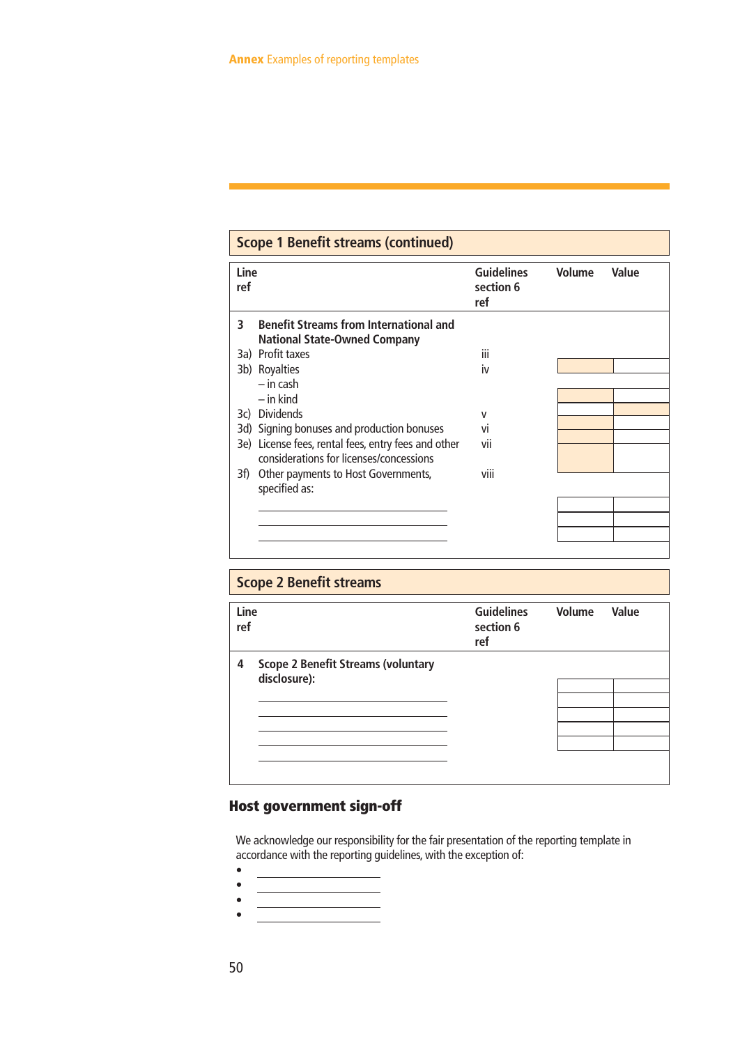## Scope 1 Benefit streams (continued)

| Line ref | | Guidelines section 6 ref | Volume | Value |
|---|---|---|---|---|
| 3 | **Benefit Streams from International and National State-Owned Company** | | | |
| 3a) | Profit taxes | iii | | |
| 3b) | Royalties | iv | | |
| | – in cash | | | |
| | – in kind | | | |
| 3c) | Dividends | v | | |
| 3d) | Signing bonuses and production bonuses | vi | | |
| 3e) | License fees, rental fees, entry fees and other considerations for licenses/concessions | vii | | |
| 3f) | Other payments to Host Governments, specified as: | viii | | |
| | ______________________ | | | |
| | ______________________ | | | |
| | ______________________ | | | |

## Scope 2 Benefit streams

| Line ref | | Guidelines section 6 ref | Volume | Value |
|---|---|---|---|---|
| 4 | **Scope 2 Benefit Streams (voluntary disclosure):** | | | |
| | ______________________ | | | |
| | ______________________ | | | |
| | ______________________ | | | |
| | ______________________ | | | |
| | ______________________ | | | |

## Host government sign-off

We acknowledge our responsibility for the fair presentation of the reporting template in accordance with the reporting guidelines, with the exception of:

- ______________
- ______________
- ______________
- ______________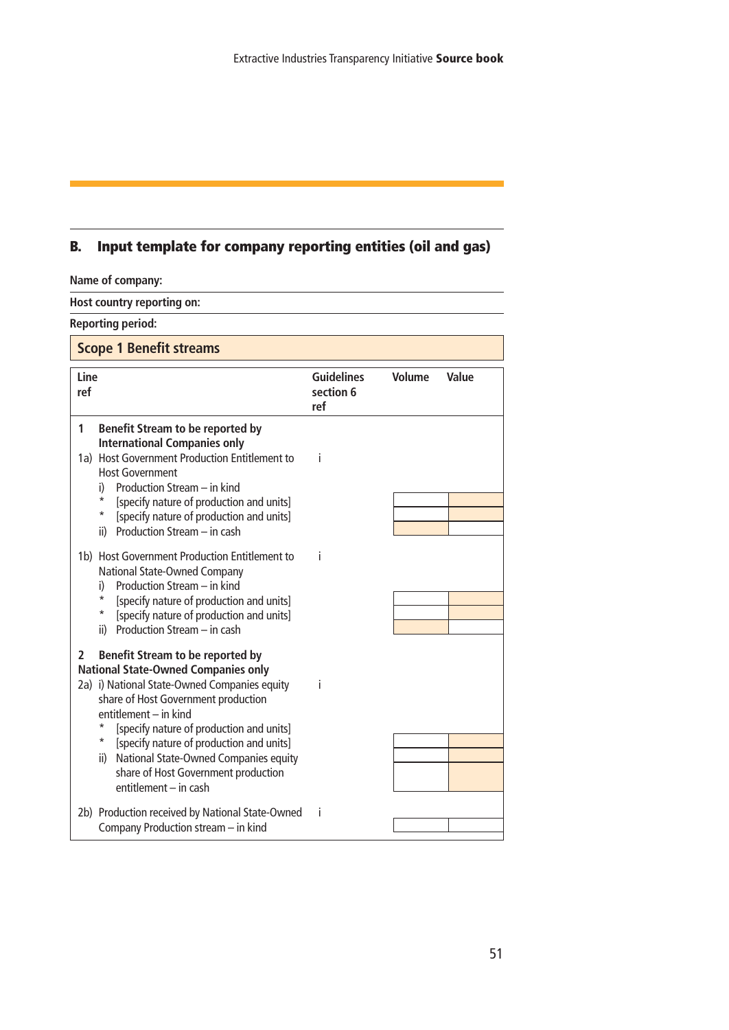## B. Input template for company reporting entities (oil and gas)

**Name of company:**

**Host country reporting on:**

**Reporting period:**

### Scope 1 Benefit streams

| Line ref | | Guidelines section 6 ref | Volume | Value |
|---|---|---|---|---|
| **1** | **Benefit Stream to be reported by International Companies only** | | | |
| 1a) | Host Government Production Entitlement to Host Government | i | | |
| | i) Production Stream – in kind | | | |
| | * [specify nature of production and units] | | | |
| | * [specify nature of production and units] | | | |
| | ii) Production Stream – in cash | | | |
| 1b) | Host Government Production Entitlement to National State-Owned Company | i | | |
| | i) Production Stream – in kind | | | |
| | * [specify nature of production and units] | | | |
| | * [specify nature of production and units] | | | |
| | ii) Production Stream – in cash | | | |
| **2** | **Benefit Stream to be reported by National State-Owned Companies only** | | | |
| 2a) | i) National State-Owned Companies equity share of Host Government production entitlement – in kind | i | | |
| | * [specify nature of production and units] | | | |
| | * [specify nature of production and units] | | | |
| | ii) National State-Owned Companies equity share of Host Government production entitlement – in cash | | | |
| 2b) | Production received by National State-Owned Company Production stream – in kind | i | | |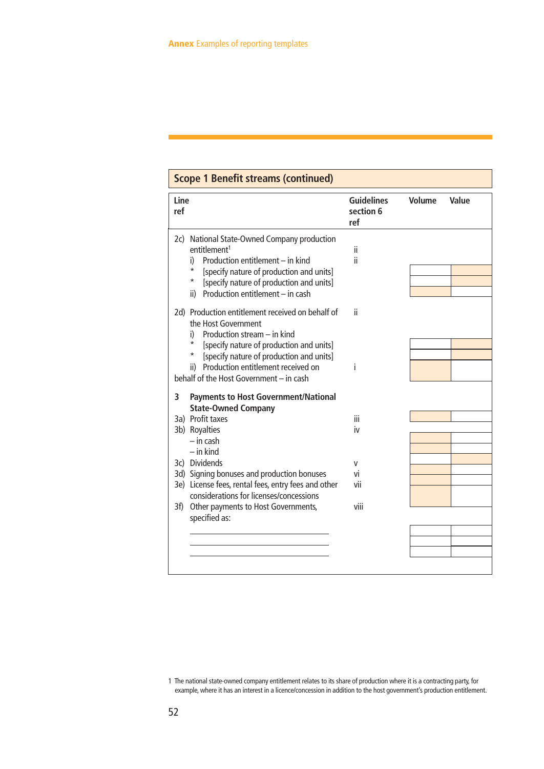## Scope 1 Benefit streams (continued)

| Line ref | Guidelines section 6 ref | Volume | Value |
|---|---|---|---|
| 2c) National State-Owned Company production entitlement[1] | ii | | |
| i) Production entitlement – in kind | ii | | |
| * [specify nature of production and units] | | | |
| * [specify nature of production and units] | | | |
| ii) Production entitlement – in cash | | | |
| 2d) Production entitlement received on behalf of the Host Government | ii | | |
| i) Production stream – in kind | | | |
| * [specify nature of production and units] | | | |
| * [specify nature of production and units] | | | |
| ii) Production entitlement received on behalf of the Host Government – in cash | i | | |
| **3 Payments to Host Government/National State-Owned Company** | | | |
| 3a) Profit taxes | iii | | |
| 3b) Royalties | iv | | |
| – in cash | | | |
| – in kind | | | |
| 3c) Dividends | v | | |
| 3d) Signing bonuses and production bonuses | vi | | |
| 3e) License fees, rental fees, entry fees and other considerations for licenses/concessions | vii | | |
| 3f) Other payments to Host Governments, specified as: | viii | | |
| ______________________ | | | |
| ______________________ | | | |
| ______________________ | | | |

1 The national state-owned company entitlement relates to its share of production where it is a contracting party, for example, where it has an interest in a licence/concession in addition to the host government's production entitlement.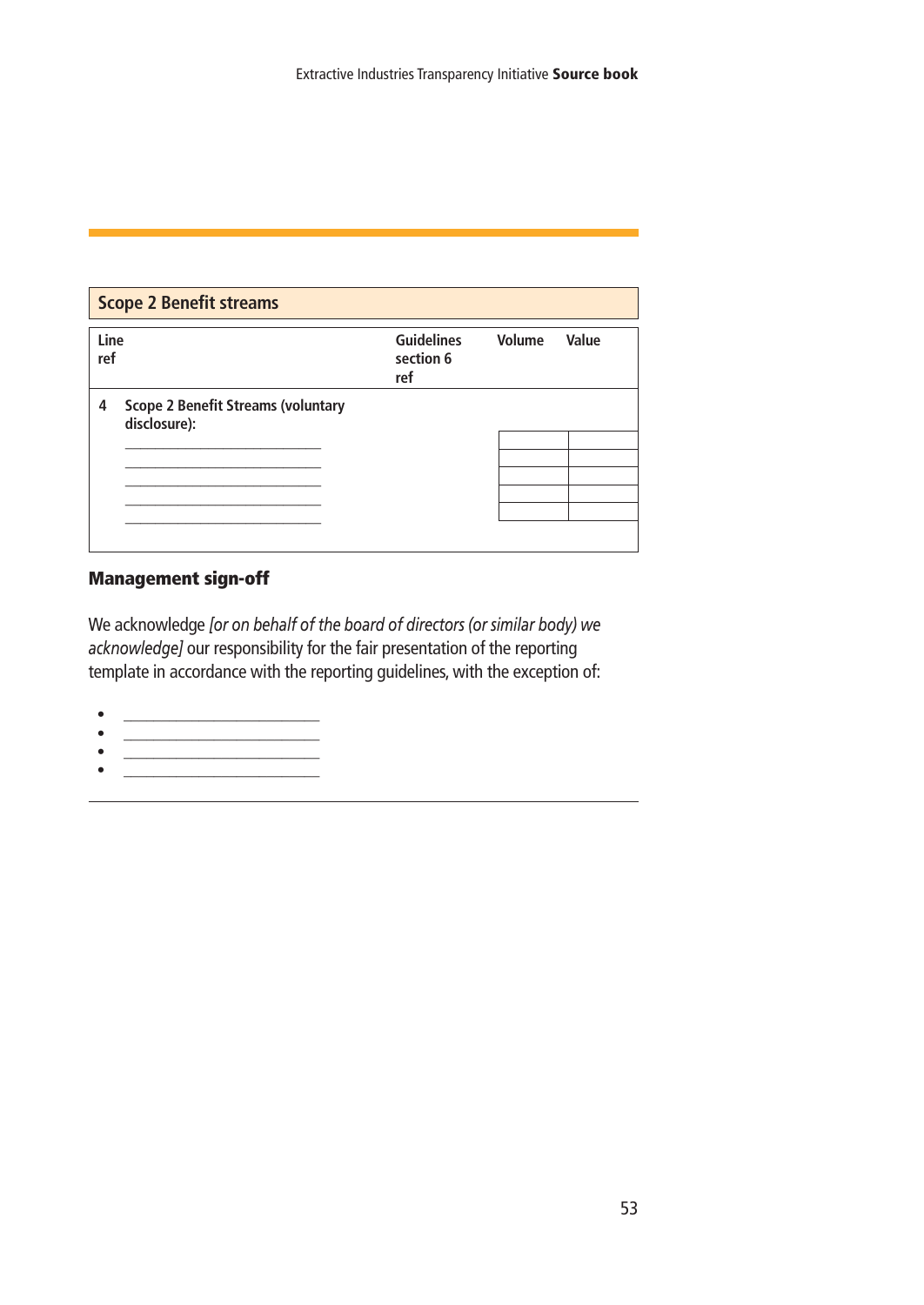| Scope 2 Benefit streams | | | | |
|---|---|---|---|---|
| **Line ref** | | **Guidelines section 6 ref** | **Volume** | **Value** |
| **4** | **Scope 2 Benefit Streams (voluntary disclosure):** | | | |
| | ______________________ | | | |
| | ______________________ | | | |
| | ______________________ | | | |
| | ______________________ | | | |
| | ______________________ | | | |

## Management sign-off

We acknowledge *[or on behalf of the board of directors (or similar body) we acknowledge]* our responsibility for the fair presentation of the reporting template in accordance with the reporting guidelines, with the exception of:

- ______________________
- ______________________
- ______________________
- ______________________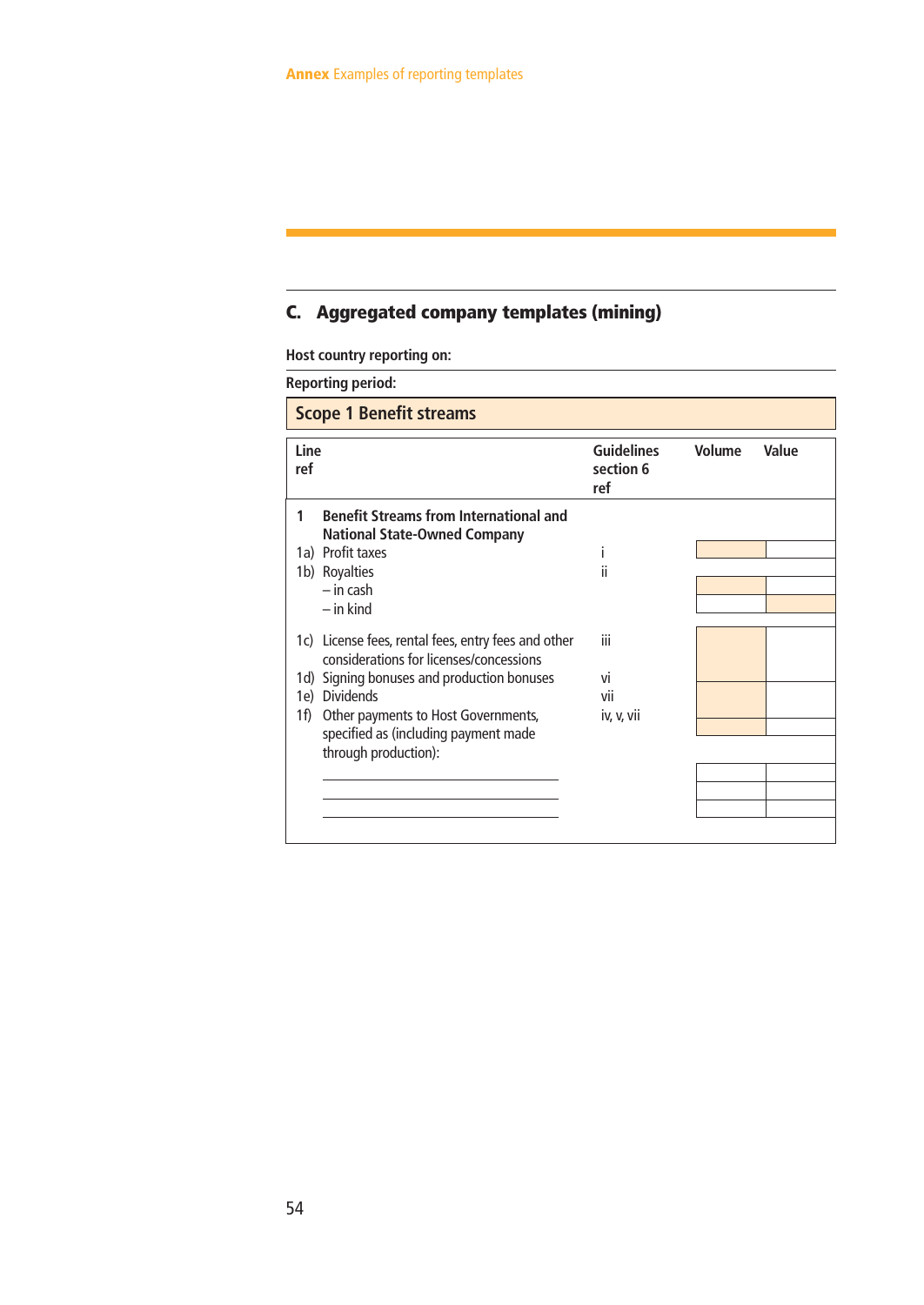## C. Aggregated company templates (mining)

**Host country reporting on:**

**Reporting period:**

### Scope 1 Benefit streams

| Line ref | | Guidelines section 6 ref | Volume | Value |
|---|---|---|---|---|
| **1** | **Benefit Streams from International and National State-Owned Company** | | | |
| 1a) | Profit taxes | i | | |
| 1b) | Royalties | ii | | |
| | – in cash | | | |
| | – in kind | | | |
| 1c) | License fees, rental fees, entry fees and other considerations for licenses/concessions | iii | | |
| 1d) | Signing bonuses and production bonuses | vi | | |
| 1e) | Dividends | vii | | |
| 1f) | Other payments to Host Governments, specified as (including payment made through production): | iv, v, vii | | |
| | ______________________ | | | |
| | ______________________ | | | |
| | ______________________ | | | |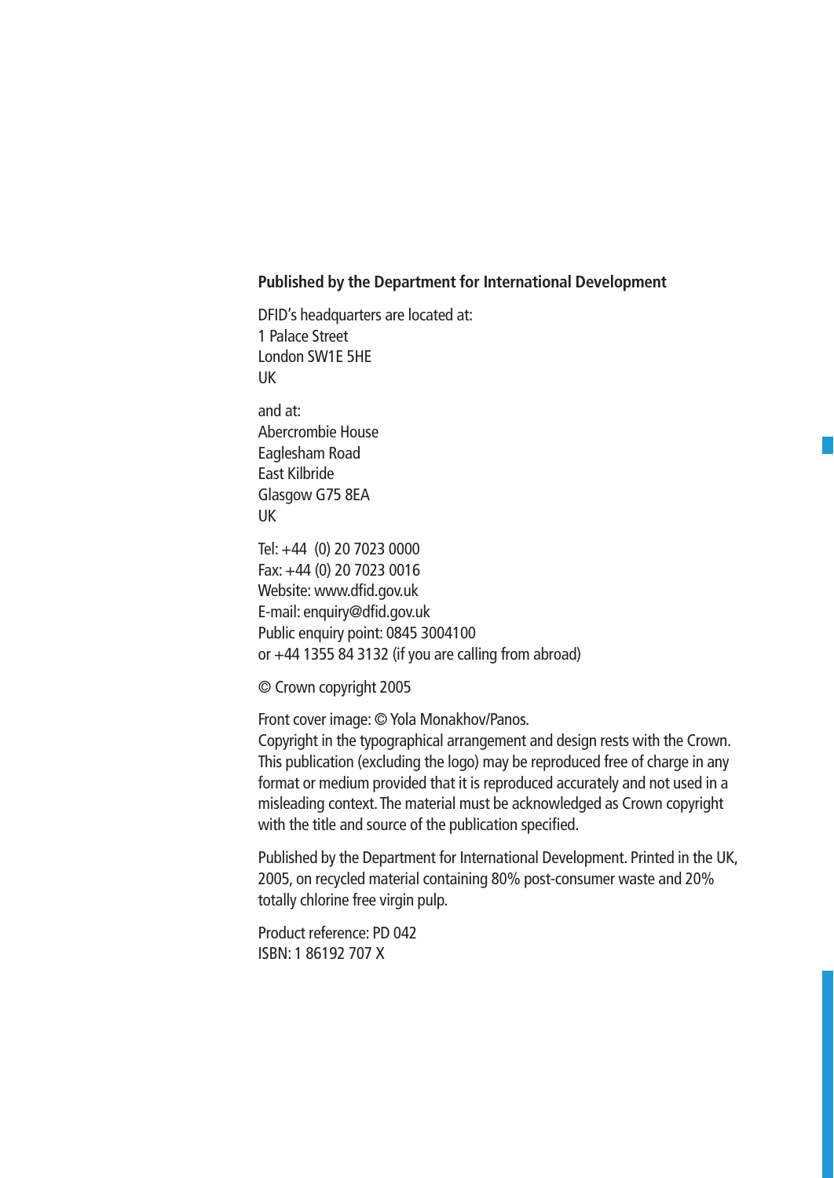**Published by the Department for International Development**

DFID's headquarters are located at:
1 Palace Street
London SW1E 5HE
UK

and at:
Abercrombie House
Eaglesham Road
East Kilbride
Glasgow G75 8EA
UK

Tel: +44 (0) 20 7023 0000
Fax: +44 (0) 20 7023 0016
Website: www.dfid.gov.uk
E-mail: enquiry@dfid.gov.uk
Public enquiry point: 0845 3004100
or +44 1355 84 3132 (if you are calling from abroad)

© Crown copyright 2005

Front cover image: © Yola Monakhov/Panos.
Copyright in the typographical arrangement and design rests with the Crown. This publication (excluding the logo) may be reproduced free of charge in any format or medium provided that it is reproduced accurately and not used in a misleading context. The material must be acknowledged as Crown copyright with the title and source of the publication specified.

Published by the Department for International Development. Printed in the UK, 2005, on recycled material containing 80% post-consumer waste and 20% totally chlorine free virgin pulp.

Product reference: PD 042
ISBN: 1 86192 707 X